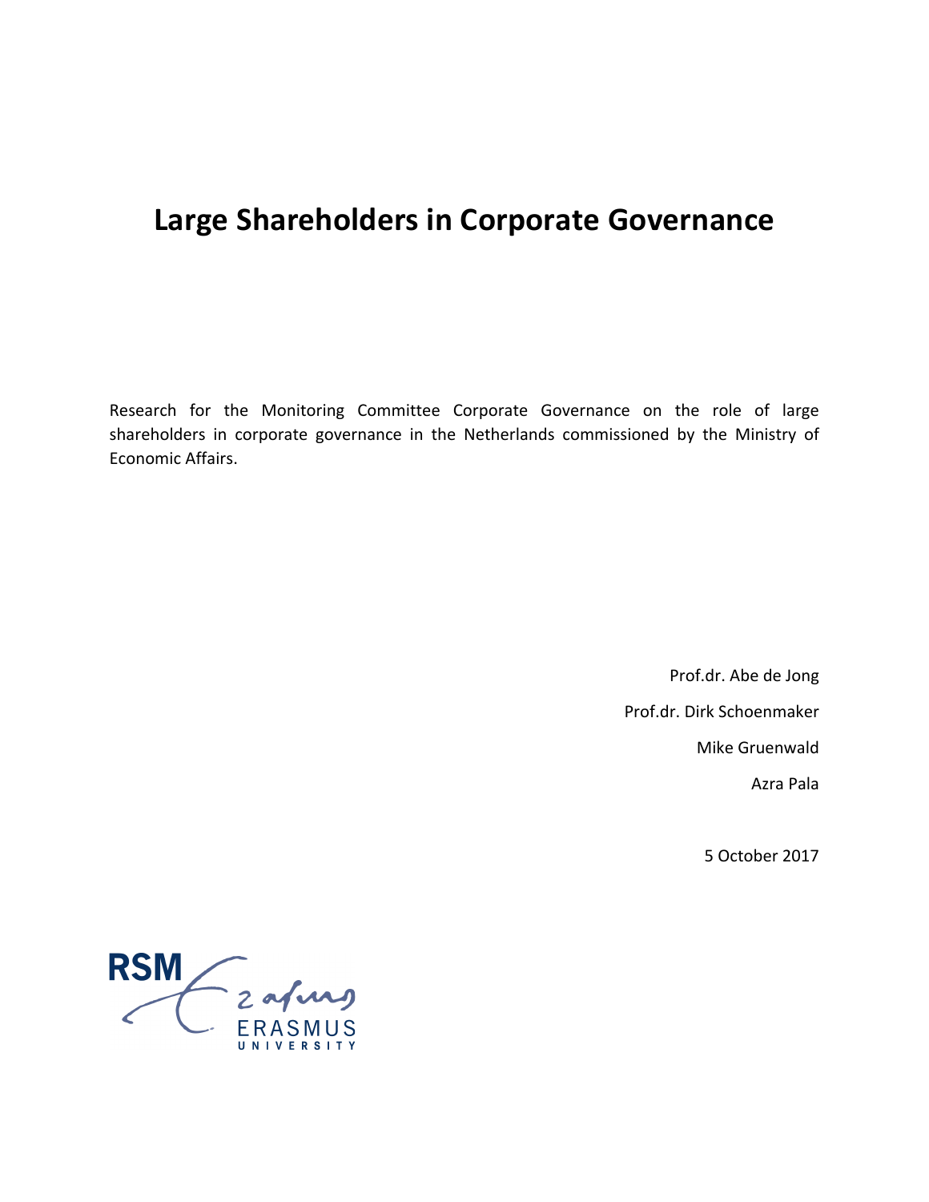# Large Shareholders in Corporate Governance

Research for the Monitoring Committee Corporate Governance on the role of large shareholders in corporate governance in the Netherlands commissioned by the Ministry of Economic Affairs.

Prof.dr. Abe de Jong

Prof.dr. Dirk Schoenmaker

Mike Gruenwald

Azra Pala

5 October 2017

RSM Erasmus University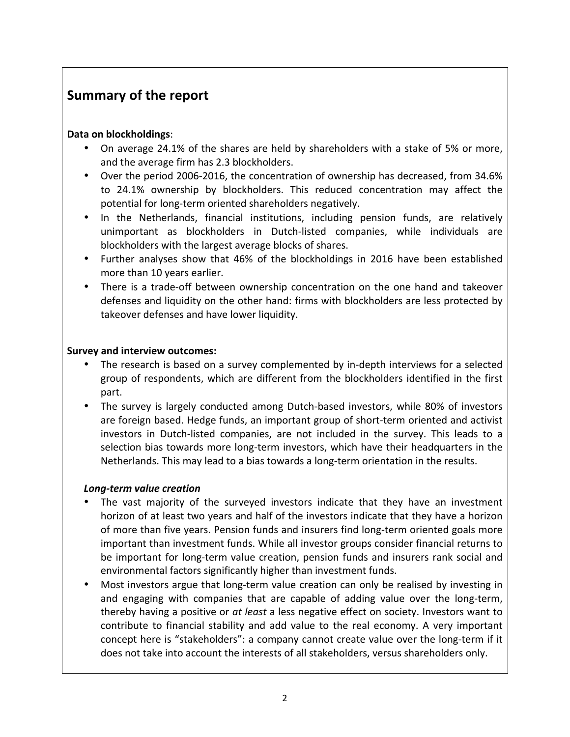## Summary of the report

**Data on blockholdings**:

- On average 24.1% of the shares are held by shareholders with a stake of 5% or more, and the average firm has 2.3 blockholders.
- Over the period 2006-2016, the concentration of ownership has decreased, from 34.6% to 24.1% ownership by blockholders. This reduced concentration may affect the potential for long-term oriented shareholders negatively.
- In the Netherlands, financial institutions, including pension funds, are relatively unimportant as blockholders in Dutch-listed companies, while individuals are blockholders with the largest average blocks of shares.
- Further analyses show that 46% of the blockholdings in 2016 have been established more than 10 years earlier.
- There is a trade-off between ownership concentration on the one hand and takeover defenses and liquidity on the other hand: firms with blockholders are less protected by takeover defenses and have lower liquidity.

**Survey and interview outcomes:**

- The research is based on a survey complemented by in-depth interviews for a selected group of respondents, which are different from the blockholders identified in the first part.
- The survey is largely conducted among Dutch-based investors, while 80% of investors are foreign based. Hedge funds, an important group of short-term oriented and activist investors in Dutch-listed companies, are not included in the survey. This leads to a selection bias towards more long-term investors, which have their headquarters in the Netherlands. This may lead to a bias towards a long-term orientation in the results.

***Long-term value creation***

- The vast majority of the surveyed investors indicate that they have an investment horizon of at least two years and half of the investors indicate that they have a horizon of more than five years. Pension funds and insurers find long-term oriented goals more important than investment funds. While all investor groups consider financial returns to be important for long-term value creation, pension funds and insurers rank social and environmental factors significantly higher than investment funds.
- Most investors argue that long-term value creation can only be realised by investing in and engaging with companies that are capable of adding value over the long-term, thereby having a positive or *at least* a less negative effect on society. Investors want to contribute to financial stability and add value to the real economy. A very important concept here is "stakeholders": a company cannot create value over the long-term if it does not take into account the interests of all stakeholders, versus shareholders only.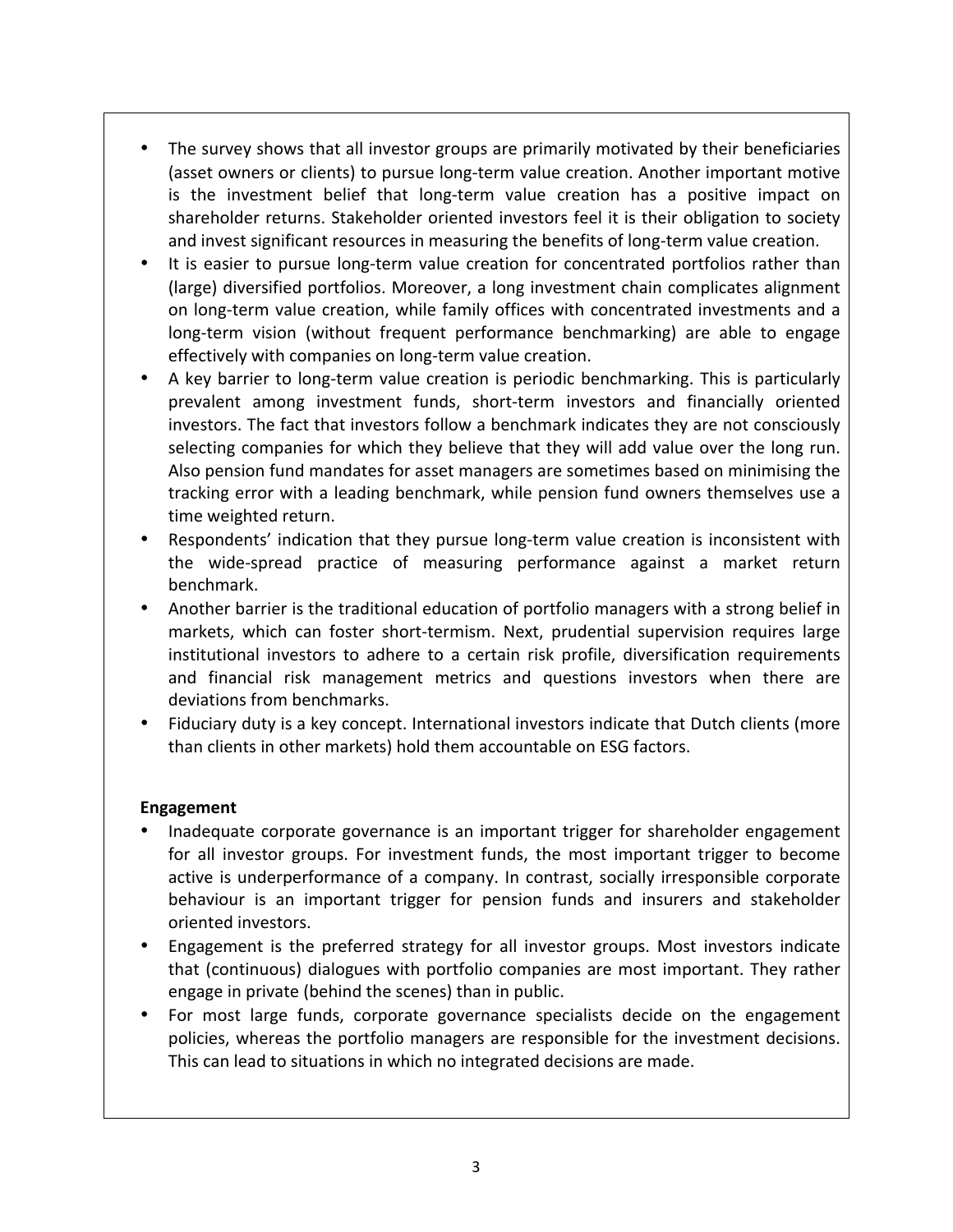- The survey shows that all investor groups are primarily motivated by their beneficiaries (asset owners or clients) to pursue long-term value creation. Another important motive is the investment belief that long-term value creation has a positive impact on shareholder returns. Stakeholder oriented investors feel it is their obligation to society and invest significant resources in measuring the benefits of long-term value creation.
- It is easier to pursue long-term value creation for concentrated portfolios rather than (large) diversified portfolios. Moreover, a long investment chain complicates alignment on long-term value creation, while family offices with concentrated investments and a long-term vision (without frequent performance benchmarking) are able to engage effectively with companies on long-term value creation.
- A key barrier to long-term value creation is periodic benchmarking. This is particularly prevalent among investment funds, short-term investors and financially oriented investors. The fact that investors follow a benchmark indicates they are not consciously selecting companies for which they believe that they will add value over the long run. Also pension fund mandates for asset managers are sometimes based on minimising the tracking error with a leading benchmark, while pension fund owners themselves use a time weighted return.
- Respondents' indication that they pursue long-term value creation is inconsistent with the wide-spread practice of measuring performance against a market return benchmark.
- Another barrier is the traditional education of portfolio managers with a strong belief in markets, which can foster short-termism. Next, prudential supervision requires large institutional investors to adhere to a certain risk profile, diversification requirements and financial risk management metrics and questions investors when there are deviations from benchmarks.
- Fiduciary duty is a key concept. International investors indicate that Dutch clients (more than clients in other markets) hold them accountable on ESG factors.

**Engagement**

- Inadequate corporate governance is an important trigger for shareholder engagement for all investor groups. For investment funds, the most important trigger to become active is underperformance of a company. In contrast, socially irresponsible corporate behaviour is an important trigger for pension funds and insurers and stakeholder oriented investors.
- Engagement is the preferred strategy for all investor groups. Most investors indicate that (continuous) dialogues with portfolio companies are most important. They rather engage in private (behind the scenes) than in public.
- For most large funds, corporate governance specialists decide on the engagement policies, whereas the portfolio managers are responsible for the investment decisions. This can lead to situations in which no integrated decisions are made.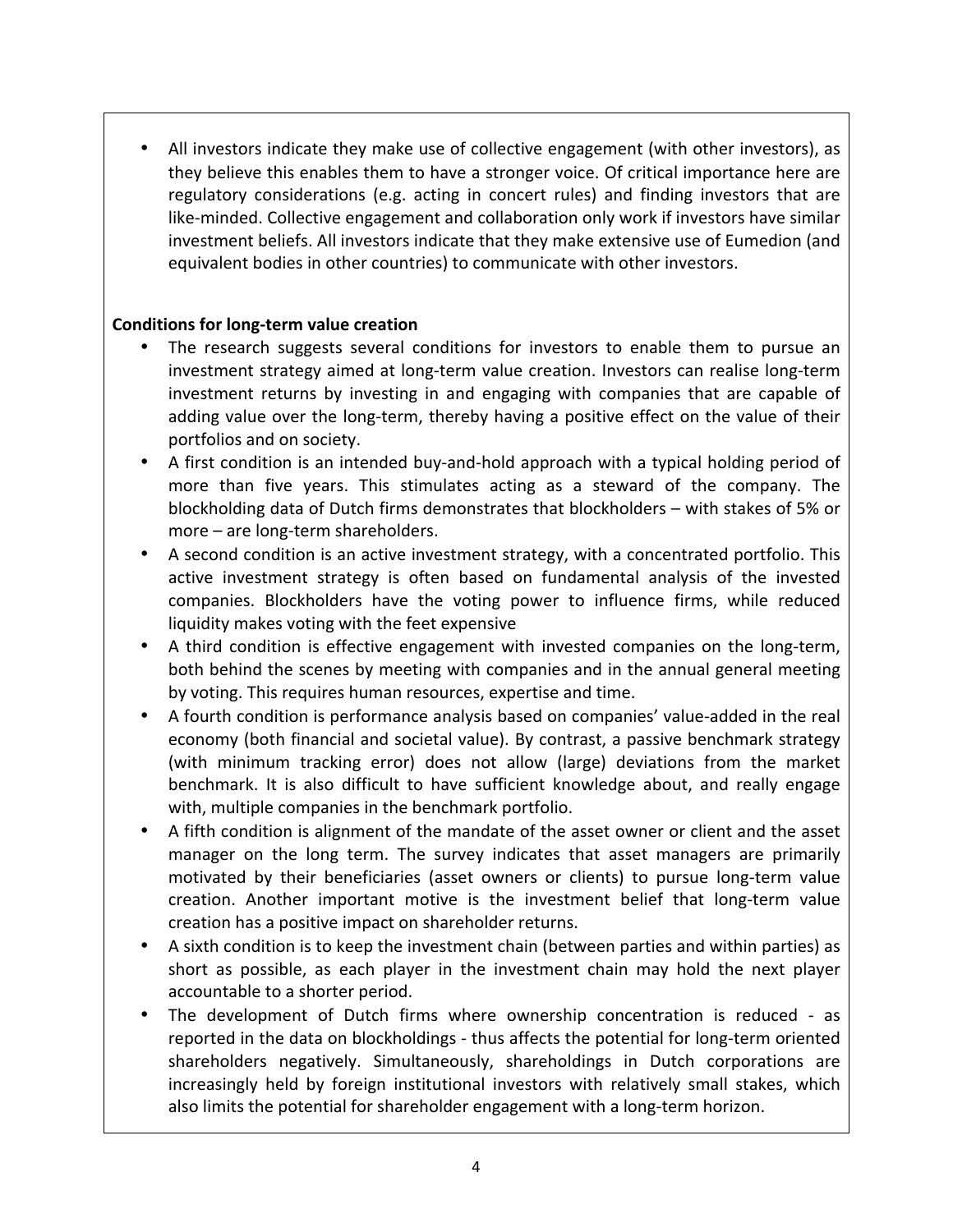- All investors indicate they make use of collective engagement (with other investors), as they believe this enables them to have a stronger voice. Of critical importance here are regulatory considerations (e.g. acting in concert rules) and finding investors that are like-minded. Collective engagement and collaboration only work if investors have similar investment beliefs. All investors indicate that they make extensive use of Eumedion (and equivalent bodies in other countries) to communicate with other investors.

**Conditions for long-term value creation**

- The research suggests several conditions for investors to enable them to pursue an investment strategy aimed at long-term value creation. Investors can realise long-term investment returns by investing in and engaging with companies that are capable of adding value over the long-term, thereby having a positive effect on the value of their portfolios and on society.
- A first condition is an intended buy-and-hold approach with a typical holding period of more than five years. This stimulates acting as a steward of the company. The blockholding data of Dutch firms demonstrates that blockholders – with stakes of 5% or more – are long-term shareholders.
- A second condition is an active investment strategy, with a concentrated portfolio. This active investment strategy is often based on fundamental analysis of the invested companies. Blockholders have the voting power to influence firms, while reduced liquidity makes voting with the feet expensive
- A third condition is effective engagement with invested companies on the long-term, both behind the scenes by meeting with companies and in the annual general meeting by voting. This requires human resources, expertise and time.
- A fourth condition is performance analysis based on companies' value-added in the real economy (both financial and societal value). By contrast, a passive benchmark strategy (with minimum tracking error) does not allow (large) deviations from the market benchmark. It is also difficult to have sufficient knowledge about, and really engage with, multiple companies in the benchmark portfolio.
- A fifth condition is alignment of the mandate of the asset owner or client and the asset manager on the long term. The survey indicates that asset managers are primarily motivated by their beneficiaries (asset owners or clients) to pursue long-term value creation. Another important motive is the investment belief that long-term value creation has a positive impact on shareholder returns.
- A sixth condition is to keep the investment chain (between parties and within parties) as short as possible, as each player in the investment chain may hold the next player accountable to a shorter period.
- The development of Dutch firms where ownership concentration is reduced - as reported in the data on blockholdings - thus affects the potential for long-term oriented shareholders negatively. Simultaneously, shareholdings in Dutch corporations are increasingly held by foreign institutional investors with relatively small stakes, which also limits the potential for shareholder engagement with a long-term horizon.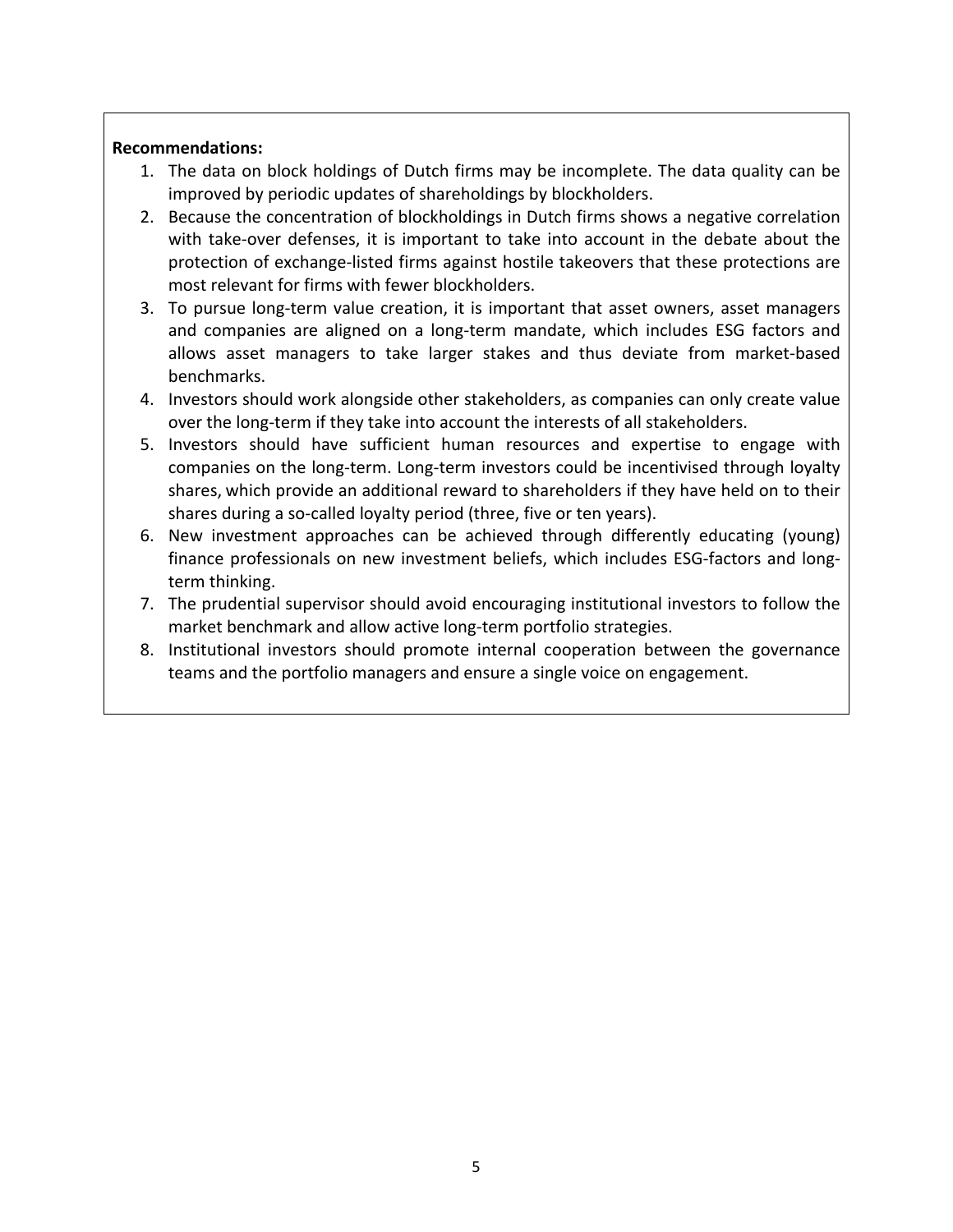**Recommendations:**

1. The data on block holdings of Dutch firms may be incomplete. The data quality can be improved by periodic updates of shareholdings by blockholders.
2. Because the concentration of blockholdings in Dutch firms shows a negative correlation with take-over defenses, it is important to take into account in the debate about the protection of exchange-listed firms against hostile takeovers that these protections are most relevant for firms with fewer blockholders.
3. To pursue long-term value creation, it is important that asset owners, asset managers and companies are aligned on a long-term mandate, which includes ESG factors and allows asset managers to take larger stakes and thus deviate from market-based benchmarks.
4. Investors should work alongside other stakeholders, as companies can only create value over the long-term if they take into account the interests of all stakeholders.
5. Investors should have sufficient human resources and expertise to engage with companies on the long-term. Long-term investors could be incentivised through loyalty shares, which provide an additional reward to shareholders if they have held on to their shares during a so-called loyalty period (three, five or ten years).
6. New investment approaches can be achieved through differently educating (young) finance professionals on new investment beliefs, which includes ESG-factors and long-term thinking.
7. The prudential supervisor should avoid encouraging institutional investors to follow the market benchmark and allow active long-term portfolio strategies.
8. Institutional investors should promote internal cooperation between the governance teams and the portfolio managers and ensure a single voice on engagement.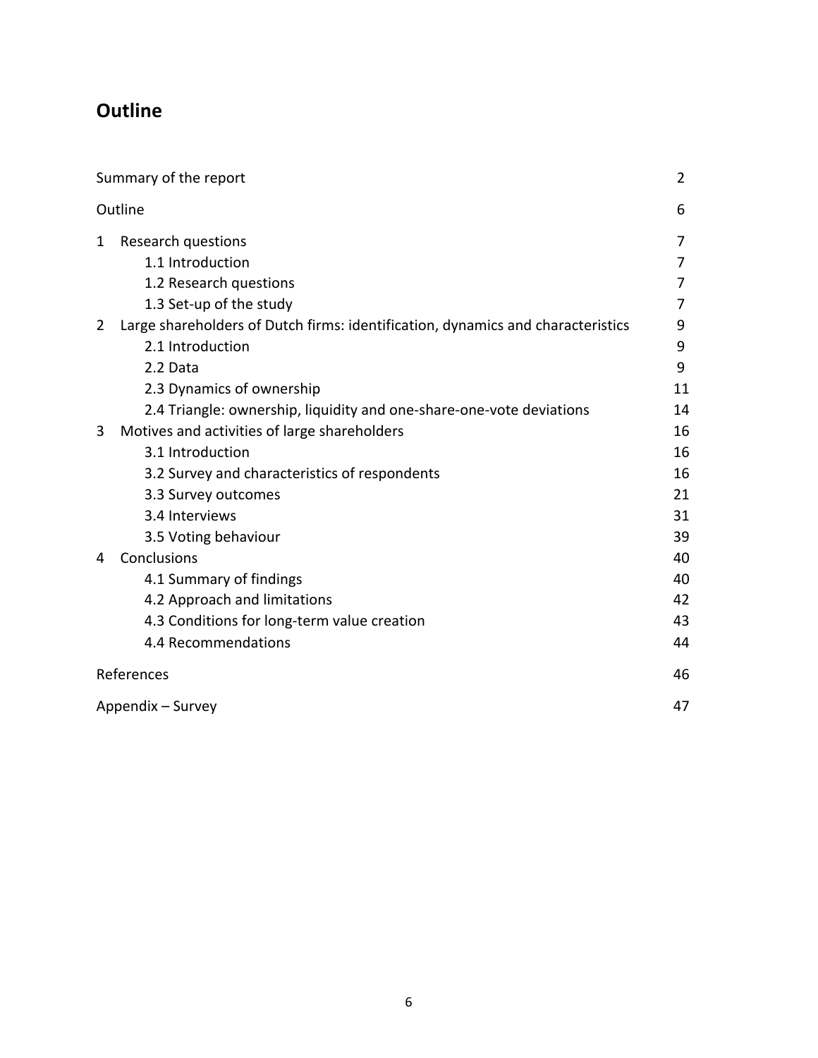# Outline

| | |
|---|---|
| Summary of the report | 2 |
| Outline | 6 |
| 1 Research questions | 7 |
| 1.1 Introduction | 7 |
| 1.2 Research questions | 7 |
| 1.3 Set-up of the study | 7 |
| 2 Large shareholders of Dutch firms: identification, dynamics and characteristics | 9 |
| 2.1 Introduction | 9 |
| 2.2 Data | 9 |
| 2.3 Dynamics of ownership | 11 |
| 2.4 Triangle: ownership, liquidity and one-share-one-vote deviations | 14 |
| 3 Motives and activities of large shareholders | 16 |
| 3.1 Introduction | 16 |
| 3.2 Survey and characteristics of respondents | 16 |
| 3.3 Survey outcomes | 21 |
| 3.4 Interviews | 31 |
| 3.5 Voting behaviour | 39 |
| 4 Conclusions | 40 |
| 4.1 Summary of findings | 40 |
| 4.2 Approach and limitations | 42 |
| 4.3 Conditions for long-term value creation | 43 |
| 4.4 Recommendations | 44 |
| References | 46 |
| Appendix – Survey | 47 |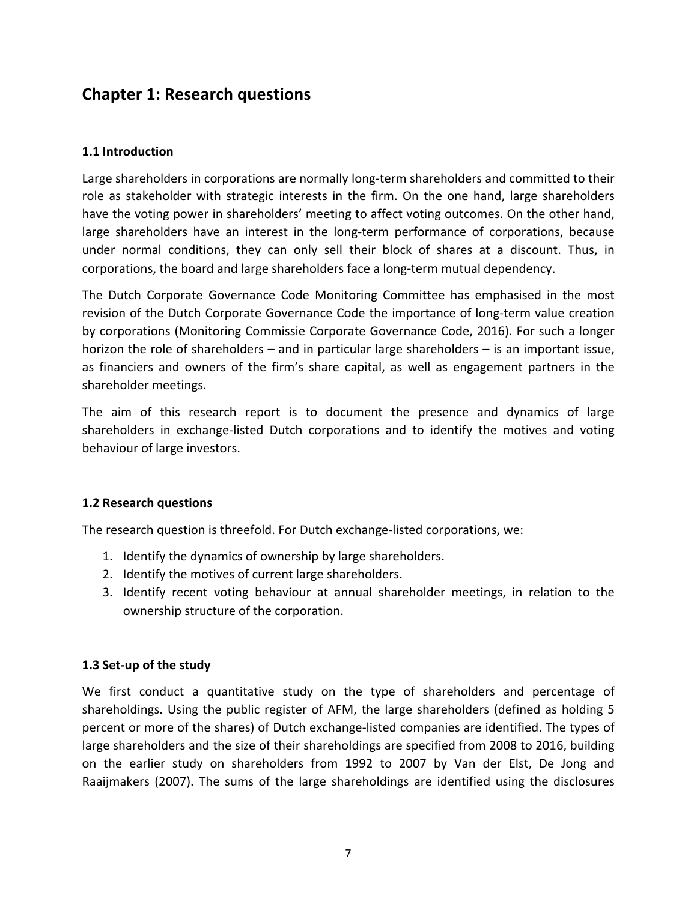## Chapter 1: Research questions

### 1.1 Introduction

Large shareholders in corporations are normally long-term shareholders and committed to their role as stakeholder with strategic interests in the firm. On the one hand, large shareholders have the voting power in shareholders' meeting to affect voting outcomes. On the other hand, large shareholders have an interest in the long-term performance of corporations, because under normal conditions, they can only sell their block of shares at a discount. Thus, in corporations, the board and large shareholders face a long-term mutual dependency.

The Dutch Corporate Governance Code Monitoring Committee has emphasised in the most revision of the Dutch Corporate Governance Code the importance of long-term value creation by corporations (Monitoring Commissie Corporate Governance Code, 2016). For such a longer horizon the role of shareholders – and in particular large shareholders – is an important issue, as financiers and owners of the firm's share capital, as well as engagement partners in the shareholder meetings.

The aim of this research report is to document the presence and dynamics of large shareholders in exchange-listed Dutch corporations and to identify the motives and voting behaviour of large investors.

### 1.2 Research questions

The research question is threefold. For Dutch exchange-listed corporations, we:

1. Identify the dynamics of ownership by large shareholders.
2. Identify the motives of current large shareholders.
3. Identify recent voting behaviour at annual shareholder meetings, in relation to the ownership structure of the corporation.

### 1.3 Set-up of the study

We first conduct a quantitative study on the type of shareholders and percentage of shareholdings. Using the public register of AFM, the large shareholders (defined as holding 5 percent or more of the shares) of Dutch exchange-listed companies are identified. The types of large shareholders and the size of their shareholdings are specified from 2008 to 2016, building on the earlier study on shareholders from 1992 to 2007 by Van der Elst, De Jong and Raaijmakers (2007). The sums of the large shareholdings are identified using the disclosures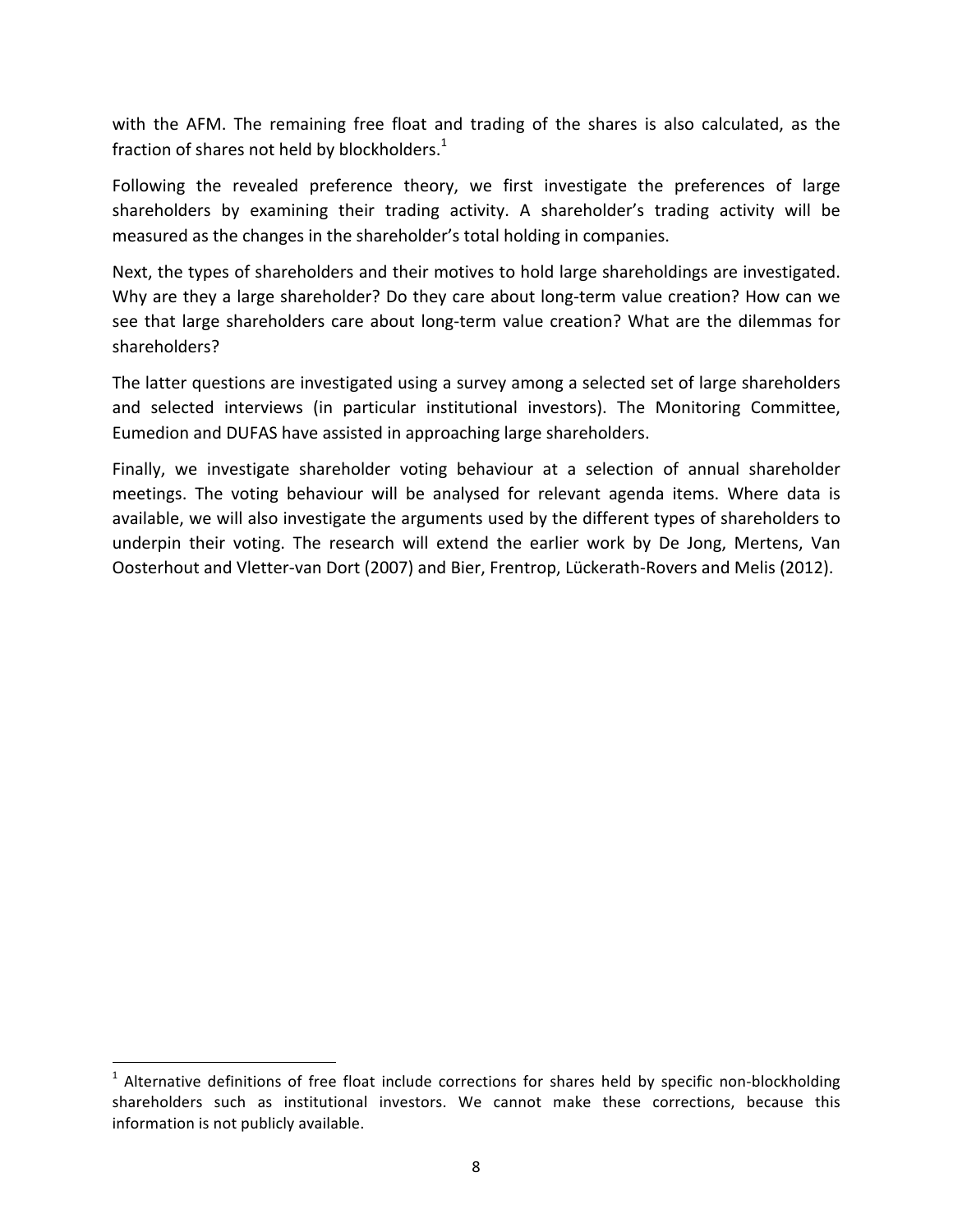with the AFM. The remaining free float and trading of the shares is also calculated, as the fraction of shares not held by blockholders.[1]

Following the revealed preference theory, we first investigate the preferences of large shareholders by examining their trading activity. A shareholder's trading activity will be measured as the changes in the shareholder's total holding in companies.

Next, the types of shareholders and their motives to hold large shareholdings are investigated. Why are they a large shareholder? Do they care about long-term value creation? How can we see that large shareholders care about long-term value creation? What are the dilemmas for shareholders?

The latter questions are investigated using a survey among a selected set of large shareholders and selected interviews (in particular institutional investors). The Monitoring Committee, Eumedion and DUFAS have assisted in approaching large shareholders.

Finally, we investigate shareholder voting behaviour at a selection of annual shareholder meetings. The voting behaviour will be analysed for relevant agenda items. Where data is available, we will also investigate the arguments used by the different types of shareholders to underpin their voting. The research will extend the earlier work by De Jong, Mertens, Van Oosterhout and Vletter-van Dort (2007) and Bier, Frentrop, Lückerath-Rovers and Melis (2012).

---

[1] Alternative definitions of free float include corrections for shares held by specific non-blockholding shareholders such as institutional investors. We cannot make these corrections, because this information is not publicly available.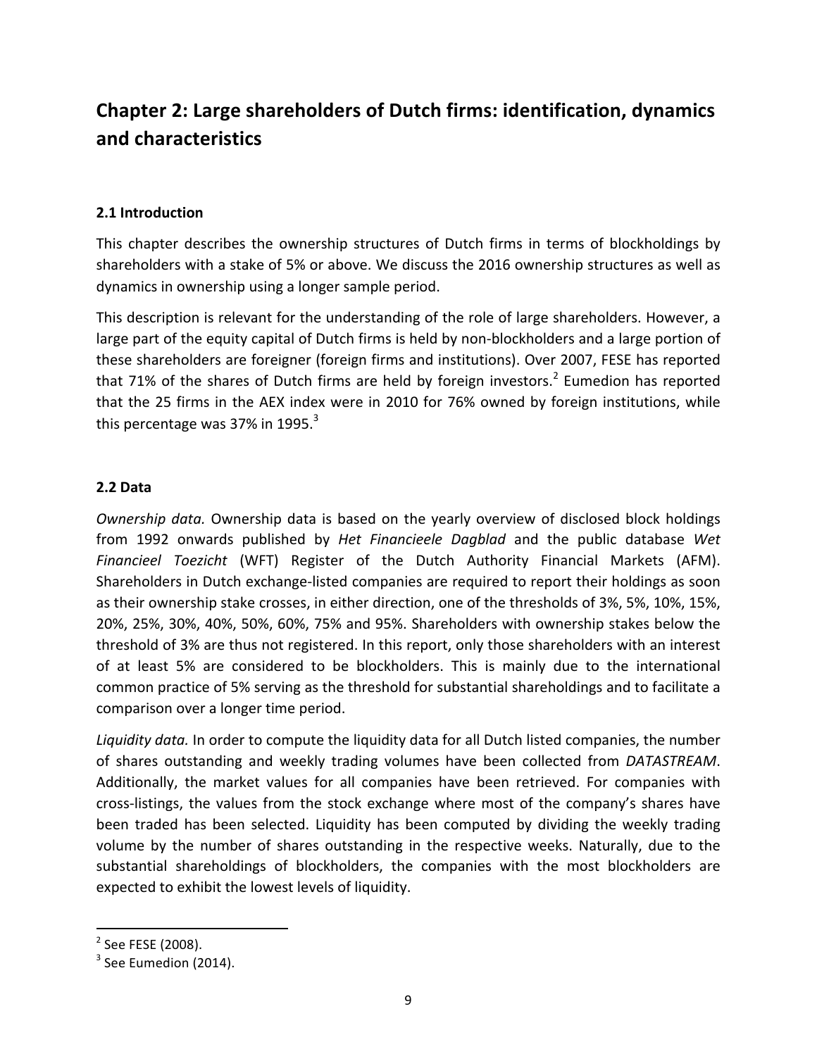# Chapter 2: Large shareholders of Dutch firms: identification, dynamics and characteristics

## 2.1 Introduction

This chapter describes the ownership structures of Dutch firms in terms of blockholdings by shareholders with a stake of 5% or above. We discuss the 2016 ownership structures as well as dynamics in ownership using a longer sample period.

This description is relevant for the understanding of the role of large shareholders. However, a large part of the equity capital of Dutch firms is held by non-blockholders and a large portion of these shareholders are foreigner (foreign firms and institutions). Over 2007, FESE has reported that 71% of the shares of Dutch firms are held by foreign investors.[2] Eumedion has reported that the 25 firms in the AEX index were in 2010 for 76% owned by foreign institutions, while this percentage was 37% in 1995.[3]

## 2.2 Data

*Ownership data.* Ownership data is based on the yearly overview of disclosed block holdings from 1992 onwards published by *Het Financieele Dagblad* and the public database *Wet Financieel Toezicht* (WFT) Register of the Dutch Authority Financial Markets (AFM). Shareholders in Dutch exchange-listed companies are required to report their holdings as soon as their ownership stake crosses, in either direction, one of the thresholds of 3%, 5%, 10%, 15%, 20%, 25%, 30%, 40%, 50%, 60%, 75% and 95%. Shareholders with ownership stakes below the threshold of 3% are thus not registered. In this report, only those shareholders with an interest of at least 5% are considered to be blockholders. This is mainly due to the international common practice of 5% serving as the threshold for substantial shareholdings and to facilitate a comparison over a longer time period.

*Liquidity data.* In order to compute the liquidity data for all Dutch listed companies, the number of shares outstanding and weekly trading volumes have been collected from *DATASTREAM*. Additionally, the market values for all companies have been retrieved. For companies with cross-listings, the values from the stock exchange where most of the company's shares have been traded has been selected. Liquidity has been computed by dividing the weekly trading volume by the number of shares outstanding in the respective weeks. Naturally, due to the substantial shareholdings of blockholders, the companies with the most blockholders are expected to exhibit the lowest levels of liquidity.

---

[2] See FESE (2008).

[3] See Eumedion (2014).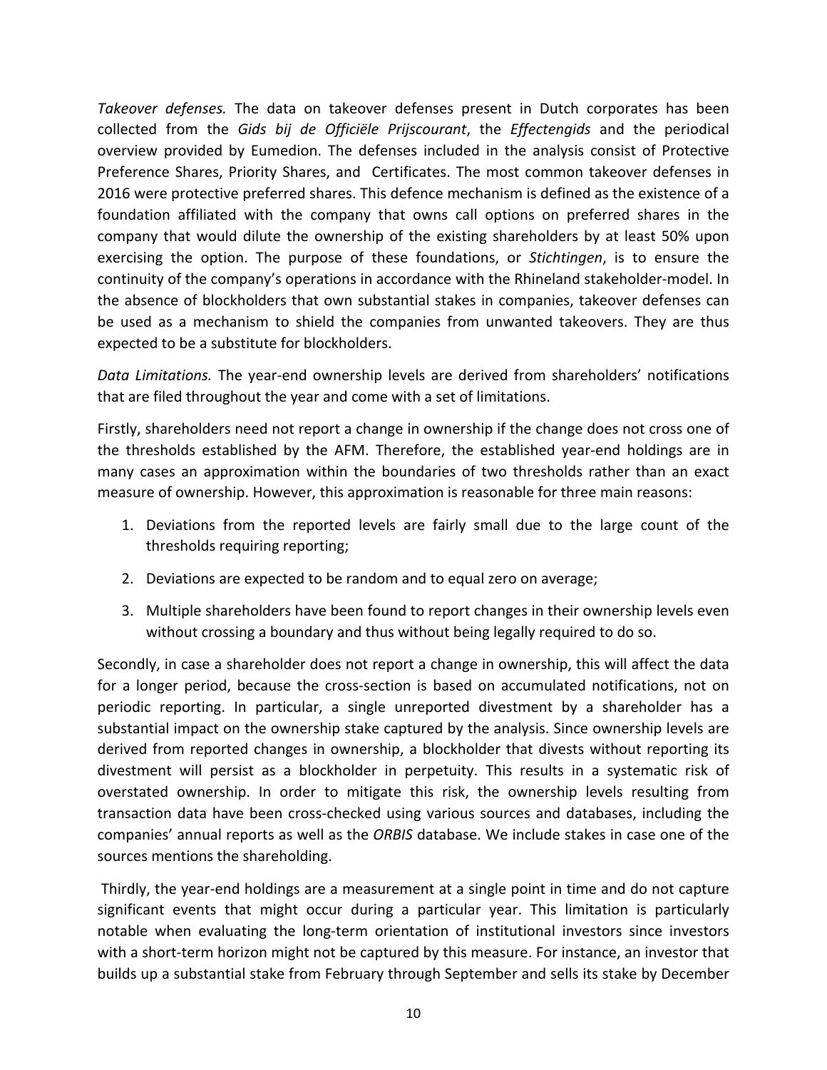*Takeover defenses.* The data on takeover defenses present in Dutch corporates has been collected from the *Gids bij de Officiële Prijscourant*, the *Effectengids* and the periodical overview provided by Eumedion. The defenses included in the analysis consist of Protective Preference Shares, Priority Shares, and Certificates. The most common takeover defenses in 2016 were protective preferred shares. This defence mechanism is defined as the existence of a foundation affiliated with the company that owns call options on preferred shares in the company that would dilute the ownership of the existing shareholders by at least 50% upon exercising the option. The purpose of these foundations, or *Stichtingen*, is to ensure the continuity of the company's operations in accordance with the Rhineland stakeholder-model. In the absence of blockholders that own substantial stakes in companies, takeover defenses can be used as a mechanism to shield the companies from unwanted takeovers. They are thus expected to be a substitute for blockholders.

*Data Limitations.* The year-end ownership levels are derived from shareholders' notifications that are filed throughout the year and come with a set of limitations.

Firstly, shareholders need not report a change in ownership if the change does not cross one of the thresholds established by the AFM. Therefore, the established year-end holdings are in many cases an approximation within the boundaries of two thresholds rather than an exact measure of ownership. However, this approximation is reasonable for three main reasons:

1. Deviations from the reported levels are fairly small due to the large count of the thresholds requiring reporting;
2. Deviations are expected to be random and to equal zero on average;
3. Multiple shareholders have been found to report changes in their ownership levels even without crossing a boundary and thus without being legally required to do so.

Secondly, in case a shareholder does not report a change in ownership, this will affect the data for a longer period, because the cross-section is based on accumulated notifications, not on periodic reporting. In particular, a single unreported divestment by a shareholder has a substantial impact on the ownership stake captured by the analysis. Since ownership levels are derived from reported changes in ownership, a blockholder that divests without reporting its divestment will persist as a blockholder in perpetuity. This results in a systematic risk of overstated ownership. In order to mitigate this risk, the ownership levels resulting from transaction data have been cross-checked using various sources and databases, including the companies' annual reports as well as the *ORBIS* database. We include stakes in case one of the sources mentions the shareholding.

Thirdly, the year-end holdings are a measurement at a single point in time and do not capture significant events that might occur during a particular year. This limitation is particularly notable when evaluating the long-term orientation of institutional investors since investors with a short-term horizon might not be captured by this measure. For instance, an investor that builds up a substantial stake from February through September and sells its stake by December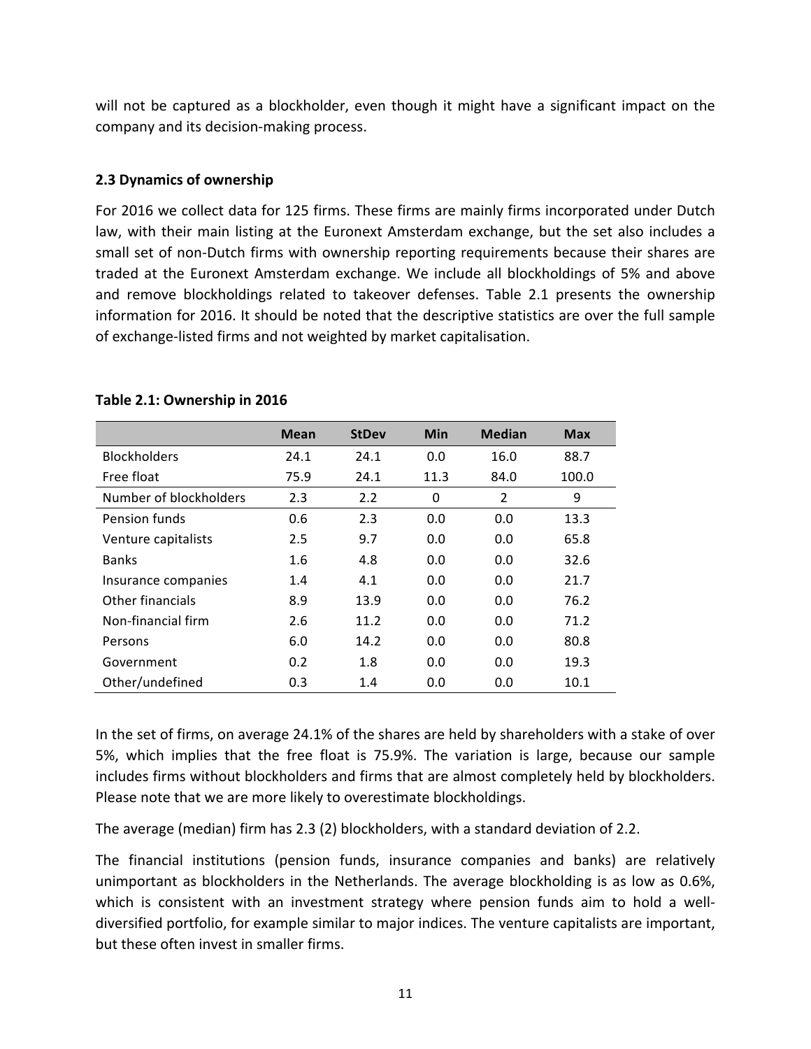will not be captured as a blockholder, even though it might have a significant impact on the company and its decision-making process.

### 2.3 Dynamics of ownership

For 2016 we collect data for 125 firms. These firms are mainly firms incorporated under Dutch law, with their main listing at the Euronext Amsterdam exchange, but the set also includes a small set of non-Dutch firms with ownership reporting requirements because their shares are traded at the Euronext Amsterdam exchange. We include all blockholdings of 5% and above and remove blockholdings related to takeover defenses. Table 2.1 presents the ownership information for 2016. It should be noted that the descriptive statistics are over the full sample of exchange-listed firms and not weighted by market capitalisation.

**Table 2.1: Ownership in 2016**

| | Mean | StDev | Min | Median | Max |
|---|---|---|---|---|---|
| Blockholders | 24.1 | 24.1 | 0.0 | 16.0 | 88.7 |
| Free float | 75.9 | 24.1 | 11.3 | 84.0 | 100.0 |
| Number of blockholders | 2.3 | 2.2 | 0 | 2 | 9 |
| Pension funds | 0.6 | 2.3 | 0.0 | 0.0 | 13.3 |
| Venture capitalists | 2.5 | 9.7 | 0.0 | 0.0 | 65.8 |
| Banks | 1.6 | 4.8 | 0.0 | 0.0 | 32.6 |
| Insurance companies | 1.4 | 4.1 | 0.0 | 0.0 | 21.7 |
| Other financials | 8.9 | 13.9 | 0.0 | 0.0 | 76.2 |
| Non-financial firm | 2.6 | 11.2 | 0.0 | 0.0 | 71.2 |
| Persons | 6.0 | 14.2 | 0.0 | 0.0 | 80.8 |
| Government | 0.2 | 1.8 | 0.0 | 0.0 | 19.3 |
| Other/undefined | 0.3 | 1.4 | 0.0 | 0.0 | 10.1 |

In the set of firms, on average 24.1% of the shares are held by shareholders with a stake of over 5%, which implies that the free float is 75.9%. The variation is large, because our sample includes firms without blockholders and firms that are almost completely held by blockholders. Please note that we are more likely to overestimate blockholdings.

The average (median) firm has 2.3 (2) blockholders, with a standard deviation of 2.2.

The financial institutions (pension funds, insurance companies and banks) are relatively unimportant as blockholders in the Netherlands. The average blockholding is as low as 0.6%, which is consistent with an investment strategy where pension funds aim to hold a well-diversified portfolio, for example similar to major indices. The venture capitalists are important, but these often invest in smaller firms.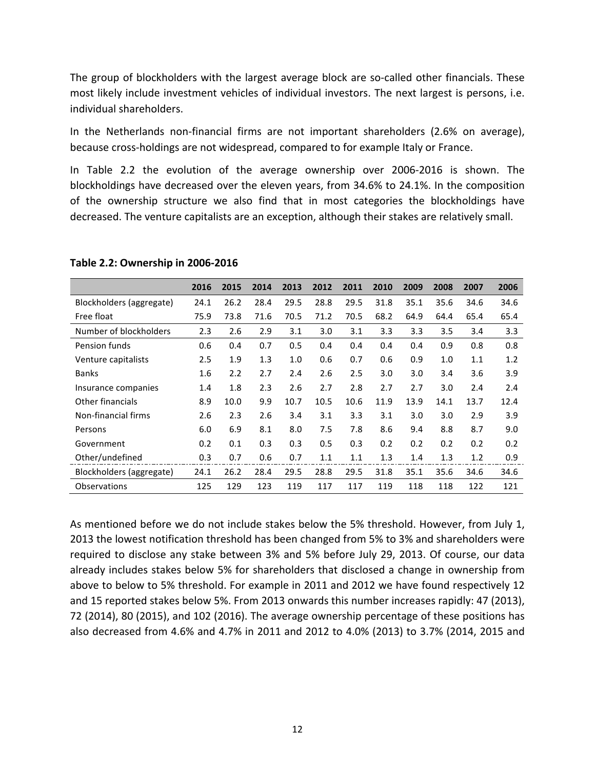The group of blockholders with the largest average block are so-called other financials. These most likely include investment vehicles of individual investors. The next largest is persons, i.e. individual shareholders.

In the Netherlands non-financial firms are not important shareholders (2.6% on average), because cross-holdings are not widespread, compared to for example Italy or France.

In Table 2.2 the evolution of the average ownership over 2006-2016 is shown. The blockholdings have decreased over the eleven years, from 34.6% to 24.1%. In the composition of the ownership structure we also find that in most categories the blockholdings have decreased. The venture capitalists are an exception, although their stakes are relatively small.

**Table 2.2: Ownership in 2006-2016**

| | 2016 | 2015 | 2014 | 2013 | 2012 | 2011 | 2010 | 2009 | 2008 | 2007 | 2006 |
|---|---|---|---|---|---|---|---|---|---|---|---|
| Blockholders (aggregate) | 24.1 | 26.2 | 28.4 | 29.5 | 28.8 | 29.5 | 31.8 | 35.1 | 35.6 | 34.6 | 34.6 |
| Free float | 75.9 | 73.8 | 71.6 | 70.5 | 71.2 | 70.5 | 68.2 | 64.9 | 64.4 | 65.4 | 65.4 |
| Number of blockholders | 2.3 | 2.6 | 2.9 | 3.1 | 3.0 | 3.1 | 3.3 | 3.3 | 3.5 | 3.4 | 3.3 |
| Pension funds | 0.6 | 0.4 | 0.7 | 0.5 | 0.4 | 0.4 | 0.4 | 0.4 | 0.9 | 0.8 | 0.8 |
| Venture capitalists | 2.5 | 1.9 | 1.3 | 1.0 | 0.6 | 0.7 | 0.6 | 0.9 | 1.0 | 1.1 | 1.2 |
| Banks | 1.6 | 2.2 | 2.7 | 2.4 | 2.6 | 2.5 | 3.0 | 3.0 | 3.4 | 3.6 | 3.9 |
| Insurance companies | 1.4 | 1.8 | 2.3 | 2.6 | 2.7 | 2.8 | 2.7 | 2.7 | 3.0 | 2.4 | 2.4 |
| Other financials | 8.9 | 10.0 | 9.9 | 10.7 | 10.5 | 10.6 | 11.9 | 13.9 | 14.1 | 13.7 | 12.4 |
| Non-financial firms | 2.6 | 2.3 | 2.6 | 3.4 | 3.1 | 3.3 | 3.1 | 3.0 | 3.0 | 2.9 | 3.9 |
| Persons | 6.0 | 6.9 | 8.1 | 8.0 | 7.5 | 7.8 | 8.6 | 9.4 | 8.8 | 8.7 | 9.0 |
| Government | 0.2 | 0.1 | 0.3 | 0.3 | 0.5 | 0.3 | 0.2 | 0.2 | 0.2 | 0.2 | 0.2 |
| Other/undefined | 0.3 | 0.7 | 0.6 | 0.7 | 1.1 | 1.1 | 1.3 | 1.4 | 1.3 | 1.2 | 0.9 |
| Blockholders (aggregate) | 24.1 | 26.2 | 28.4 | 29.5 | 28.8 | 29.5 | 31.8 | 35.1 | 35.6 | 34.6 | 34.6 |
| Observations | 125 | 129 | 123 | 119 | 117 | 117 | 119 | 118 | 118 | 122 | 121 |

As mentioned before we do not include stakes below the 5% threshold. However, from July 1, 2013 the lowest notification threshold has been changed from 5% to 3% and shareholders were required to disclose any stake between 3% and 5% before July 29, 2013. Of course, our data already includes stakes below 5% for shareholders that disclosed a change in ownership from above to below to 5% threshold. For example in 2011 and 2012 we have found respectively 12 and 15 reported stakes below 5%. From 2013 onwards this number increases rapidly: 47 (2013), 72 (2014), 80 (2015), and 102 (2016). The average ownership percentage of these positions has also decreased from 4.6% and 4.7% in 2011 and 2012 to 4.0% (2013) to 3.7% (2014, 2015 and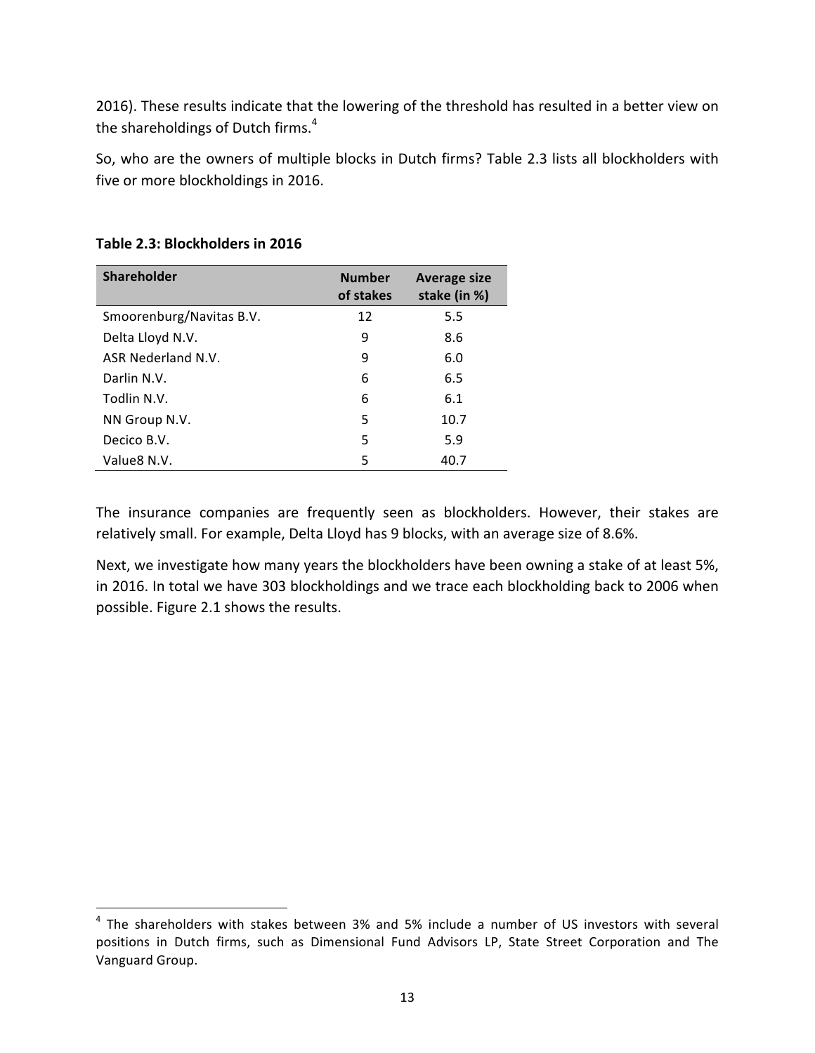2016). These results indicate that the lowering of the threshold has resulted in a better view on the shareholdings of Dutch firms.[4]

So, who are the owners of multiple blocks in Dutch firms? Table 2.3 lists all blockholders with five or more blockholdings in 2016.

**Table 2.3: Blockholders in 2016**

| Shareholder | Number of stakes | Average size stake (in %) |
|---|---|---|
| Smoorenburg/Navitas B.V. | 12 | 5.5 |
| Delta Lloyd N.V. | 9 | 8.6 |
| ASR Nederland N.V. | 9 | 6.0 |
| Darlin N.V. | 6 | 6.5 |
| Todlin N.V. | 6 | 6.1 |
| NN Group N.V. | 5 | 10.7 |
| Decico B.V. | 5 | 5.9 |
| Value8 N.V. | 5 | 40.7 |

The insurance companies are frequently seen as blockholders. However, their stakes are relatively small. For example, Delta Lloyd has 9 blocks, with an average size of 8.6%.

Next, we investigate how many years the blockholders have been owning a stake of at least 5%, in 2016. In total we have 303 blockholdings and we trace each blockholding back to 2006 when possible. Figure 2.1 shows the results.

[4] The shareholders with stakes between 3% and 5% include a number of US investors with several positions in Dutch firms, such as Dimensional Fund Advisors LP, State Street Corporation and The Vanguard Group.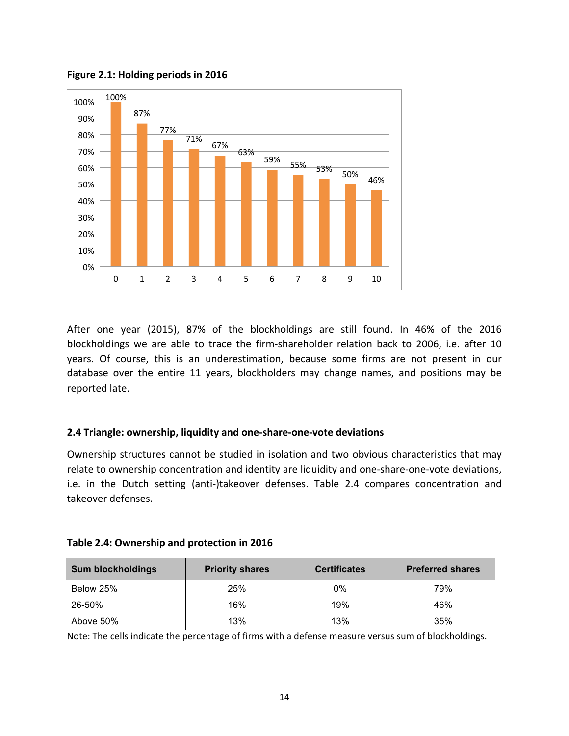**Figure 2.1: Holding periods in 2016**

| Year | 0 | 1 | 2 | 3 | 4 | 5 | 6 | 7 | 8 | 9 | 10 |
|---|---|---|---|---|---|---|---|---|---|---|---|
| % | 100% | 87% | 77% | 71% | 67% | 63% | 59% | 55% | 53% | 50% | 46% |

After one year (2015), 87% of the blockholdings are still found. In 46% of the 2016 blockholdings we are able to trace the firm-shareholder relation back to 2006, i.e. after 10 years. Of course, this is an underestimation, because some firms are not present in our database over the entire 11 years, blockholders may change names, and positions may be reported late.

### 2.4 Triangle: ownership, liquidity and one-share-one-vote deviations

Ownership structures cannot be studied in isolation and two obvious characteristics that may relate to ownership concentration and identity are liquidity and one-share-one-vote deviations, i.e. in the Dutch setting (anti-)takeover defenses. Table 2.4 compares concentration and takeover defenses.

**Table 2.4: Ownership and protection in 2016**

| Sum blockholdings | Priority shares | Certificates | Preferred shares |
|---|---|---|---|
| Below 25% | 25% | 0% | 79% |
| 26-50% | 16% | 19% | 46% |
| Above 50% | 13% | 13% | 35% |

Note: The cells indicate the percentage of firms with a defense measure versus sum of blockholdings.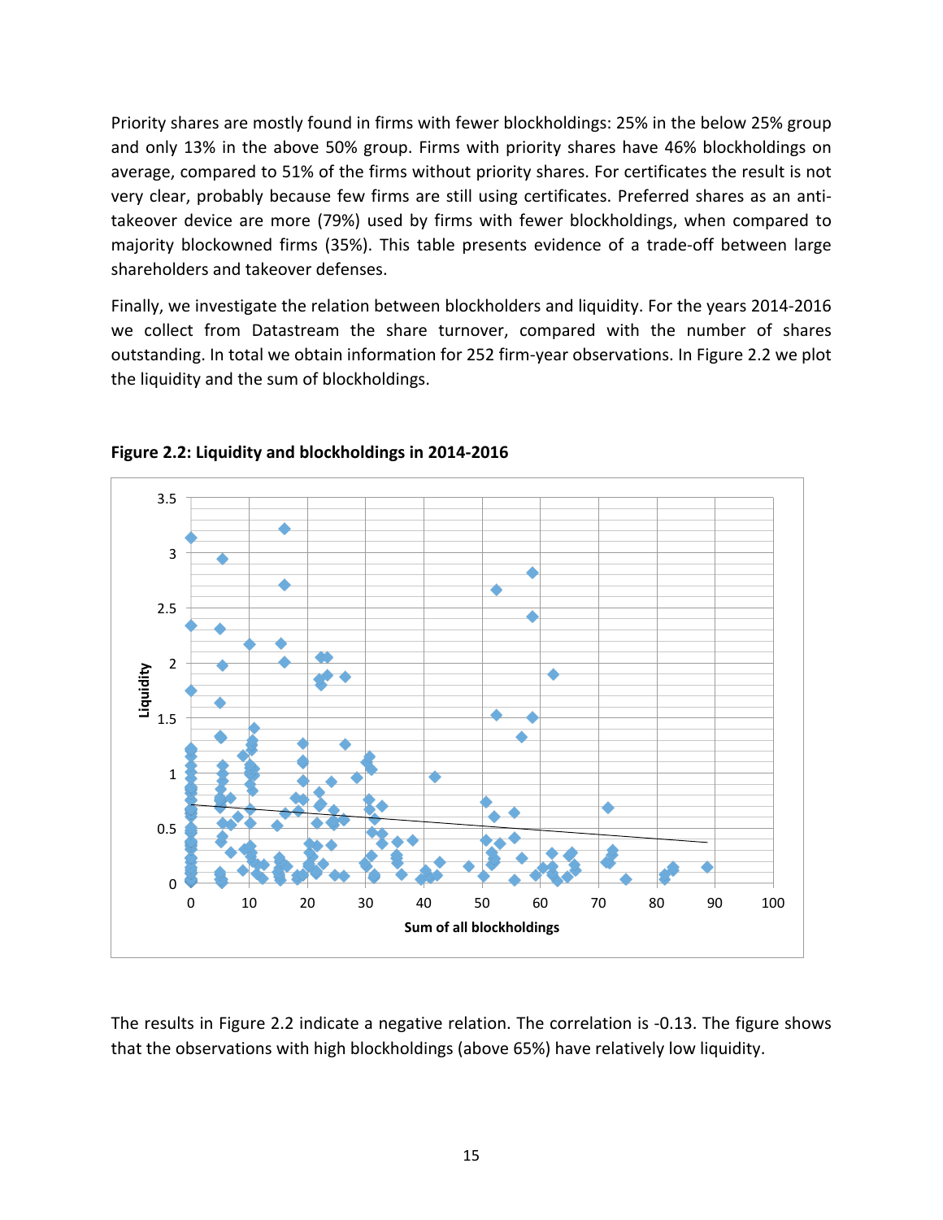Priority shares are mostly found in firms with fewer blockholdings: 25% in the below 25% group and only 13% in the above 50% group. Firms with priority shares have 46% blockholdings on average, compared to 51% of the firms without priority shares. For certificates the result is not very clear, probably because few firms are still using certificates. Preferred shares as an anti-takeover device are more (79%) used by firms with fewer blockholdings, when compared to majority blockowned firms (35%). This table presents evidence of a trade-off between large shareholders and takeover defenses.

Finally, we investigate the relation between blockholders and liquidity. For the years 2014-2016 we collect from Datastream the share turnover, compared with the number of shares outstanding. In total we obtain information for 252 firm-year observations. In Figure 2.2 we plot the liquidity and the sum of blockholdings.

**Figure 2.2: Liquidity and blockholdings in 2014-2016**

The results in Figure 2.2 indicate a negative relation. The correlation is -0.13. The figure shows that the observations with high blockholdings (above 65%) have relatively low liquidity.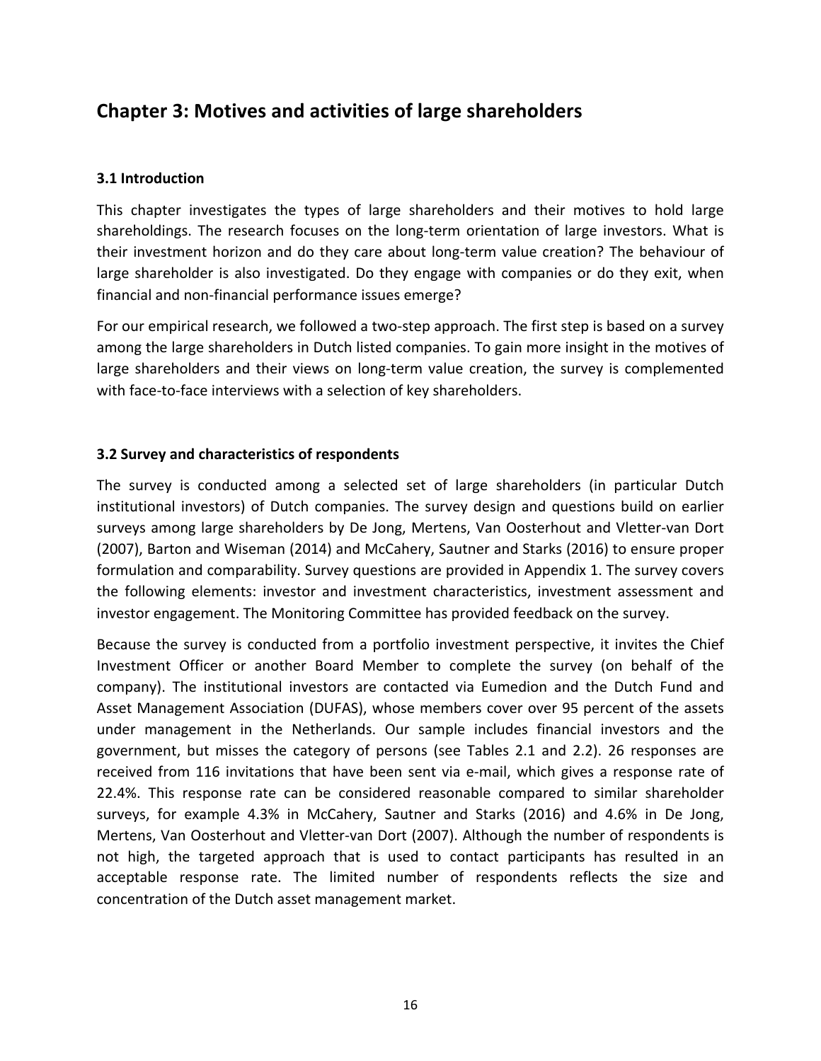## Chapter 3: Motives and activities of large shareholders

### 3.1 Introduction

This chapter investigates the types of large shareholders and their motives to hold large shareholdings. The research focuses on the long-term orientation of large investors. What is their investment horizon and do they care about long-term value creation? The behaviour of large shareholder is also investigated. Do they engage with companies or do they exit, when financial and non-financial performance issues emerge?

For our empirical research, we followed a two-step approach. The first step is based on a survey among the large shareholders in Dutch listed companies. To gain more insight in the motives of large shareholders and their views on long-term value creation, the survey is complemented with face-to-face interviews with a selection of key shareholders.

### 3.2 Survey and characteristics of respondents

The survey is conducted among a selected set of large shareholders (in particular Dutch institutional investors) of Dutch companies. The survey design and questions build on earlier surveys among large shareholders by De Jong, Mertens, Van Oosterhout and Vletter-van Dort (2007), Barton and Wiseman (2014) and McCahery, Sautner and Starks (2016) to ensure proper formulation and comparability. Survey questions are provided in Appendix 1. The survey covers the following elements: investor and investment characteristics, investment assessment and investor engagement. The Monitoring Committee has provided feedback on the survey.

Because the survey is conducted from a portfolio investment perspective, it invites the Chief Investment Officer or another Board Member to complete the survey (on behalf of the company). The institutional investors are contacted via Eumedion and the Dutch Fund and Asset Management Association (DUFAS), whose members cover over 95 percent of the assets under management in the Netherlands. Our sample includes financial investors and the government, but misses the category of persons (see Tables 2.1 and 2.2). 26 responses are received from 116 invitations that have been sent via e-mail, which gives a response rate of 22.4%. This response rate can be considered reasonable compared to similar shareholder surveys, for example 4.3% in McCahery, Sautner and Starks (2016) and 4.6% in De Jong, Mertens, Van Oosterhout and Vletter-van Dort (2007). Although the number of respondents is not high, the targeted approach that is used to contact participants has resulted in an acceptable response rate. The limited number of respondents reflects the size and concentration of the Dutch asset management market.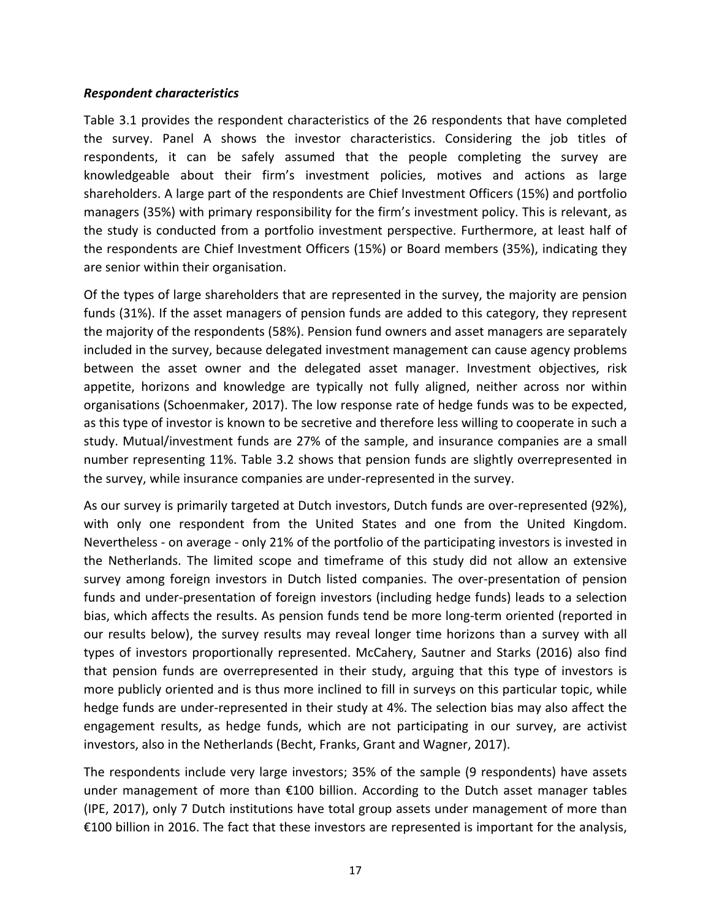***Respondent characteristics***

Table 3.1 provides the respondent characteristics of the 26 respondents that have completed the survey. Panel A shows the investor characteristics. Considering the job titles of respondents, it can be safely assumed that the people completing the survey are knowledgeable about their firm's investment policies, motives and actions as large shareholders. A large part of the respondents are Chief Investment Officers (15%) and portfolio managers (35%) with primary responsibility for the firm's investment policy. This is relevant, as the study is conducted from a portfolio investment perspective. Furthermore, at least half of the respondents are Chief Investment Officers (15%) or Board members (35%), indicating they are senior within their organisation.

Of the types of large shareholders that are represented in the survey, the majority are pension funds (31%). If the asset managers of pension funds are added to this category, they represent the majority of the respondents (58%). Pension fund owners and asset managers are separately included in the survey, because delegated investment management can cause agency problems between the asset owner and the delegated asset manager. Investment objectives, risk appetite, horizons and knowledge are typically not fully aligned, neither across nor within organisations (Schoenmaker, 2017). The low response rate of hedge funds was to be expected, as this type of investor is known to be secretive and therefore less willing to cooperate in such a study. Mutual/investment funds are 27% of the sample, and insurance companies are a small number representing 11%. Table 3.2 shows that pension funds are slightly overrepresented in the survey, while insurance companies are under-represented in the survey.

As our survey is primarily targeted at Dutch investors, Dutch funds are over-represented (92%), with only one respondent from the United States and one from the United Kingdom. Nevertheless - on average - only 21% of the portfolio of the participating investors is invested in the Netherlands. The limited scope and timeframe of this study did not allow an extensive survey among foreign investors in Dutch listed companies. The over-presentation of pension funds and under-presentation of foreign investors (including hedge funds) leads to a selection bias, which affects the results. As pension funds tend be more long-term oriented (reported in our results below), the survey results may reveal longer time horizons than a survey with all types of investors proportionally represented. McCahery, Sautner and Starks (2016) also find that pension funds are overrepresented in their study, arguing that this type of investors is more publicly oriented and is thus more inclined to fill in surveys on this particular topic, while hedge funds are under-represented in their study at 4%. The selection bias may also affect the engagement results, as hedge funds, which are not participating in our survey, are activist investors, also in the Netherlands (Becht, Franks, Grant and Wagner, 2017).

The respondents include very large investors; 35% of the sample (9 respondents) have assets under management of more than €100 billion. According to the Dutch asset manager tables (IPE, 2017), only 7 Dutch institutions have total group assets under management of more than €100 billion in 2016. The fact that these investors are represented is important for the analysis,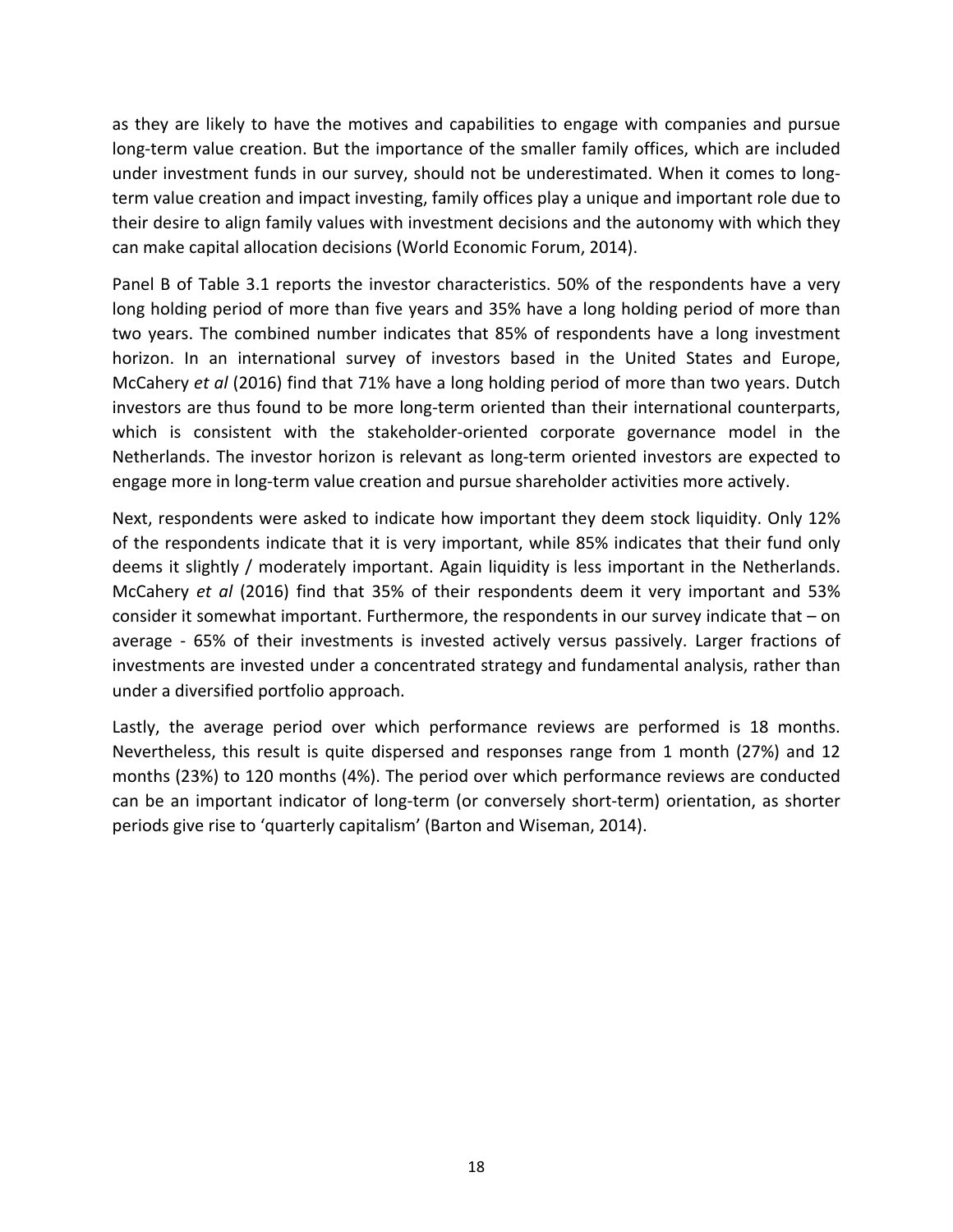as they are likely to have the motives and capabilities to engage with companies and pursue long-term value creation. But the importance of the smaller family offices, which are included under investment funds in our survey, should not be underestimated. When it comes to long-term value creation and impact investing, family offices play a unique and important role due to their desire to align family values with investment decisions and the autonomy with which they can make capital allocation decisions (World Economic Forum, 2014).

Panel B of Table 3.1 reports the investor characteristics. 50% of the respondents have a very long holding period of more than five years and 35% have a long holding period of more than two years. The combined number indicates that 85% of respondents have a long investment horizon. In an international survey of investors based in the United States and Europe, McCahery *et al* (2016) find that 71% have a long holding period of more than two years. Dutch investors are thus found to be more long-term oriented than their international counterparts, which is consistent with the stakeholder-oriented corporate governance model in the Netherlands. The investor horizon is relevant as long-term oriented investors are expected to engage more in long-term value creation and pursue shareholder activities more actively.

Next, respondents were asked to indicate how important they deem stock liquidity. Only 12% of the respondents indicate that it is very important, while 85% indicates that their fund only deems it slightly / moderately important. Again liquidity is less important in the Netherlands. McCahery *et al* (2016) find that 35% of their respondents deem it very important and 53% consider it somewhat important. Furthermore, the respondents in our survey indicate that – on average - 65% of their investments is invested actively versus passively. Larger fractions of investments are invested under a concentrated strategy and fundamental analysis, rather than under a diversified portfolio approach.

Lastly, the average period over which performance reviews are performed is 18 months. Nevertheless, this result is quite dispersed and responses range from 1 month (27%) and 12 months (23%) to 120 months (4%). The period over which performance reviews are conducted can be an important indicator of long-term (or conversely short-term) orientation, as shorter periods give rise to 'quarterly capitalism' (Barton and Wiseman, 2014).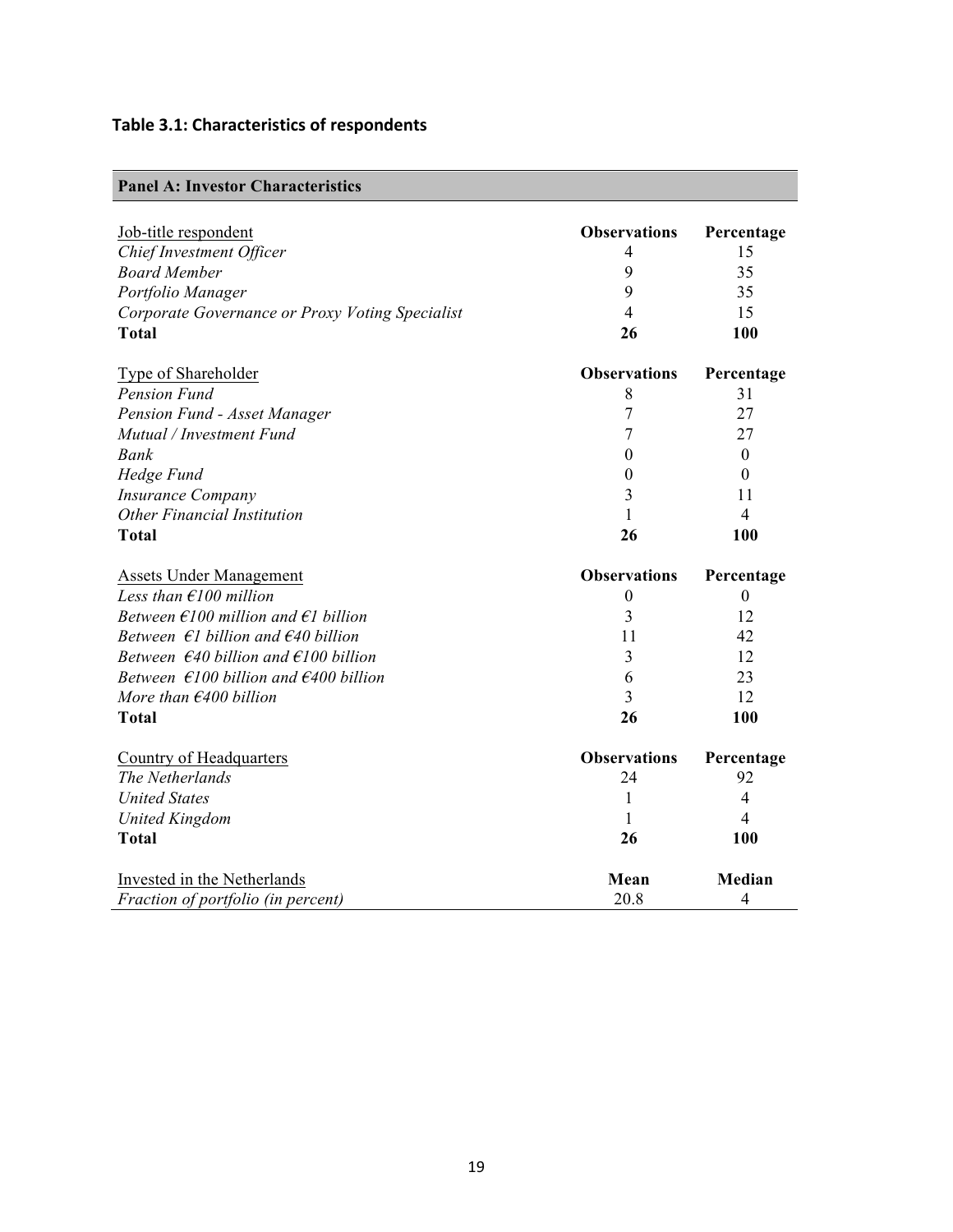**Table 3.1: Characteristics of respondents**

| **Panel A: Investor Characteristics** | | |
|---|---|---|
| Job-title respondent | **Observations** | **Percentage** |
| *Chief Investment Officer* | 4 | 15 |
| *Board Member* | 9 | 35 |
| *Portfolio Manager* | 9 | 35 |
| *Corporate Governance or Proxy Voting Specialist* | 4 | 15 |
| **Total** | **26** | **100** |
| Type of Shareholder | **Observations** | **Percentage** |
| *Pension Fund* | 8 | 31 |
| *Pension Fund - Asset Manager* | 7 | 27 |
| *Mutual / Investment Fund* | 7 | 27 |
| *Bank* | 0 | 0 |
| *Hedge Fund* | 0 | 0 |
| *Insurance Company* | 3 | 11 |
| *Other Financial Institution* | 1 | 4 |
| **Total** | **26** | **100** |
| Assets Under Management | **Observations** | **Percentage** |
| *Less than €100 million* | 0 | 0 |
| *Between €100 million and €1 billion* | 3 | 12 |
| *Between €1 billion and €40 billion* | 11 | 42 |
| *Between €40 billion and €100 billion* | 3 | 12 |
| *Between €100 billion and €400 billion* | 6 | 23 |
| *More than €400 billion* | 3 | 12 |
| **Total** | **26** | **100** |
| Country of Headquarters | **Observations** | **Percentage** |
| *The Netherlands* | 24 | 92 |
| *United States* | 1 | 4 |
| *United Kingdom* | 1 | 4 |
| **Total** | **26** | **100** |
| Invested in the Netherlands | **Mean** | **Median** |
| *Fraction of portfolio (in percent)* | 20.8 | 4 |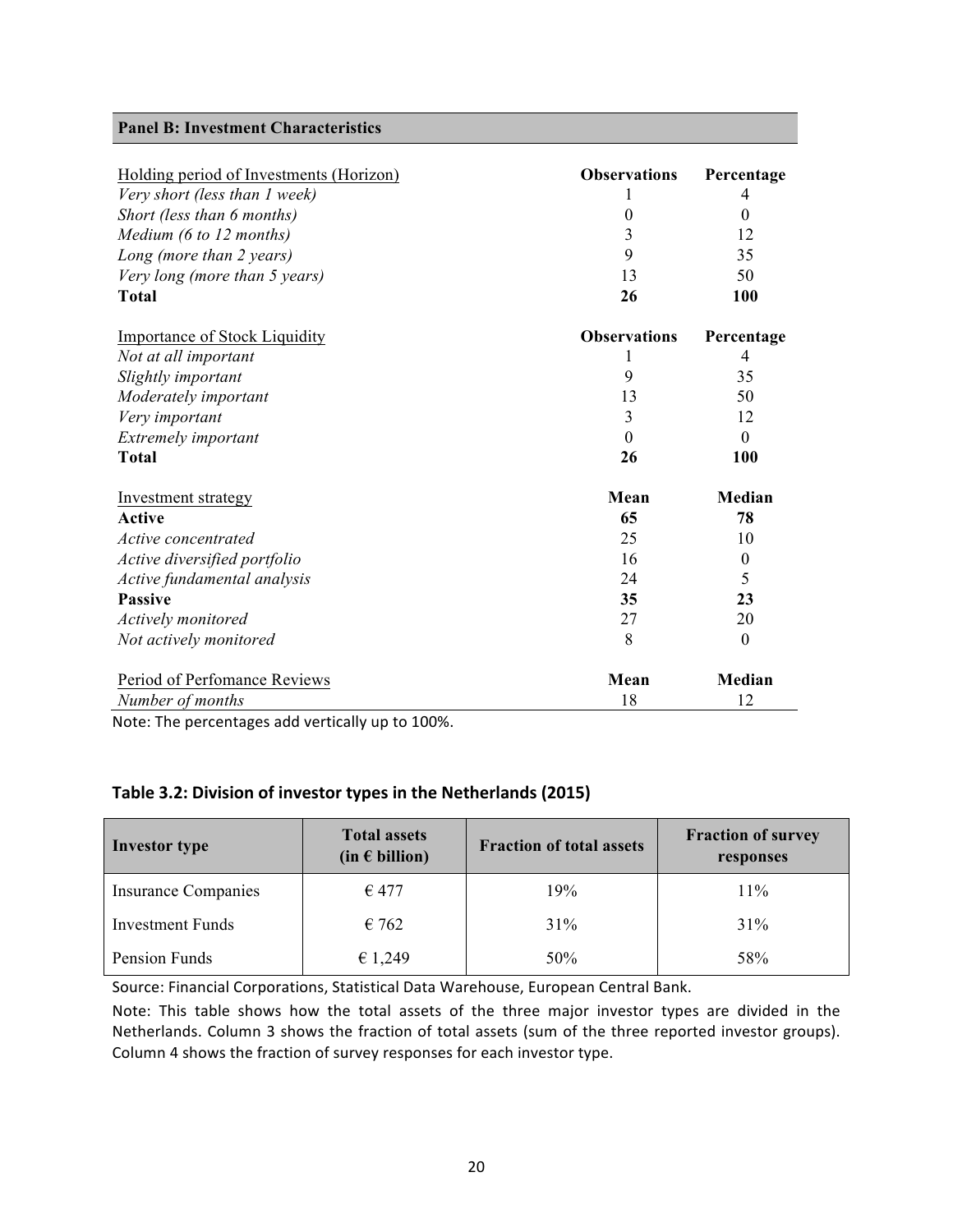**Panel B: Investment Characteristics**

| Holding period of Investments (Horizon) | Observations | Percentage |
|---|---|---|
| *Very short (less than 1 week)* | 1 | 4 |
| *Short (less than 6 months)* | 0 | 0 |
| *Medium (6 to 12 months)* | 3 | 12 |
| *Long (more than 2 years)* | 9 | 35 |
| *Very long (more than 5 years)* | 13 | 50 |
| **Total** | **26** | **100** |

| Importance of Stock Liquidity | Observations | Percentage |
|---|---|---|
| *Not at all important* | 1 | 4 |
| *Slightly important* | 9 | 35 |
| *Moderately important* | 13 | 50 |
| *Very important* | 3 | 12 |
| *Extremely important* | 0 | 0 |
| **Total** | **26** | **100** |

| Investment strategy | Mean | Median |
|---|---|---|
| **Active** | **65** | **78** |
| *Active concentrated* | 25 | 10 |
| *Active diversified portfolio* | 16 | 0 |
| *Active fundamental analysis* | 24 | 5 |
| **Passive** | **35** | **23** |
| *Actively monitored* | 27 | 20 |
| *Not actively monitored* | 8 | 0 |

| Period of Perfomance Reviews | Mean | Median |
|---|---|---|
| *Number of months* | 18 | 12 |

Note: The percentages add vertically up to 100%.

### Table 3.2: Division of investor types in the Netherlands (2015)

| Investor type | Total assets (in € billion) | Fraction of total assets | Fraction of survey responses |
|---|---|---|---|
| Insurance Companies | € 477 | 19% | 11% |
| Investment Funds | € 762 | 31% | 31% |
| Pension Funds | € 1,249 | 50% | 58% |

Source: Financial Corporations, Statistical Data Warehouse, European Central Bank.

Note: This table shows how the total assets of the three major investor types are divided in the Netherlands. Column 3 shows the fraction of total assets (sum of the three reported investor groups). Column 4 shows the fraction of survey responses for each investor type.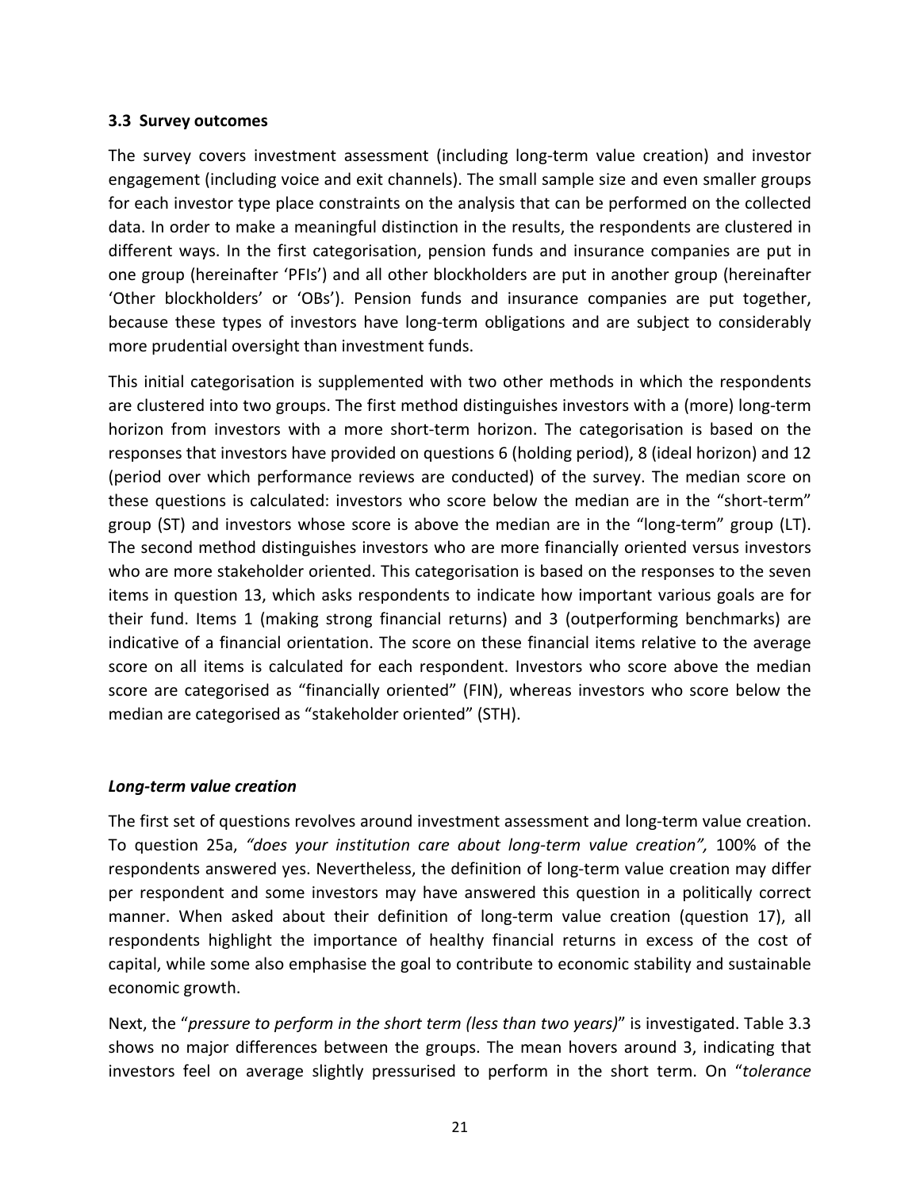### 3.3 Survey outcomes

The survey covers investment assessment (including long-term value creation) and investor engagement (including voice and exit channels). The small sample size and even smaller groups for each investor type place constraints on the analysis that can be performed on the collected data. In order to make a meaningful distinction in the results, the respondents are clustered in different ways. In the first categorisation, pension funds and insurance companies are put in one group (hereinafter 'PFIs') and all other blockholders are put in another group (hereinafter 'Other blockholders' or 'OBs'). Pension funds and insurance companies are put together, because these types of investors have long-term obligations and are subject to considerably more prudential oversight than investment funds.

This initial categorisation is supplemented with two other methods in which the respondents are clustered into two groups. The first method distinguishes investors with a (more) long-term horizon from investors with a more short-term horizon. The categorisation is based on the responses that investors have provided on questions 6 (holding period), 8 (ideal horizon) and 12 (period over which performance reviews are conducted) of the survey. The median score on these questions is calculated: investors who score below the median are in the "short-term" group (ST) and investors whose score is above the median are in the "long-term" group (LT). The second method distinguishes investors who are more financially oriented versus investors who are more stakeholder oriented. This categorisation is based on the responses to the seven items in question 13, which asks respondents to indicate how important various goals are for their fund. Items 1 (making strong financial returns) and 3 (outperforming benchmarks) are indicative of a financial orientation. The score on these financial items relative to the average score on all items is calculated for each respondent. Investors who score above the median score are categorised as "financially oriented" (FIN), whereas investors who score below the median are categorised as "stakeholder oriented" (STH).

***Long-term value creation***

The first set of questions revolves around investment assessment and long-term value creation. To question 25a, *"does your institution care about long-term value creation",* 100% of the respondents answered yes. Nevertheless, the definition of long-term value creation may differ per respondent and some investors may have answered this question in a politically correct manner. When asked about their definition of long-term value creation (question 17), all respondents highlight the importance of healthy financial returns in excess of the cost of capital, while some also emphasise the goal to contribute to economic stability and sustainable economic growth.

Next, the "*pressure to perform in the short term (less than two years)*" is investigated. Table 3.3 shows no major differences between the groups. The mean hovers around 3, indicating that investors feel on average slightly pressurised to perform in the short term. On "*tolerance*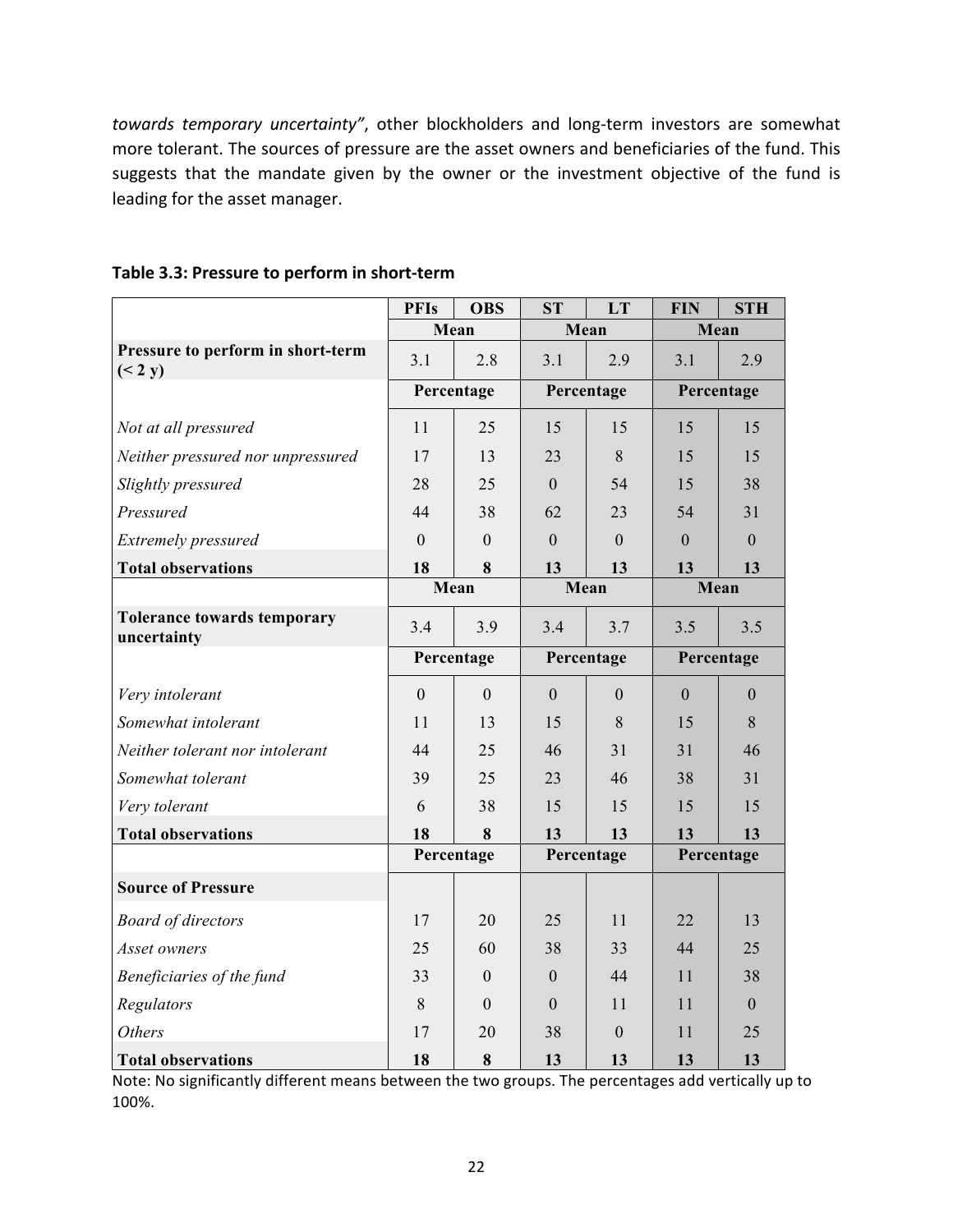*towards temporary uncertainty"*, other blockholders and long-term investors are somewhat more tolerant. The sources of pressure are the asset owners and beneficiaries of the fund. This suggests that the mandate given by the owner or the investment objective of the fund is leading for the asset manager.

**Table 3.3: Pressure to perform in short-term**

| | PFIs | OBS | ST | LT | FIN | STH |
|---|---|---|---|---|---|---|
| | Mean | | Mean | | Mean | |
| **Pressure to perform in short-term (< 2 y)** | 3.1 | 2.8 | 3.1 | 2.9 | 3.1 | 2.9 |
| | Percentage | | Percentage | | Percentage | |
| *Not at all pressured* | 11 | 25 | 15 | 15 | 15 | 15 |
| *Neither pressured nor unpressured* | 17 | 13 | 23 | 8 | 15 | 15 |
| *Slightly pressured* | 28 | 25 | 0 | 54 | 15 | 38 |
| *Pressured* | 44 | 38 | 62 | 23 | 54 | 31 |
| *Extremely pressured* | 0 | 0 | 0 | 0 | 0 | 0 |
| **Total observations** | **18** | **8** | **13** | **13** | **13** | **13** |
| | Mean | | Mean | | Mean | |
| **Tolerance towards temporary uncertainty** | 3.4 | 3.9 | 3.4 | 3.7 | 3.5 | 3.5 |
| | Percentage | | Percentage | | Percentage | |
| *Very intolerant* | 0 | 0 | 0 | 0 | 0 | 0 |
| *Somewhat intolerant* | 11 | 13 | 15 | 8 | 15 | 8 |
| *Neither tolerant nor intolerant* | 44 | 25 | 46 | 31 | 31 | 46 |
| *Somewhat tolerant* | 39 | 25 | 23 | 46 | 38 | 31 |
| *Very tolerant* | 6 | 38 | 15 | 15 | 15 | 15 |
| **Total observations** | **18** | **8** | **13** | **13** | **13** | **13** |
| | Percentage | | Percentage | | Percentage | |
| **Source of Pressure** | | | | | | |
| *Board of directors* | 17 | 20 | 25 | 11 | 22 | 13 |
| *Asset owners* | 25 | 60 | 38 | 33 | 44 | 25 |
| *Beneficiaries of the fund* | 33 | 0 | 0 | 44 | 11 | 38 |
| *Regulators* | 8 | 0 | 0 | 11 | 11 | 0 |
| *Others* | 17 | 20 | 38 | 0 | 11 | 25 |
| **Total observations** | **18** | **8** | **13** | **13** | **13** | **13** |

Note: No significantly different means between the two groups. The percentages add vertically up to 100%.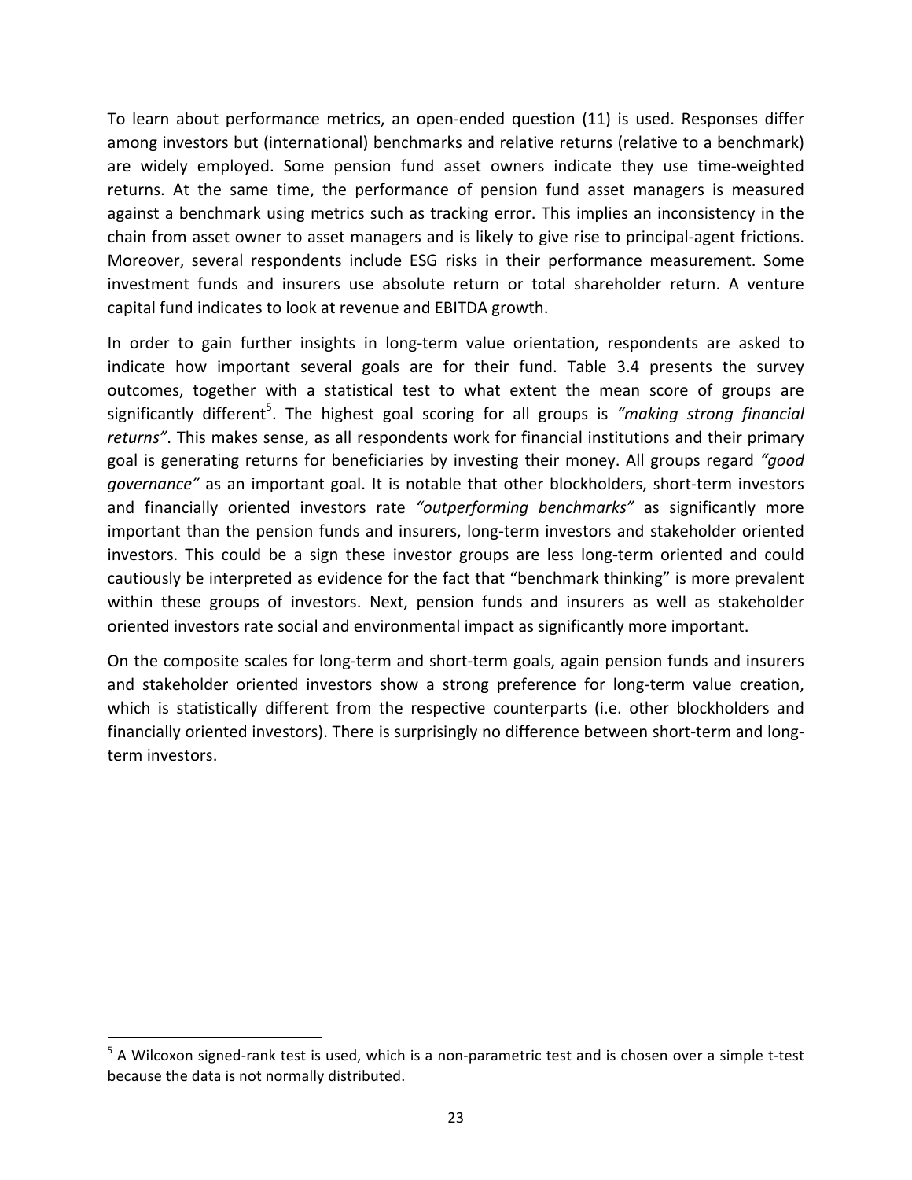To learn about performance metrics, an open-ended question (11) is used. Responses differ among investors but (international) benchmarks and relative returns (relative to a benchmark) are widely employed. Some pension fund asset owners indicate they use time-weighted returns. At the same time, the performance of pension fund asset managers is measured against a benchmark using metrics such as tracking error. This implies an inconsistency in the chain from asset owner to asset managers and is likely to give rise to principal-agent frictions. Moreover, several respondents include ESG risks in their performance measurement. Some investment funds and insurers use absolute return or total shareholder return. A venture capital fund indicates to look at revenue and EBITDA growth.

In order to gain further insights in long-term value orientation, respondents are asked to indicate how important several goals are for their fund. Table 3.4 presents the survey outcomes, together with a statistical test to what extent the mean score of groups are significantly different[5]. The highest goal scoring for all groups is *"making strong financial returns"*. This makes sense, as all respondents work for financial institutions and their primary goal is generating returns for beneficiaries by investing their money. All groups regard *"good governance"* as an important goal. It is notable that other blockholders, short-term investors and financially oriented investors rate *"outperforming benchmarks"* as significantly more important than the pension funds and insurers, long-term investors and stakeholder oriented investors. This could be a sign these investor groups are less long-term oriented and could cautiously be interpreted as evidence for the fact that "benchmark thinking" is more prevalent within these groups of investors. Next, pension funds and insurers as well as stakeholder oriented investors rate social and environmental impact as significantly more important.

On the composite scales for long-term and short-term goals, again pension funds and insurers and stakeholder oriented investors show a strong preference for long-term value creation, which is statistically different from the respective counterparts (i.e. other blockholders and financially oriented investors). There is surprisingly no difference between short-term and long-term investors.

[5] A Wilcoxon signed-rank test is used, which is a non-parametric test and is chosen over a simple t-test because the data is not normally distributed.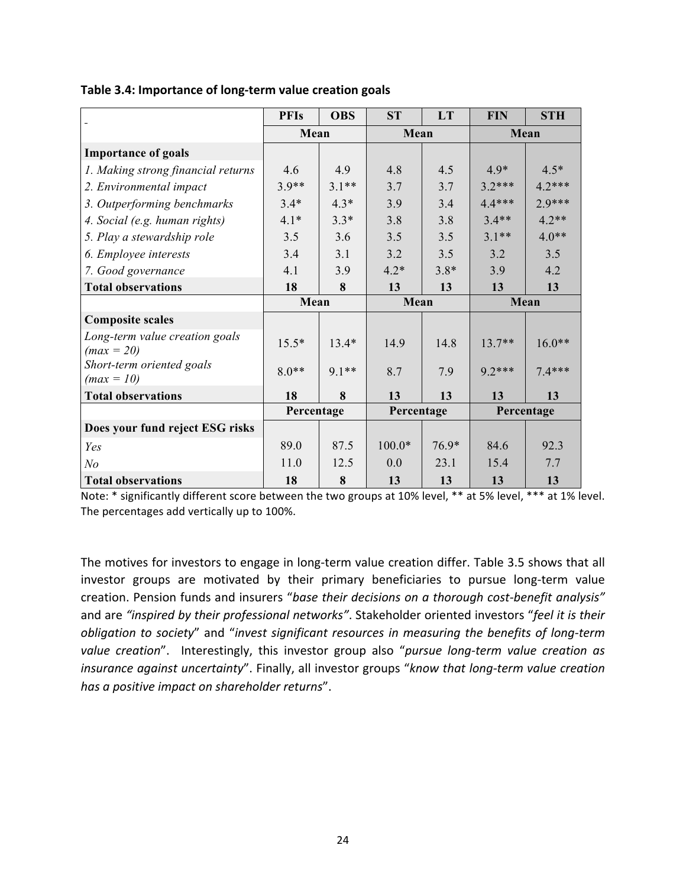**Table 3.4: Importance of long-term value creation goals**

| | PFIs | OBS | ST | LT | FIN | STH |
|---|---|---|---|---|---|---|
| | Mean | | Mean | | Mean | |
| **Importance of goals** | | | | | | |
| *1. Making strong financial returns* | 4.6 | 4.9 | 4.8 | 4.5 | 4.9* | 4.5* |
| *2. Environmental impact* | 3.9** | 3.1** | 3.7 | 3.7 | 3.2*** | 4.2*** |
| *3. Outperforming benchmarks* | 3.4* | 4.3* | 3.9 | 3.4 | 4.4*** | 2.9*** |
| *4. Social (e.g. human rights)* | 4.1* | 3.3* | 3.8 | 3.8 | 3.4** | 4.2** |
| *5. Play a stewardship role* | 3.5 | 3.6 | 3.5 | 3.5 | 3.1** | 4.0** |
| *6. Employee interests* | 3.4 | 3.1 | 3.2 | 3.5 | 3.2 | 3.5 |
| *7. Good governance* | 4.1 | 3.9 | 4.2* | 3.8* | 3.9 | 4.2 |
| **Total observations** | **18** | **8** | **13** | **13** | **13** | **13** |
| | Mean | | Mean | | Mean | |
| **Composite scales** | | | | | | |
| *Long-term value creation goals (max = 20)* | 15.5* | 13.4* | 14.9 | 14.8 | 13.7** | 16.0** |
| *Short-term oriented goals (max = 10)* | 8.0** | 9.1** | 8.7 | 7.9 | 9.2*** | 7.4*** |
| **Total observations** | **18** | **8** | **13** | **13** | **13** | **13** |
| | Percentage | | Percentage | | Percentage | |
| **Does your fund reject ESG risks** | | | | | | |
| *Yes* | 89.0 | 87.5 | 100.0* | 76.9* | 84.6 | 92.3 |
| *No* | 11.0 | 12.5 | 0.0 | 23.1 | 15.4 | 7.7 |
| **Total observations** | **18** | **8** | **13** | **13** | **13** | **13** |

Note: * significantly different score between the two groups at 10% level, ** at 5% level, *** at 1% level. The percentages add vertically up to 100%.

The motives for investors to engage in long-term value creation differ. Table 3.5 shows that all investor groups are motivated by their primary beneficiaries to pursue long-term value creation. Pension funds and insurers "*base their decisions on a thorough cost-benefit analysis"* and are *"inspired by their professional networks"*. Stakeholder oriented investors "*feel it is their obligation to society*" and "*invest significant resources in measuring the benefits of long-term value creation*". Interestingly, this investor group also "*pursue long-term value creation as insurance against uncertainty*". Finally, all investor groups "*know that long-term value creation has a positive impact on shareholder returns*".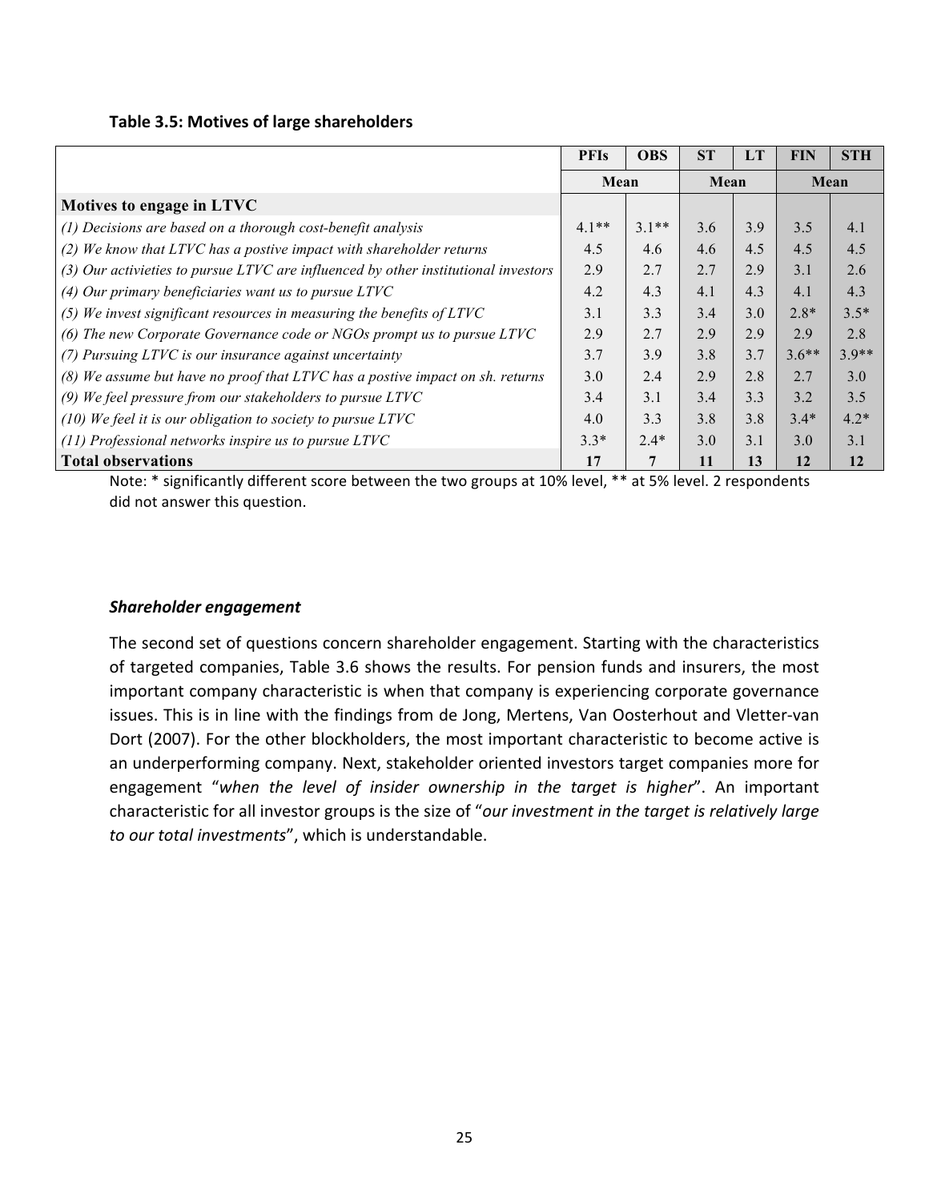**Table 3.5: Motives of large shareholders**

| | PFIs | OBS | ST | LT | FIN | STH |
|---|---|---|---|---|---|---|
| | Mean | | Mean | | Mean | |
| **Motives to engage in LTVC** | | | | | | |
| *(1) Decisions are based on a thorough cost-benefit analysis* | 4.1** | 3.1** | 3.6 | 3.9 | 3.5 | 4.1 |
| *(2) We know that LTVC has a postive impact with shareholder returns* | 4.5 | 4.6 | 4.6 | 4.5 | 4.5 | 4.5 |
| *(3) Our activieties to pursue LTVC are influenced by other institutional investors* | 2.9 | 2.7 | 2.7 | 2.9 | 3.1 | 2.6 |
| *(4) Our primary beneficiaries want us to pursue LTVC* | 4.2 | 4.3 | 4.1 | 4.3 | 4.1 | 4.3 |
| *(5) We invest significant resources in measuring the benefits of LTVC* | 3.1 | 3.3 | 3.4 | 3.0 | 2.8* | 3.5* |
| *(6) The new Corporate Governance code or NGOs prompt us to pursue LTVC* | 2.9 | 2.7 | 2.9 | 2.9 | 2.9 | 2.8 |
| *(7) Pursuing LTVC is our insurance against uncertainty* | 3.7 | 3.9 | 3.8 | 3.7 | 3.6** | 3.9** |
| *(8) We assume but have no proof that LTVC has a postive impact on sh. returns* | 3.0 | 2.4 | 2.9 | 2.8 | 2.7 | 3.0 |
| *(9) We feel pressure from our stakeholders to pursue LTVC* | 3.4 | 3.1 | 3.4 | 3.3 | 3.2 | 3.5 |
| *(10) We feel it is our obligation to society to pursue LTVC* | 4.0 | 3.3 | 3.8 | 3.8 | 3.4* | 4.2* |
| *(11) Professional networks inspire us to pursue LTVC* | 3.3* | 2.4* | 3.0 | 3.1 | 3.0 | 3.1 |
| **Total observations** | **17** | **7** | **11** | **13** | **12** | **12** |

Note: * significantly different score between the two groups at 10% level, ** at 5% level. 2 respondents did not answer this question.

### *Shareholder engagement*

The second set of questions concern shareholder engagement. Starting with the characteristics of targeted companies, Table 3.6 shows the results. For pension funds and insurers, the most important company characteristic is when that company is experiencing corporate governance issues. This is in line with the findings from de Jong, Mertens, Van Oosterhout and Vletter-van Dort (2007). For the other blockholders, the most important characteristic to become active is an underperforming company. Next, stakeholder oriented investors target companies more for engagement "*when the level of insider ownership in the target is higher*". An important characteristic for all investor groups is the size of "*our investment in the target is relatively large to our total investments*", which is understandable.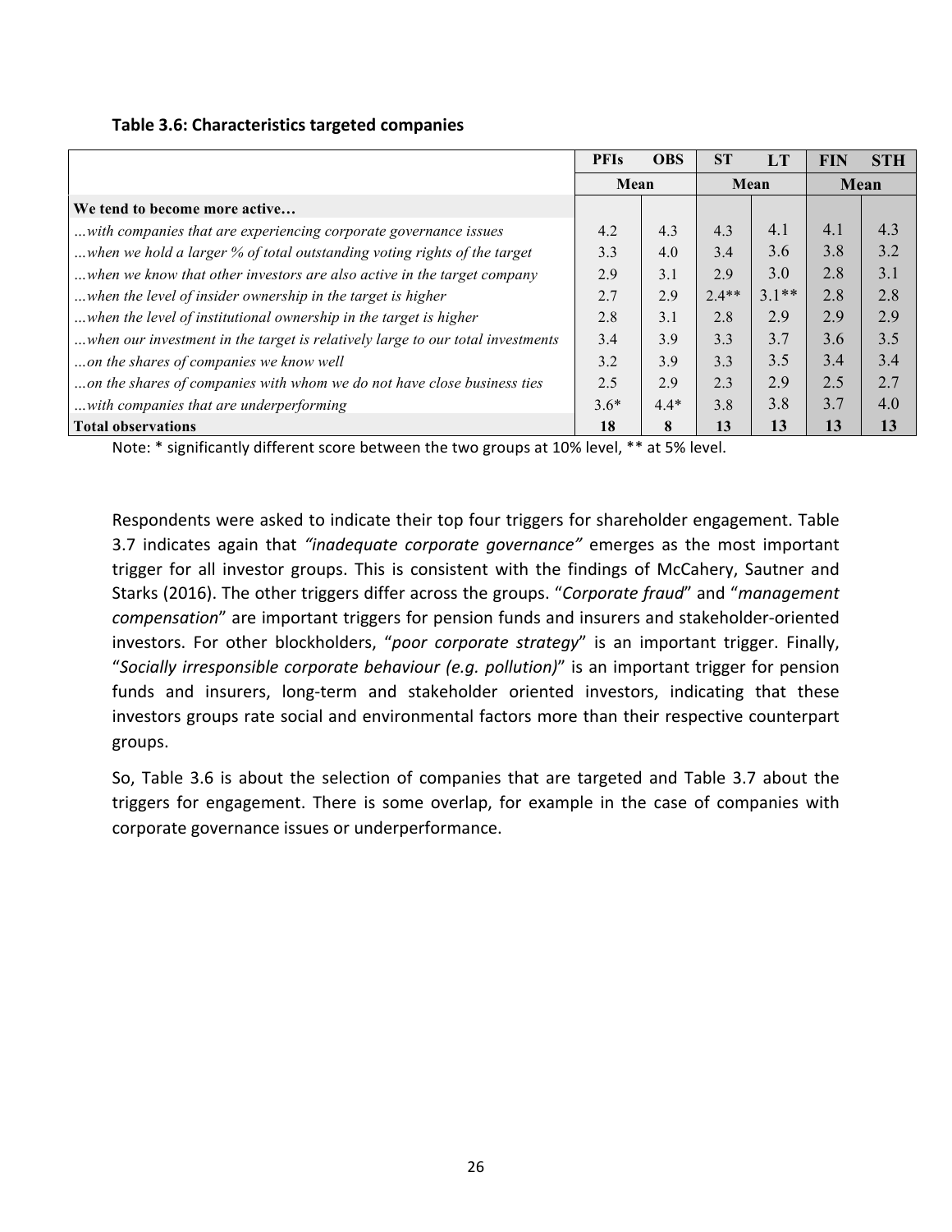**Table 3.6: Characteristics targeted companies**

| | PFIs | OBS | ST | LT | FIN | STH |
|---|---|---|---|---|---|---|
| | Mean | | Mean | | Mean | |
| **We tend to become more active…** | | | | | | |
| *…with companies that are experiencing corporate governance issues* | 4.2 | 4.3 | 4.3 | 4.1 | 4.1 | 4.3 |
| *…when we hold a larger % of total outstanding voting rights of the target* | 3.3 | 4.0 | 3.4 | 3.6 | 3.8 | 3.2 |
| *…when we know that other investors are also active in the target company* | 2.9 | 3.1 | 2.9 | 3.0 | 2.8 | 3.1 |
| *…when the level of insider ownership in the target is higher* | 2.7 | 2.9 | 2.4** | 3.1** | 2.8 | 2.8 |
| *…when the level of institutional ownership in the target is higher* | 2.8 | 3.1 | 2.8 | 2.9 | 2.9 | 2.9 |
| *…when our investment in the target is relatively large to our total investments* | 3.4 | 3.9 | 3.3 | 3.7 | 3.6 | 3.5 |
| *…on the shares of companies we know well* | 3.2 | 3.9 | 3.3 | 3.5 | 3.4 | 3.4 |
| *…on the shares of companies with whom we do not have close business ties* | 2.5 | 2.9 | 2.3 | 2.9 | 2.5 | 2.7 |
| *…with companies that are underperforming* | 3.6* | 4.4* | 3.8 | 3.8 | 3.7 | 4.0 |
| **Total observations** | **18** | **8** | **13** | **13** | **13** | **13** |

Note: * significantly different score between the two groups at 10% level, ** at 5% level.

Respondents were asked to indicate their top four triggers for shareholder engagement. Table 3.7 indicates again that *"inadequate corporate governance"* emerges as the most important trigger for all investor groups. This is consistent with the findings of McCahery, Sautner and Starks (2016). The other triggers differ across the groups. "*Corporate fraud*" and "*management compensation*" are important triggers for pension funds and insurers and stakeholder-oriented investors. For other blockholders, "*poor corporate strategy*" is an important trigger. Finally, "*Socially irresponsible corporate behaviour (e.g. pollution)*" is an important trigger for pension funds and insurers, long-term and stakeholder oriented investors, indicating that these investors groups rate social and environmental factors more than their respective counterpart groups.

So, Table 3.6 is about the selection of companies that are targeted and Table 3.7 about the triggers for engagement. There is some overlap, for example in the case of companies with corporate governance issues or underperformance.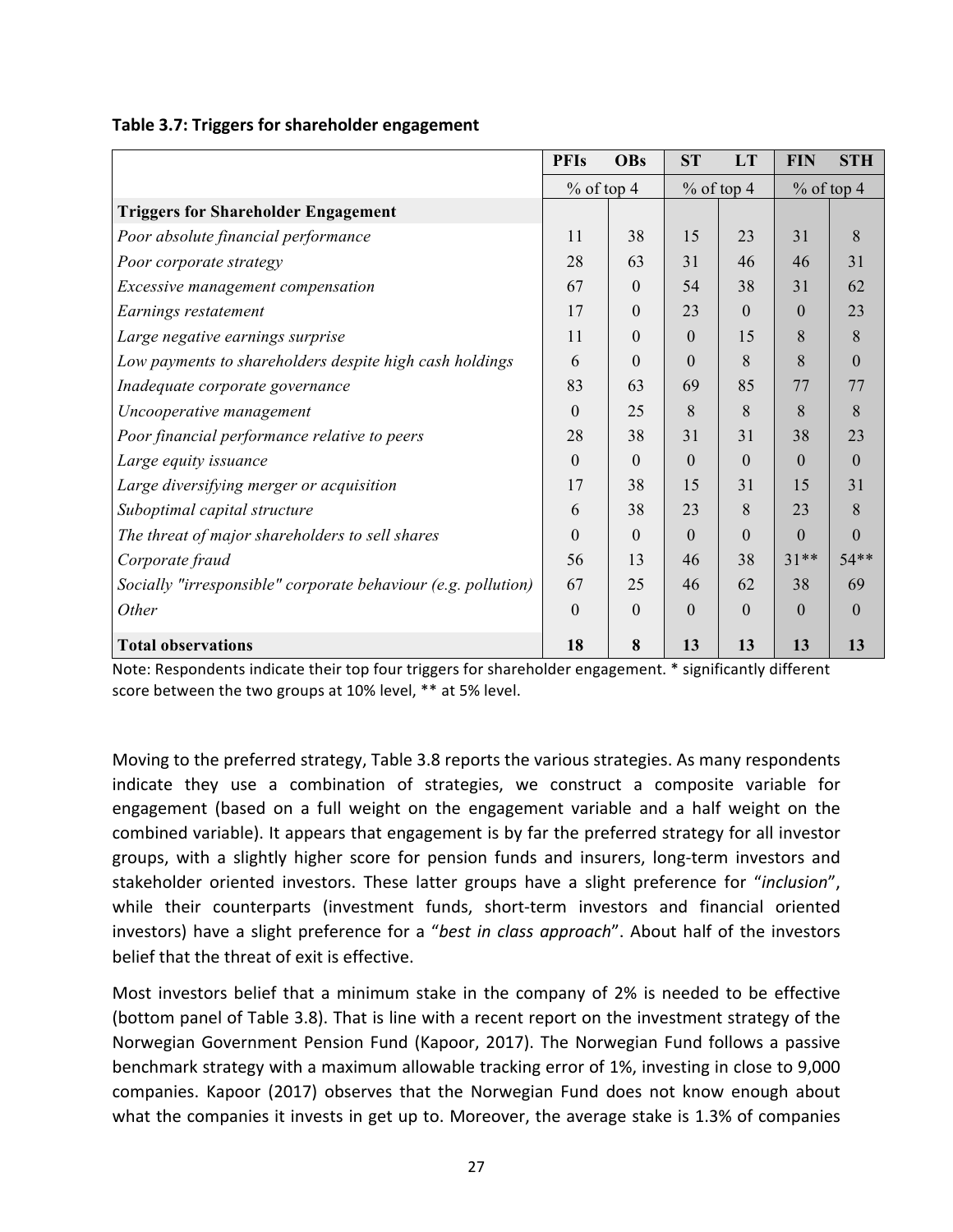**Table 3.7: Triggers for shareholder engagement**

| | PFIs | OBs | ST | LT | FIN | STH |
|---|---|---|---|---|---|---|
| | % of top 4 | | % of top 4 | | % of top 4 | |
| **Triggers for Shareholder Engagement** | | | | | | |
| *Poor absolute financial performance* | 11 | 38 | 15 | 23 | 31 | 8 |
| *Poor corporate strategy* | 28 | 63 | 31 | 46 | 46 | 31 |
| *Excessive management compensation* | 67 | 0 | 54 | 38 | 31 | 62 |
| *Earnings restatement* | 17 | 0 | 23 | 0 | 0 | 23 |
| *Large negative earnings surprise* | 11 | 0 | 0 | 15 | 8 | 8 |
| *Low payments to shareholders despite high cash holdings* | 6 | 0 | 0 | 8 | 8 | 0 |
| *Inadequate corporate governance* | 83 | 63 | 69 | 85 | 77 | 77 |
| *Uncooperative management* | 0 | 25 | 8 | 8 | 8 | 8 |
| *Poor financial performance relative to peers* | 28 | 38 | 31 | 31 | 38 | 23 |
| *Large equity issuance* | 0 | 0 | 0 | 0 | 0 | 0 |
| *Large diversifying merger or acquisition* | 17 | 38 | 15 | 31 | 15 | 31 |
| *Suboptimal capital structure* | 6 | 38 | 23 | 8 | 23 | 8 |
| *The threat of major shareholders to sell shares* | 0 | 0 | 0 | 0 | 0 | 0 |
| *Corporate fraud* | 56 | 13 | 46 | 38 | 31** | 54** |
| *Socially "irresponsible" corporate behaviour (e.g. pollution)* | 67 | 25 | 46 | 62 | 38 | 69 |
| *Other* | 0 | 0 | 0 | 0 | 0 | 0 |
| **Total observations** | **18** | **8** | **13** | **13** | **13** | **13** |

Note: Respondents indicate their top four triggers for shareholder engagement. * significantly different score between the two groups at 10% level, ** at 5% level.

Moving to the preferred strategy, Table 3.8 reports the various strategies. As many respondents indicate they use a combination of strategies, we construct a composite variable for engagement (based on a full weight on the engagement variable and a half weight on the combined variable). It appears that engagement is by far the preferred strategy for all investor groups, with a slightly higher score for pension funds and insurers, long-term investors and stakeholder oriented investors. These latter groups have a slight preference for "*inclusion*", while their counterparts (investment funds, short-term investors and financial oriented investors) have a slight preference for a "*best in class approach*". About half of the investors belief that the threat of exit is effective.

Most investors belief that a minimum stake in the company of 2% is needed to be effective (bottom panel of Table 3.8). That is line with a recent report on the investment strategy of the Norwegian Government Pension Fund (Kapoor, 2017). The Norwegian Fund follows a passive benchmark strategy with a maximum allowable tracking error of 1%, investing in close to 9,000 companies. Kapoor (2017) observes that the Norwegian Fund does not know enough about what the companies it invests in get up to. Moreover, the average stake is 1.3% of companies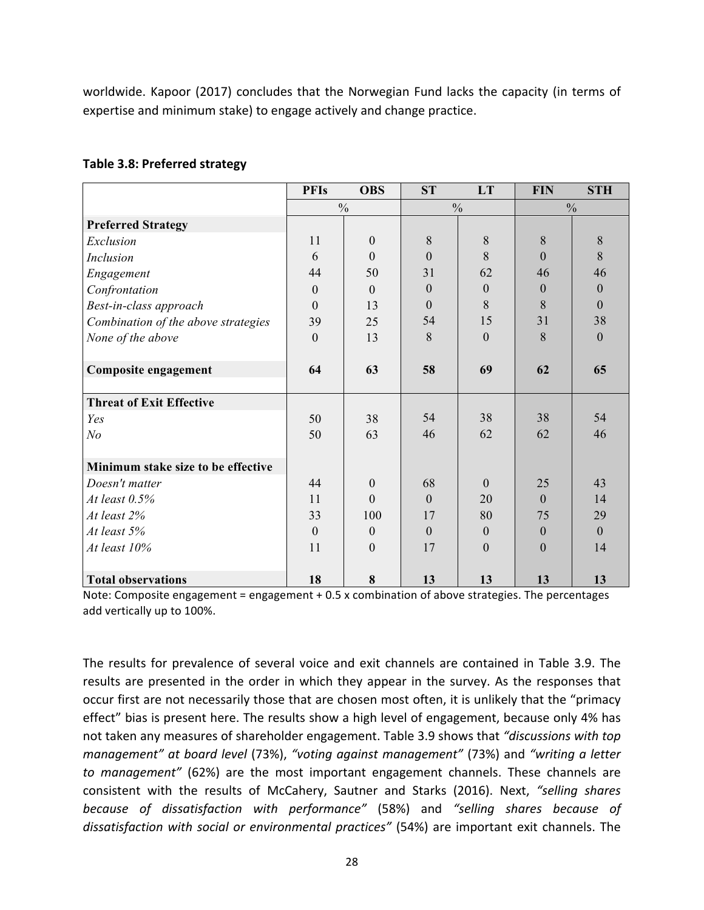worldwide. Kapoor (2017) concludes that the Norwegian Fund lacks the capacity (in terms of expertise and minimum stake) to engage actively and change practice.

**Table 3.8: Preferred strategy**

| | PFIs | OBS | ST | LT | FIN | STH |
|---|---|---|---|---|---|---|
| | % | | % | | % | |
| **Preferred Strategy** | | | | | | |
| *Exclusion* | 11 | 0 | 8 | 8 | 8 | 8 |
| *Inclusion* | 6 | 0 | 0 | 8 | 0 | 8 |
| *Engagement* | 44 | 50 | 31 | 62 | 46 | 46 |
| *Confrontation* | 0 | 0 | 0 | 0 | 0 | 0 |
| *Best-in-class approach* | 0 | 13 | 0 | 8 | 8 | 0 |
| *Combination of the above strategies* | 39 | 25 | 54 | 15 | 31 | 38 |
| *None of the above* | 0 | 13 | 8 | 0 | 8 | 0 |
| **Composite engagement** | **64** | **63** | **58** | **69** | **62** | **65** |
| **Threat of Exit Effective** | | | | | | |
| *Yes* | 50 | 38 | 54 | 38 | 38 | 54 |
| *No* | 50 | 63 | 46 | 62 | 62 | 46 |
| **Minimum stake size to be effective** | | | | | | |
| *Doesn't matter* | 44 | 0 | 68 | 0 | 25 | 43 |
| *At least 0.5%* | 11 | 0 | 0 | 20 | 0 | 14 |
| *At least 2%* | 33 | 100 | 17 | 80 | 75 | 29 |
| *At least 5%* | 0 | 0 | 0 | 0 | 0 | 0 |
| *At least 10%* | 11 | 0 | 17 | 0 | 0 | 14 |
| **Total observations** | **18** | **8** | **13** | **13** | **13** | **13** |

Note: Composite engagement = engagement + 0.5 x combination of above strategies. The percentages add vertically up to 100%.

The results for prevalence of several voice and exit channels are contained in Table 3.9. The results are presented in the order in which they appear in the survey. As the responses that occur first are not necessarily those that are chosen most often, it is unlikely that the "primacy effect" bias is present here. The results show a high level of engagement, because only 4% has not taken any measures of shareholder engagement. Table 3.9 shows that *"discussions with top management" at board level* (73%), *"voting against management"* (73%) and *"writing a letter to management"* (62%) are the most important engagement channels. These channels are consistent with the results of McCahery, Sautner and Starks (2016). Next, *"selling shares because of dissatisfaction with performance"* (58%) and *"selling shares because of dissatisfaction with social or environmental practices"* (54%) are important exit channels. The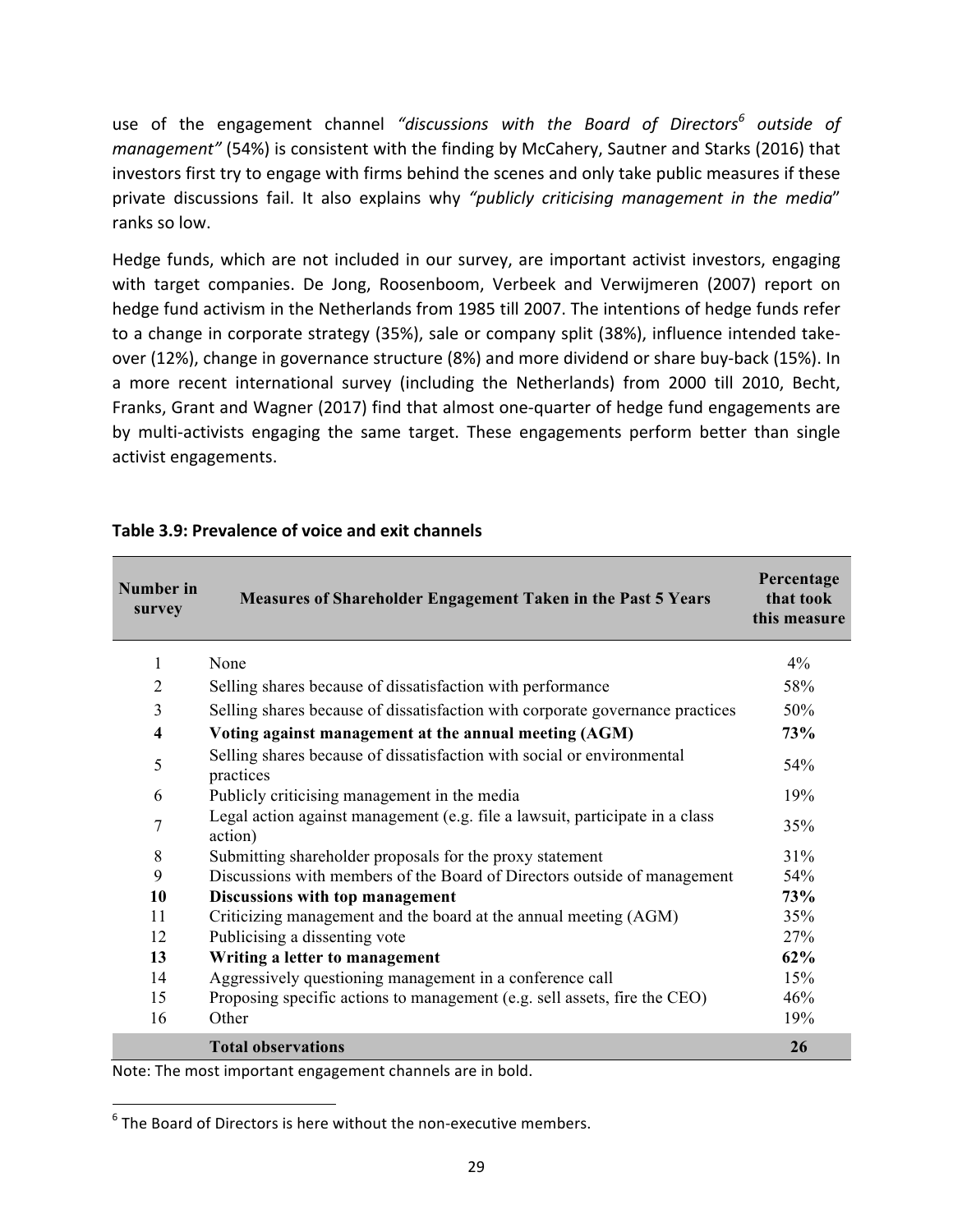use of the engagement channel *"discussions with the Board of Directors[6] outside of management"* (54%) is consistent with the finding by McCahery, Sautner and Starks (2016) that investors first try to engage with firms behind the scenes and only take public measures if these private discussions fail. It also explains why *"publicly criticising management in the media"* ranks so low.

Hedge funds, which are not included in our survey, are important activist investors, engaging with target companies. De Jong, Roosenboom, Verbeek and Verwijmeren (2007) report on hedge fund activism in the Netherlands from 1985 till 2007. The intentions of hedge funds refer to a change in corporate strategy (35%), sale or company split (38%), influence intended take-over (12%), change in governance structure (8%) and more dividend or share buy-back (15%). In a more recent international survey (including the Netherlands) from 2000 till 2010, Becht, Franks, Grant and Wagner (2017) find that almost one-quarter of hedge fund engagements are by multi-activists engaging the same target. These engagements perform better than single activist engagements.

**Table 3.9: Prevalence of voice and exit channels**

| Number in survey | Measures of Shareholder Engagement Taken in the Past 5 Years | Percentage that took this measure |
|---|---|---|
| 1 | None | 4% |
| 2 | Selling shares because of dissatisfaction with performance | 58% |
| 3 | Selling shares because of dissatisfaction with corporate governance practices | 50% |
| **4** | **Voting against management at the annual meeting (AGM)** | **73%** |
| 5 | Selling shares because of dissatisfaction with social or environmental practices | 54% |
| 6 | Publicly criticising management in the media | 19% |
| 7 | Legal action against management (e.g. file a lawsuit, participate in a class action) | 35% |
| 8 | Submitting shareholder proposals for the proxy statement | 31% |
| 9 | Discussions with members of the Board of Directors outside of management | 54% |
| **10** | **Discussions with top management** | **73%** |
| 11 | Criticizing management and the board at the annual meeting (AGM) | 35% |
| 12 | Publicising a dissenting vote | 27% |
| **13** | **Writing a letter to management** | **62%** |
| 14 | Aggressively questioning management in a conference call | 15% |
| 15 | Proposing specific actions to management (e.g. sell assets, fire the CEO) | 46% |
| 16 | Other | 19% |
| | **Total observations** | **26** |

Note: The most important engagement channels are in bold.

[6] The Board of Directors is here without the non-executive members.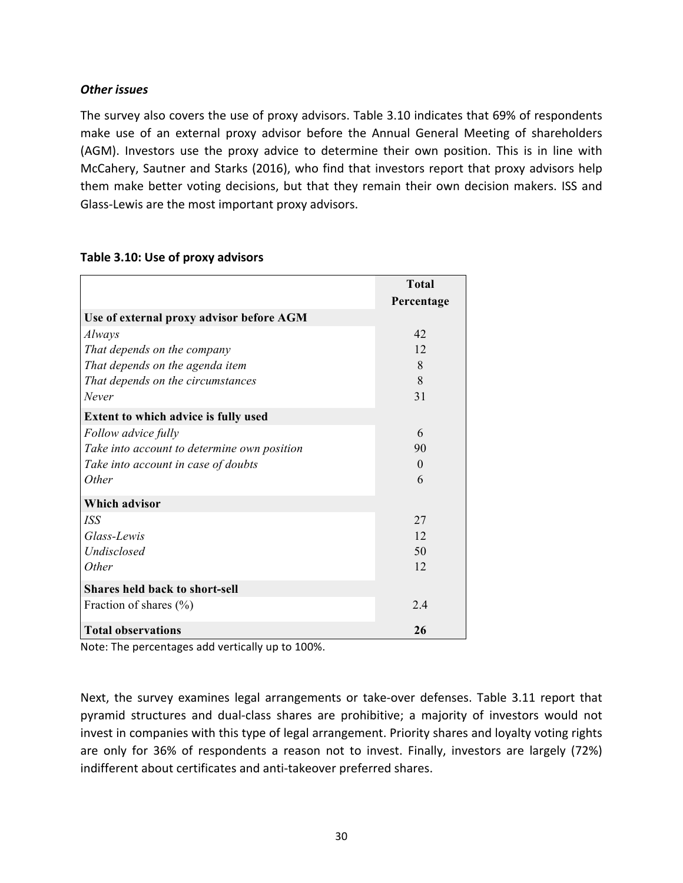### *Other issues*

The survey also covers the use of proxy advisors. Table 3.10 indicates that 69% of respondents make use of an external proxy advisor before the Annual General Meeting of shareholders (AGM). Investors use the proxy advice to determine their own position. This is in line with McCahery, Sautner and Starks (2016), who find that investors report that proxy advisors help them make better voting decisions, but that they remain their own decision makers. ISS and Glass-Lewis are the most important proxy advisors.

**Table 3.10: Use of proxy advisors**

| | **Total Percentage** |
|---|---|
| **Use of external proxy advisor before AGM** | |
| *Always* | 42 |
| *That depends on the company* | 12 |
| *That depends on the agenda item* | 8 |
| *That depends on the circumstances* | 8 |
| *Never* | 31 |
| **Extent to which advice is fully used** | |
| *Follow advice fully* | 6 |
| *Take into account to determine own position* | 90 |
| *Take into account in case of doubts* | 0 |
| *Other* | 6 |
| **Which advisor** | |
| *ISS* | 27 |
| *Glass-Lewis* | 12 |
| *Undisclosed* | 50 |
| *Other* | 12 |
| **Shares held back to short-sell** | |
| Fraction of shares (%) | 2.4 |
| **Total observations** | **26** |

Note: The percentages add vertically up to 100%.

Next, the survey examines legal arrangements or take-over defenses. Table 3.11 report that pyramid structures and dual-class shares are prohibitive; a majority of investors would not invest in companies with this type of legal arrangement. Priority shares and loyalty voting rights are only for 36% of respondents a reason not to invest. Finally, investors are largely (72%) indifferent about certificates and anti-takeover preferred shares.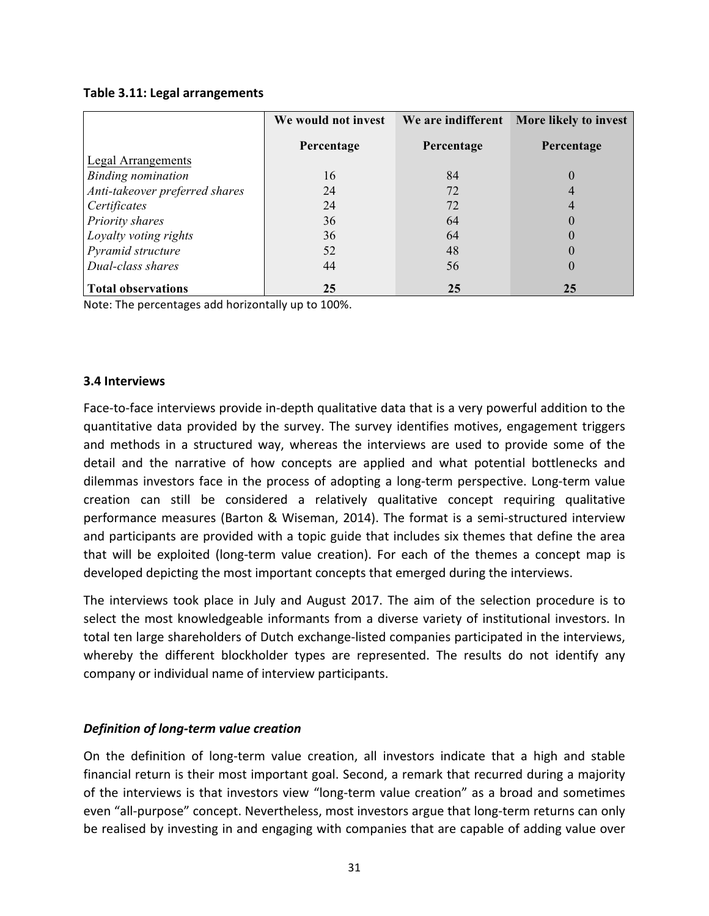**Table 3.11: Legal arrangements**

| | We would not invest | We are indifferent | More likely to invest |
|---|---|---|---|
| | Percentage | Percentage | Percentage |
| Legal Arrangements | | | |
| *Binding nomination* | 16 | 84 | 0 |
| *Anti-takeover preferred shares* | 24 | 72 | 4 |
| *Certificates* | 24 | 72 | 4 |
| *Priority shares* | 36 | 64 | 0 |
| *Loyalty voting rights* | 36 | 64 | 0 |
| *Pyramid structure* | 52 | 48 | 0 |
| *Dual-class shares* | 44 | 56 | 0 |
| **Total observations** | **25** | **25** | **25** |

Note: The percentages add horizontally up to 100%.

### 3.4 Interviews

Face-to-face interviews provide in-depth qualitative data that is a very powerful addition to the quantitative data provided by the survey. The survey identifies motives, engagement triggers and methods in a structured way, whereas the interviews are used to provide some of the detail and the narrative of how concepts are applied and what potential bottlenecks and dilemmas investors face in the process of adopting a long-term perspective. Long-term value creation can still be considered a relatively qualitative concept requiring qualitative performance measures (Barton & Wiseman, 2014). The format is a semi-structured interview and participants are provided with a topic guide that includes six themes that define the area that will be exploited (long-term value creation). For each of the themes a concept map is developed depicting the most important concepts that emerged during the interviews.

The interviews took place in July and August 2017. The aim of the selection procedure is to select the most knowledgeable informants from a diverse variety of institutional investors. In total ten large shareholders of Dutch exchange-listed companies participated in the interviews, whereby the different blockholder types are represented. The results do not identify any company or individual name of interview participants.

#### *Definition of long-term value creation*

On the definition of long-term value creation, all investors indicate that a high and stable financial return is their most important goal. Second, a remark that recurred during a majority of the interviews is that investors view "long-term value creation" as a broad and sometimes even "all-purpose" concept. Nevertheless, most investors argue that long-term returns can only be realised by investing in and engaging with companies that are capable of adding value over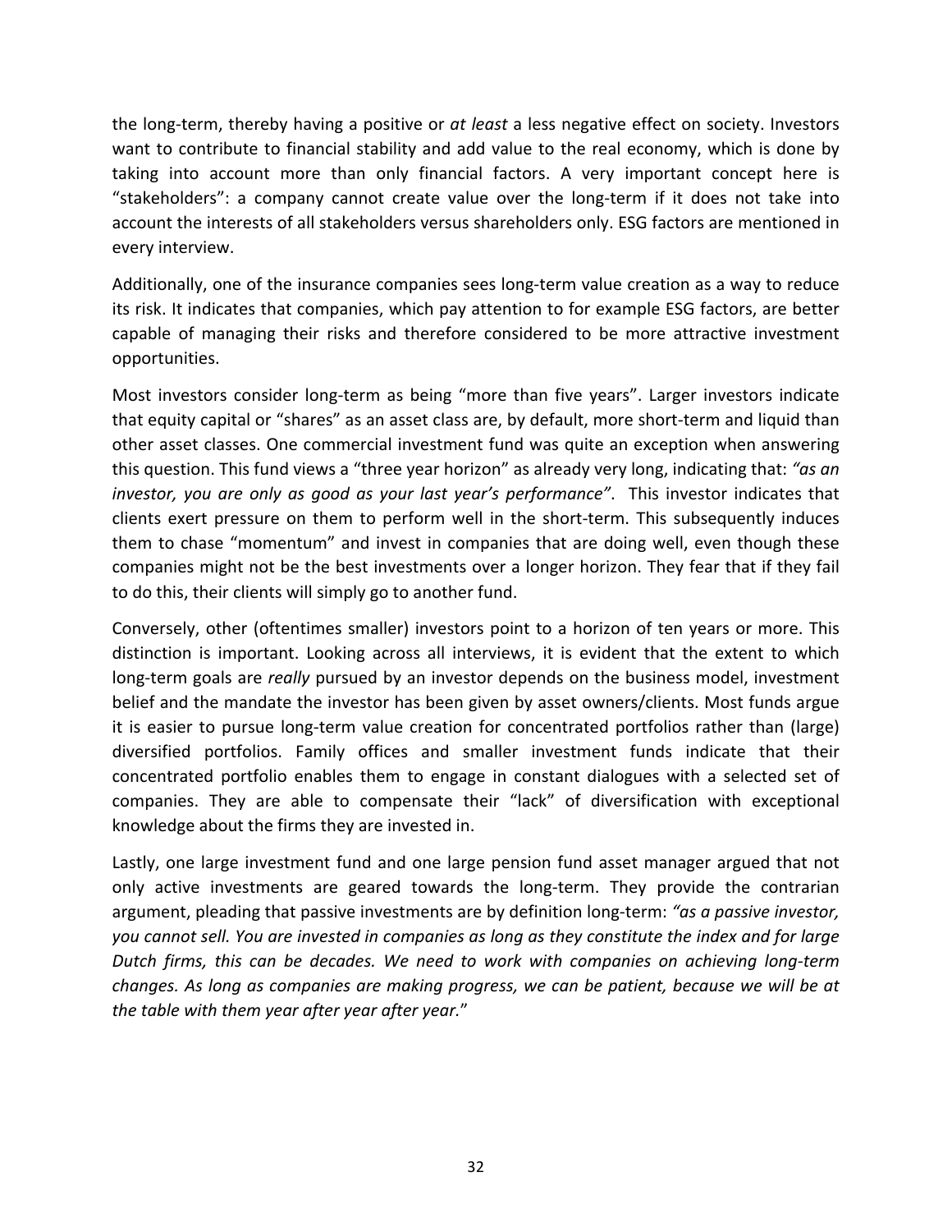the long-term, thereby having a positive or *at least* a less negative effect on society. Investors want to contribute to financial stability and add value to the real economy, which is done by taking into account more than only financial factors. A very important concept here is "stakeholders": a company cannot create value over the long-term if it does not take into account the interests of all stakeholders versus shareholders only. ESG factors are mentioned in every interview.

Additionally, one of the insurance companies sees long-term value creation as a way to reduce its risk. It indicates that companies, which pay attention to for example ESG factors, are better capable of managing their risks and therefore considered to be more attractive investment opportunities.

Most investors consider long-term as being "more than five years". Larger investors indicate that equity capital or "shares" as an asset class are, by default, more short-term and liquid than other asset classes. One commercial investment fund was quite an exception when answering this question. This fund views a "three year horizon" as already very long, indicating that: *"as an investor, you are only as good as your last year's performance"*. This investor indicates that clients exert pressure on them to perform well in the short-term. This subsequently induces them to chase "momentum" and invest in companies that are doing well, even though these companies might not be the best investments over a longer horizon. They fear that if they fail to do this, their clients will simply go to another fund.

Conversely, other (oftentimes smaller) investors point to a horizon of ten years or more. This distinction is important. Looking across all interviews, it is evident that the extent to which long-term goals are *really* pursued by an investor depends on the business model, investment belief and the mandate the investor has been given by asset owners/clients. Most funds argue it is easier to pursue long-term value creation for concentrated portfolios rather than (large) diversified portfolios. Family offices and smaller investment funds indicate that their concentrated portfolio enables them to engage in constant dialogues with a selected set of companies. They are able to compensate their "lack" of diversification with exceptional knowledge about the firms they are invested in.

Lastly, one large investment fund and one large pension fund asset manager argued that not only active investments are geared towards the long-term. They provide the contrarian argument, pleading that passive investments are by definition long-term: *"as a passive investor, you cannot sell. You are invested in companies as long as they constitute the index and for large Dutch firms, this can be decades. We need to work with companies on achieving long-term changes. As long as companies are making progress, we can be patient, because we will be at the table with them year after year after year.*"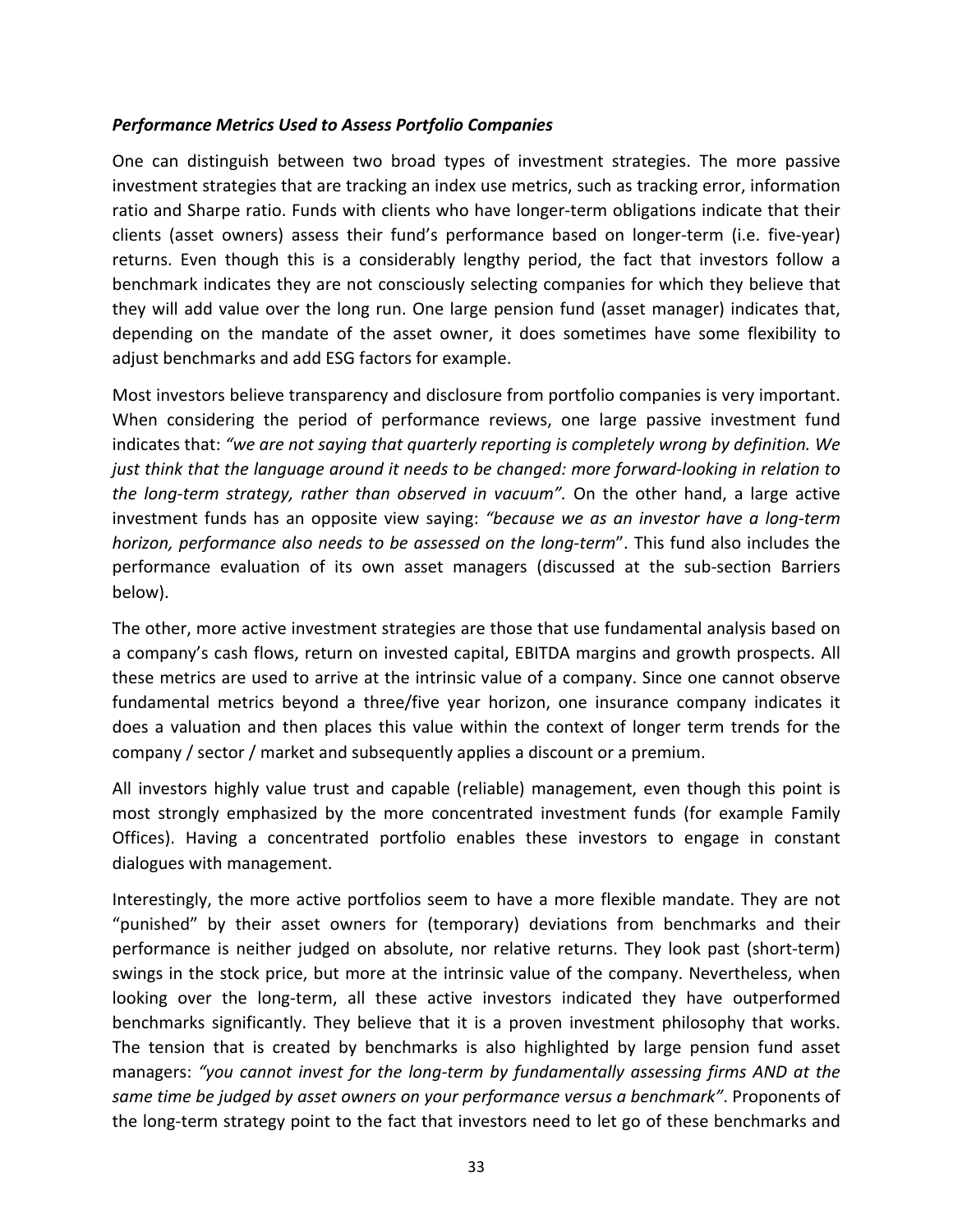***Performance Metrics Used to Assess Portfolio Companies***

One can distinguish between two broad types of investment strategies. The more passive investment strategies that are tracking an index use metrics, such as tracking error, information ratio and Sharpe ratio. Funds with clients who have longer-term obligations indicate that their clients (asset owners) assess their fund's performance based on longer-term (i.e. five-year) returns. Even though this is a considerably lengthy period, the fact that investors follow a benchmark indicates they are not consciously selecting companies for which they believe that they will add value over the long run. One large pension fund (asset manager) indicates that, depending on the mandate of the asset owner, it does sometimes have some flexibility to adjust benchmarks and add ESG factors for example.

Most investors believe transparency and disclosure from portfolio companies is very important. When considering the period of performance reviews, one large passive investment fund indicates that: *"we are not saying that quarterly reporting is completely wrong by definition. We just think that the language around it needs to be changed: more forward-looking in relation to the long-term strategy, rather than observed in vacuum".* On the other hand, a large active investment funds has an opposite view saying: *"because we as an investor have a long-term horizon, performance also needs to be assessed on the long-term*". This fund also includes the performance evaluation of its own asset managers (discussed at the sub-section Barriers below).

The other, more active investment strategies are those that use fundamental analysis based on a company's cash flows, return on invested capital, EBITDA margins and growth prospects. All these metrics are used to arrive at the intrinsic value of a company. Since one cannot observe fundamental metrics beyond a three/five year horizon, one insurance company indicates it does a valuation and then places this value within the context of longer term trends for the company / sector / market and subsequently applies a discount or a premium.

All investors highly value trust and capable (reliable) management, even though this point is most strongly emphasized by the more concentrated investment funds (for example Family Offices). Having a concentrated portfolio enables these investors to engage in constant dialogues with management.

Interestingly, the more active portfolios seem to have a more flexible mandate. They are not "punished" by their asset owners for (temporary) deviations from benchmarks and their performance is neither judged on absolute, nor relative returns. They look past (short-term) swings in the stock price, but more at the intrinsic value of the company. Nevertheless, when looking over the long-term, all these active investors indicated they have outperformed benchmarks significantly. They believe that it is a proven investment philosophy that works. The tension that is created by benchmarks is also highlighted by large pension fund asset managers: *"you cannot invest for the long-term by fundamentally assessing firms AND at the same time be judged by asset owners on your performance versus a benchmark"*. Proponents of the long-term strategy point to the fact that investors need to let go of these benchmarks and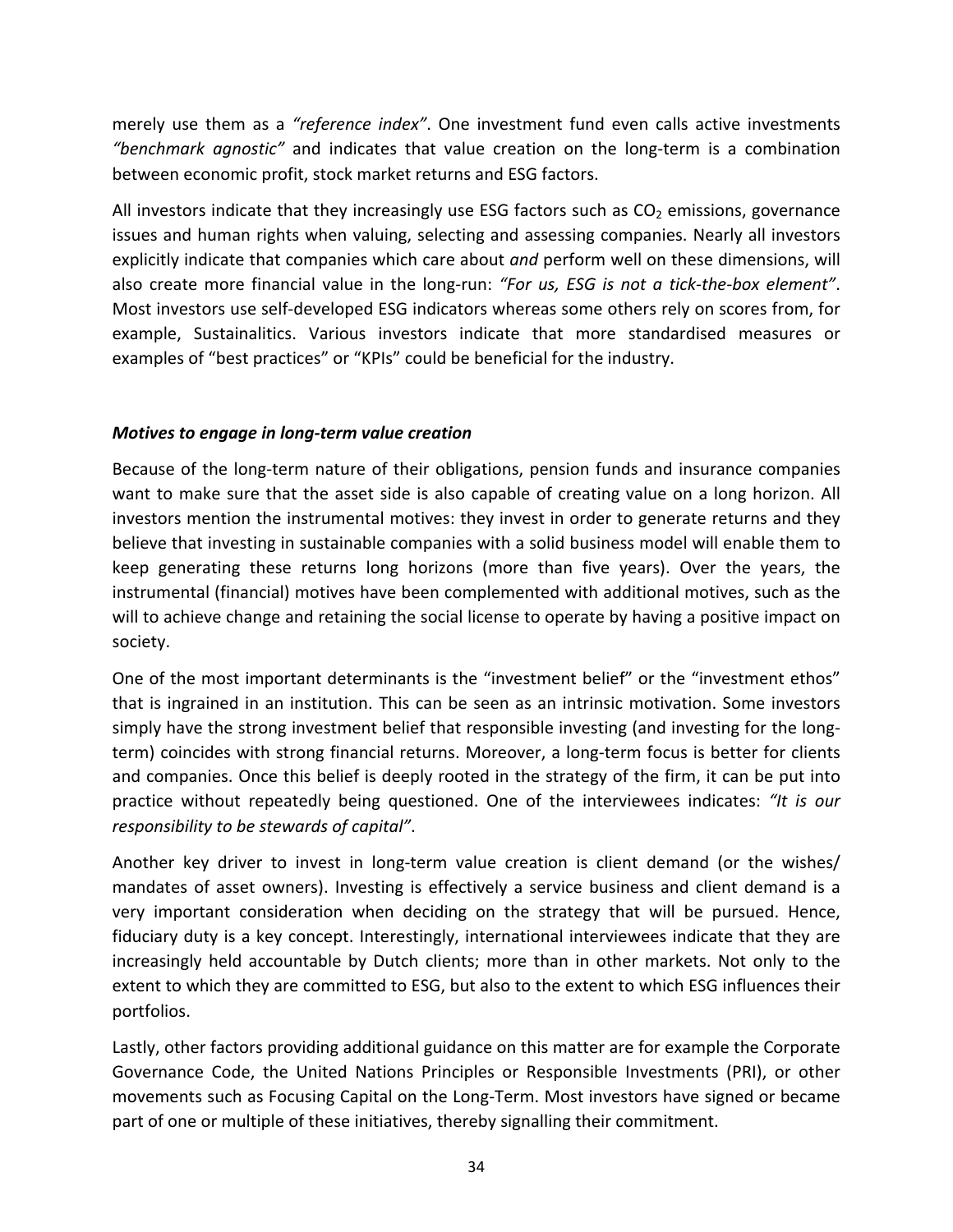merely use them as a *"reference index"*. One investment fund even calls active investments *"benchmark agnostic"* and indicates that value creation on the long-term is a combination between economic profit, stock market returns and ESG factors.

All investors indicate that they increasingly use ESG factors such as $CO_2$ emissions, governance issues and human rights when valuing, selecting and assessing companies. Nearly all investors explicitly indicate that companies which care about *and* perform well on these dimensions, will also create more financial value in the long-run: *"For us, ESG is not a tick-the-box element"*. Most investors use self-developed ESG indicators whereas some others rely on scores from, for example, Sustainalitics. Various investors indicate that more standardised measures or examples of "best practices" or "KPIs" could be beneficial for the industry.

### ***Motives to engage in long-term value creation***

Because of the long-term nature of their obligations, pension funds and insurance companies want to make sure that the asset side is also capable of creating value on a long horizon. All investors mention the instrumental motives: they invest in order to generate returns and they believe that investing in sustainable companies with a solid business model will enable them to keep generating these returns long horizons (more than five years). Over the years, the instrumental (financial) motives have been complemented with additional motives, such as the will to achieve change and retaining the social license to operate by having a positive impact on society.

One of the most important determinants is the "investment belief" or the "investment ethos" that is ingrained in an institution. This can be seen as an intrinsic motivation. Some investors simply have the strong investment belief that responsible investing (and investing for the long-term) coincides with strong financial returns. Moreover, a long-term focus is better for clients and companies. Once this belief is deeply rooted in the strategy of the firm, it can be put into practice without repeatedly being questioned. One of the interviewees indicates: *"It is our responsibility to be stewards of capital"*.

Another key driver to invest in long-term value creation is client demand (or the wishes/ mandates of asset owners). Investing is effectively a service business and client demand is a very important consideration when deciding on the strategy that will be pursued. Hence, fiduciary duty is a key concept. Interestingly, international interviewees indicate that they are increasingly held accountable by Dutch clients; more than in other markets. Not only to the extent to which they are committed to ESG, but also to the extent to which ESG influences their portfolios.

Lastly, other factors providing additional guidance on this matter are for example the Corporate Governance Code, the United Nations Principles or Responsible Investments (PRI), or other movements such as Focusing Capital on the Long-Term. Most investors have signed or became part of one or multiple of these initiatives, thereby signalling their commitment.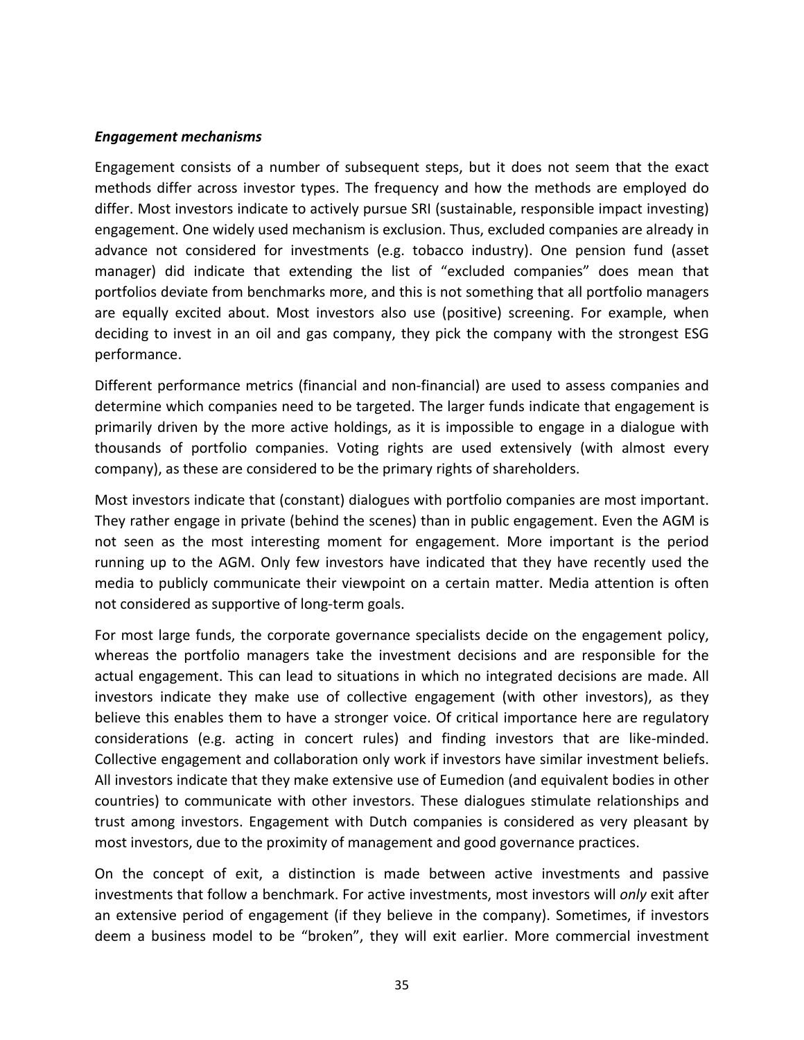***Engagement mechanisms***

Engagement consists of a number of subsequent steps, but it does not seem that the exact methods differ across investor types. The frequency and how the methods are employed do differ. Most investors indicate to actively pursue SRI (sustainable, responsible impact investing) engagement. One widely used mechanism is exclusion. Thus, excluded companies are already in advance not considered for investments (e.g. tobacco industry). One pension fund (asset manager) did indicate that extending the list of "excluded companies" does mean that portfolios deviate from benchmarks more, and this is not something that all portfolio managers are equally excited about. Most investors also use (positive) screening. For example, when deciding to invest in an oil and gas company, they pick the company with the strongest ESG performance.

Different performance metrics (financial and non-financial) are used to assess companies and determine which companies need to be targeted. The larger funds indicate that engagement is primarily driven by the more active holdings, as it is impossible to engage in a dialogue with thousands of portfolio companies. Voting rights are used extensively (with almost every company), as these are considered to be the primary rights of shareholders.

Most investors indicate that (constant) dialogues with portfolio companies are most important. They rather engage in private (behind the scenes) than in public engagement. Even the AGM is not seen as the most interesting moment for engagement. More important is the period running up to the AGM. Only few investors have indicated that they have recently used the media to publicly communicate their viewpoint on a certain matter. Media attention is often not considered as supportive of long-term goals.

For most large funds, the corporate governance specialists decide on the engagement policy, whereas the portfolio managers take the investment decisions and are responsible for the actual engagement. This can lead to situations in which no integrated decisions are made. All investors indicate they make use of collective engagement (with other investors), as they believe this enables them to have a stronger voice. Of critical importance here are regulatory considerations (e.g. acting in concert rules) and finding investors that are like-minded. Collective engagement and collaboration only work if investors have similar investment beliefs. All investors indicate that they make extensive use of Eumedion (and equivalent bodies in other countries) to communicate with other investors. These dialogues stimulate relationships and trust among investors. Engagement with Dutch companies is considered as very pleasant by most investors, due to the proximity of management and good governance practices.

On the concept of exit, a distinction is made between active investments and passive investments that follow a benchmark. For active investments, most investors will *only* exit after an extensive period of engagement (if they believe in the company). Sometimes, if investors deem a business model to be "broken", they will exit earlier. More commercial investment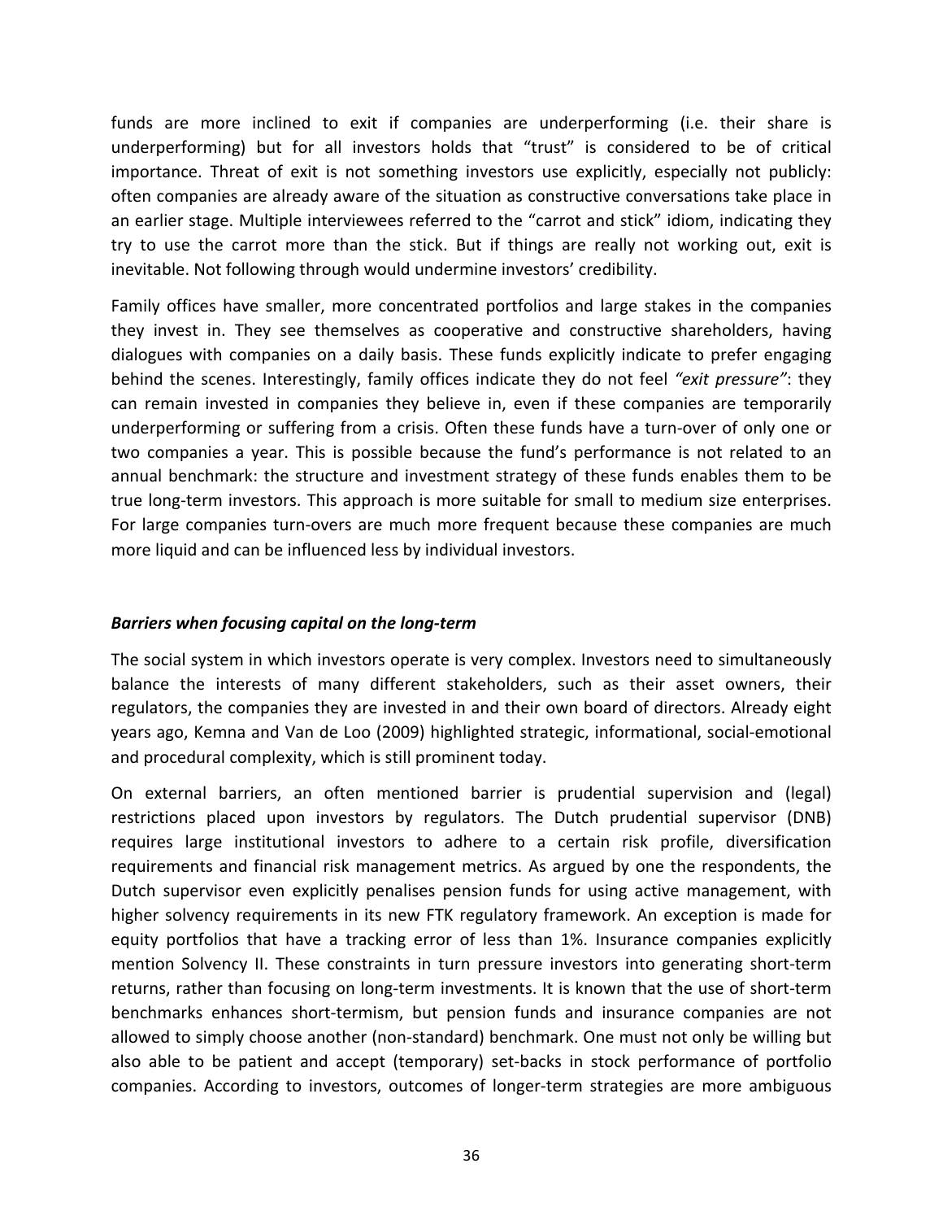funds are more inclined to exit if companies are underperforming (i.e. their share is underperforming) but for all investors holds that "trust" is considered to be of critical importance. Threat of exit is not something investors use explicitly, especially not publicly: often companies are already aware of the situation as constructive conversations take place in an earlier stage. Multiple interviewees referred to the "carrot and stick" idiom, indicating they try to use the carrot more than the stick. But if things are really not working out, exit is inevitable. Not following through would undermine investors' credibility.

Family offices have smaller, more concentrated portfolios and large stakes in the companies they invest in. They see themselves as cooperative and constructive shareholders, having dialogues with companies on a daily basis. These funds explicitly indicate to prefer engaging behind the scenes. Interestingly, family offices indicate they do not feel *"exit pressure"*: they can remain invested in companies they believe in, even if these companies are temporarily underperforming or suffering from a crisis. Often these funds have a turn-over of only one or two companies a year. This is possible because the fund's performance is not related to an annual benchmark: the structure and investment strategy of these funds enables them to be true long-term investors. This approach is more suitable for small to medium size enterprises. For large companies turn-overs are much more frequent because these companies are much more liquid and can be influenced less by individual investors.

***Barriers when focusing capital on the long-term***

The social system in which investors operate is very complex. Investors need to simultaneously balance the interests of many different stakeholders, such as their asset owners, their regulators, the companies they are invested in and their own board of directors. Already eight years ago, Kemna and Van de Loo (2009) highlighted strategic, informational, social-emotional and procedural complexity, which is still prominent today.

On external barriers, an often mentioned barrier is prudential supervision and (legal) restrictions placed upon investors by regulators. The Dutch prudential supervisor (DNB) requires large institutional investors to adhere to a certain risk profile, diversification requirements and financial risk management metrics. As argued by one the respondents, the Dutch supervisor even explicitly penalises pension funds for using active management, with higher solvency requirements in its new FTK regulatory framework. An exception is made for equity portfolios that have a tracking error of less than 1%. Insurance companies explicitly mention Solvency II. These constraints in turn pressure investors into generating short-term returns, rather than focusing on long-term investments. It is known that the use of short-term benchmarks enhances short-termism, but pension funds and insurance companies are not allowed to simply choose another (non-standard) benchmark. One must not only be willing but also able to be patient and accept (temporary) set-backs in stock performance of portfolio companies. According to investors, outcomes of longer-term strategies are more ambiguous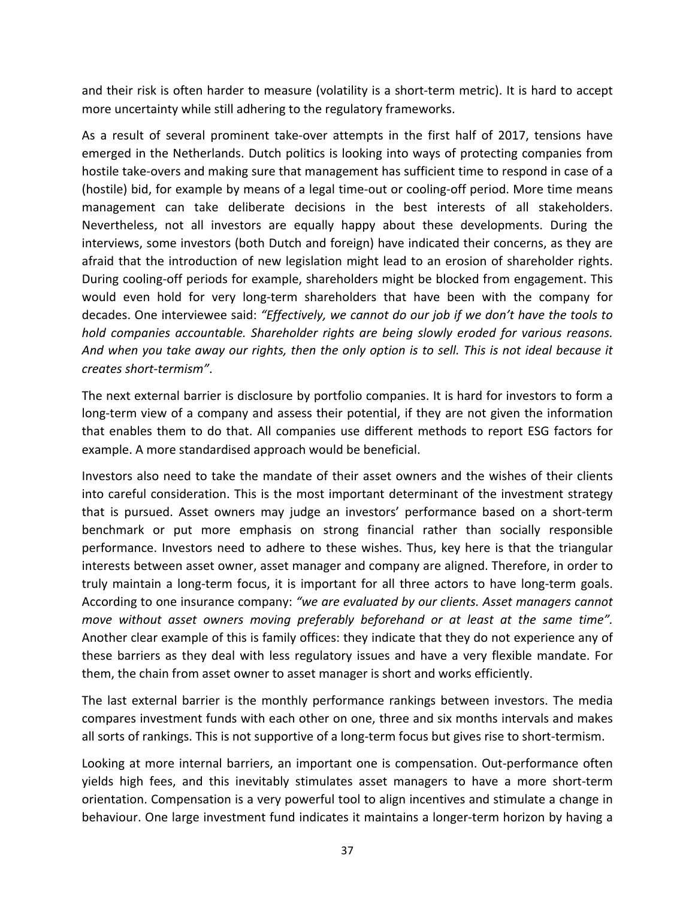and their risk is often harder to measure (volatility is a short-term metric). It is hard to accept more uncertainty while still adhering to the regulatory frameworks.

As a result of several prominent take-over attempts in the first half of 2017, tensions have emerged in the Netherlands. Dutch politics is looking into ways of protecting companies from hostile take-overs and making sure that management has sufficient time to respond in case of a (hostile) bid, for example by means of a legal time-out or cooling-off period. More time means management can take deliberate decisions in the best interests of all stakeholders. Nevertheless, not all investors are equally happy about these developments. During the interviews, some investors (both Dutch and foreign) have indicated their concerns, as they are afraid that the introduction of new legislation might lead to an erosion of shareholder rights. During cooling-off periods for example, shareholders might be blocked from engagement. This would even hold for very long-term shareholders that have been with the company for decades. One interviewee said: *"Effectively, we cannot do our job if we don't have the tools to hold companies accountable. Shareholder rights are being slowly eroded for various reasons. And when you take away our rights, then the only option is to sell. This is not ideal because it creates short-termism"*.

The next external barrier is disclosure by portfolio companies. It is hard for investors to form a long-term view of a company and assess their potential, if they are not given the information that enables them to do that. All companies use different methods to report ESG factors for example. A more standardised approach would be beneficial.

Investors also need to take the mandate of their asset owners and the wishes of their clients into careful consideration. This is the most important determinant of the investment strategy that is pursued. Asset owners may judge an investors' performance based on a short-term benchmark or put more emphasis on strong financial rather than socially responsible performance. Investors need to adhere to these wishes. Thus, key here is that the triangular interests between asset owner, asset manager and company are aligned. Therefore, in order to truly maintain a long-term focus, it is important for all three actors to have long-term goals. According to one insurance company: *"we are evaluated by our clients. Asset managers cannot move without asset owners moving preferably beforehand or at least at the same time".* Another clear example of this is family offices: they indicate that they do not experience any of these barriers as they deal with less regulatory issues and have a very flexible mandate. For them, the chain from asset owner to asset manager is short and works efficiently.

The last external barrier is the monthly performance rankings between investors. The media compares investment funds with each other on one, three and six months intervals and makes all sorts of rankings. This is not supportive of a long-term focus but gives rise to short-termism.

Looking at more internal barriers, an important one is compensation. Out-performance often yields high fees, and this inevitably stimulates asset managers to have a more short-term orientation. Compensation is a very powerful tool to align incentives and stimulate a change in behaviour. One large investment fund indicates it maintains a longer-term horizon by having a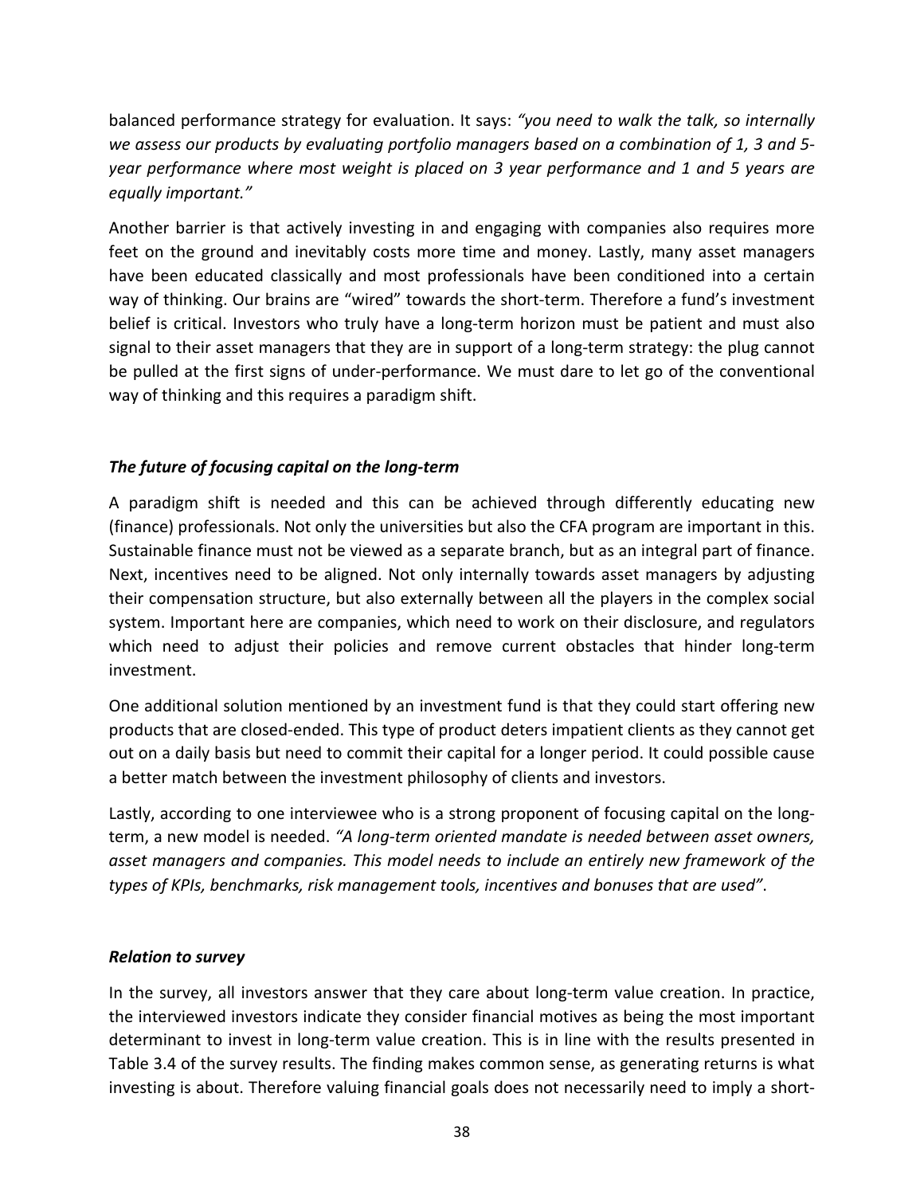balanced performance strategy for evaluation. It says: *"you need to walk the talk, so internally we assess our products by evaluating portfolio managers based on a combination of 1, 3 and 5-year performance where most weight is placed on 3 year performance and 1 and 5 years are equally important."*

Another barrier is that actively investing in and engaging with companies also requires more feet on the ground and inevitably costs more time and money. Lastly, many asset managers have been educated classically and most professionals have been conditioned into a certain way of thinking. Our brains are "wired" towards the short-term. Therefore a fund's investment belief is critical. Investors who truly have a long-term horizon must be patient and must also signal to their asset managers that they are in support of a long-term strategy: the plug cannot be pulled at the first signs of under-performance. We must dare to let go of the conventional way of thinking and this requires a paradigm shift.

### *The future of focusing capital on the long-term*

A paradigm shift is needed and this can be achieved through differently educating new (finance) professionals. Not only the universities but also the CFA program are important in this. Sustainable finance must not be viewed as a separate branch, but as an integral part of finance. Next, incentives need to be aligned. Not only internally towards asset managers by adjusting their compensation structure, but also externally between all the players in the complex social system. Important here are companies, which need to work on their disclosure, and regulators which need to adjust their policies and remove current obstacles that hinder long-term investment.

One additional solution mentioned by an investment fund is that they could start offering new products that are closed-ended. This type of product deters impatient clients as they cannot get out on a daily basis but need to commit their capital for a longer period. It could possible cause a better match between the investment philosophy of clients and investors.

Lastly, according to one interviewee who is a strong proponent of focusing capital on the long-term, a new model is needed. *"A long-term oriented mandate is needed between asset owners, asset managers and companies. This model needs to include an entirely new framework of the types of KPIs, benchmarks, risk management tools, incentives and bonuses that are used"*.

### *Relation to survey*

In the survey, all investors answer that they care about long-term value creation. In practice, the interviewed investors indicate they consider financial motives as being the most important determinant to invest in long-term value creation. This is in line with the results presented in Table 3.4 of the survey results. The finding makes common sense, as generating returns is what investing is about. Therefore valuing financial goals does not necessarily need to imply a short-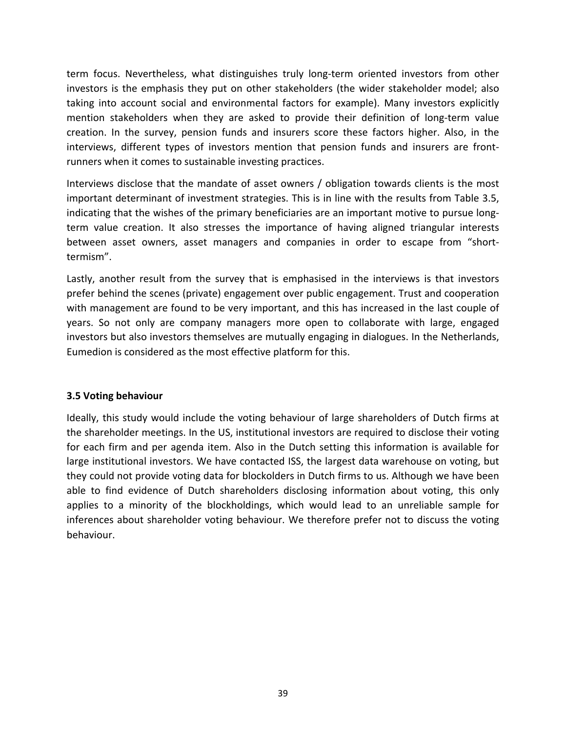term focus. Nevertheless, what distinguishes truly long-term oriented investors from other investors is the emphasis they put on other stakeholders (the wider stakeholder model; also taking into account social and environmental factors for example). Many investors explicitly mention stakeholders when they are asked to provide their definition of long-term value creation. In the survey, pension funds and insurers score these factors higher. Also, in the interviews, different types of investors mention that pension funds and insurers are front-runners when it comes to sustainable investing practices.

Interviews disclose that the mandate of asset owners / obligation towards clients is the most important determinant of investment strategies. This is in line with the results from Table 3.5, indicating that the wishes of the primary beneficiaries are an important motive to pursue long-term value creation. It also stresses the importance of having aligned triangular interests between asset owners, asset managers and companies in order to escape from "short-termism".

Lastly, another result from the survey that is emphasised in the interviews is that investors prefer behind the scenes (private) engagement over public engagement. Trust and cooperation with management are found to be very important, and this has increased in the last couple of years. So not only are company managers more open to collaborate with large, engaged investors but also investors themselves are mutually engaging in dialogues. In the Netherlands, Eumedion is considered as the most effective platform for this.

### 3.5 Voting behaviour

Ideally, this study would include the voting behaviour of large shareholders of Dutch firms at the shareholder meetings. In the US, institutional investors are required to disclose their voting for each firm and per agenda item. Also in the Dutch setting this information is available for large institutional investors. We have contacted ISS, the largest data warehouse on voting, but they could not provide voting data for blockolders in Dutch firms to us. Although we have been able to find evidence of Dutch shareholders disclosing information about voting, this only applies to a minority of the blockholdings, which would lead to an unreliable sample for inferences about shareholder voting behaviour. We therefore prefer not to discuss the voting behaviour.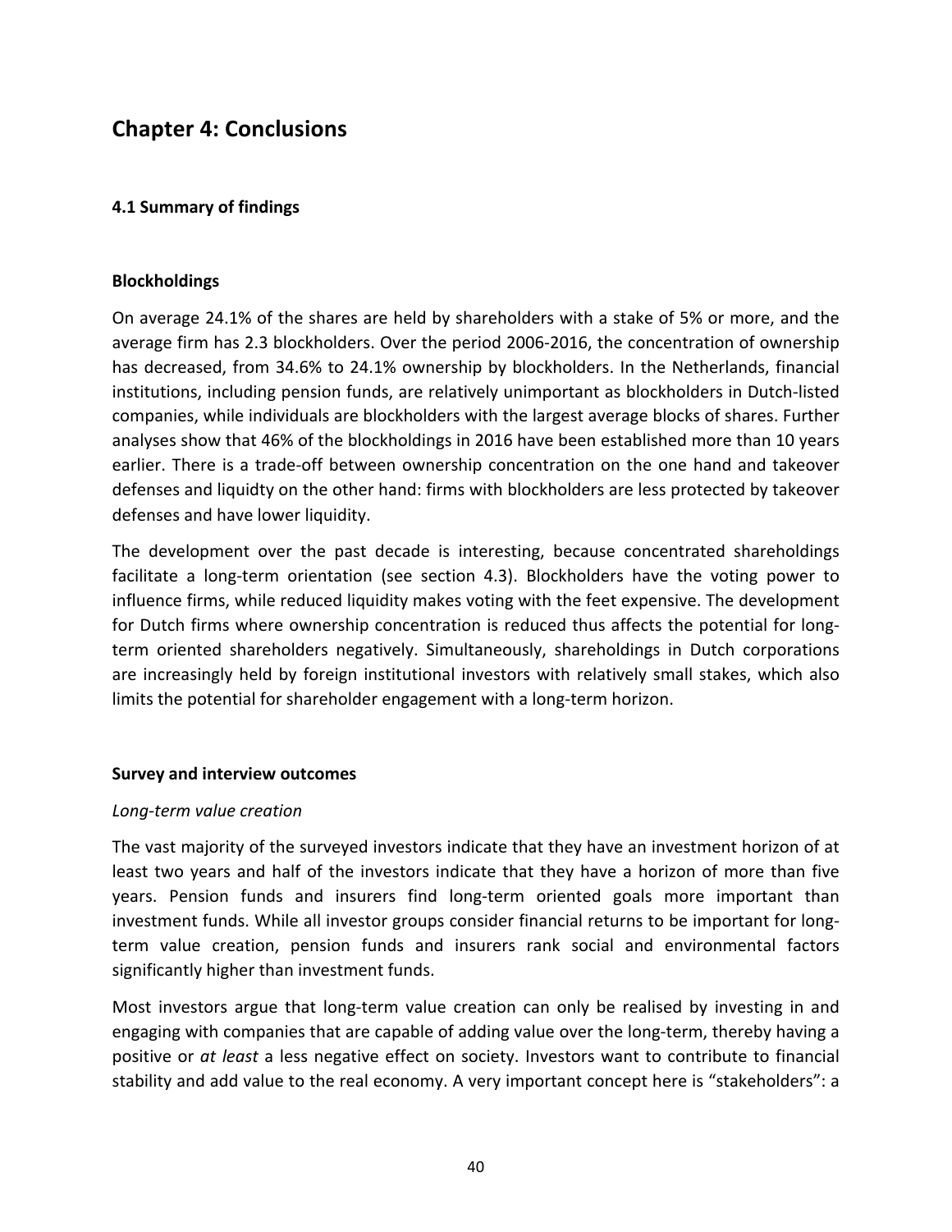# Chapter 4: Conclusions

### 4.1 Summary of findings

#### Blockholdings

On average 24.1% of the shares are held by shareholders with a stake of 5% or more, and the average firm has 2.3 blockholders. Over the period 2006-2016, the concentration of ownership has decreased, from 34.6% to 24.1% ownership by blockholders. In the Netherlands, financial institutions, including pension funds, are relatively unimportant as blockholders in Dutch-listed companies, while individuals are blockholders with the largest average blocks of shares. Further analyses show that 46% of the blockholdings in 2016 have been established more than 10 years earlier. There is a trade-off between ownership concentration on the one hand and takeover defenses and liquidty on the other hand: firms with blockholders are less protected by takeover defenses and have lower liquidity.

The development over the past decade is interesting, because concentrated shareholdings facilitate a long-term orientation (see section 4.3). Blockholders have the voting power to influence firms, while reduced liquidity makes voting with the feet expensive. The development for Dutch firms where ownership concentration is reduced thus affects the potential for long-term oriented shareholders negatively. Simultaneously, shareholdings in Dutch corporations are increasingly held by foreign institutional investors with relatively small stakes, which also limits the potential for shareholder engagement with a long-term horizon.

#### Survey and interview outcomes

*Long-term value creation*

The vast majority of the surveyed investors indicate that they have an investment horizon of at least two years and half of the investors indicate that they have a horizon of more than five years. Pension funds and insurers find long-term oriented goals more important than investment funds. While all investor groups consider financial returns to be important for long-term value creation, pension funds and insurers rank social and environmental factors significantly higher than investment funds.

Most investors argue that long-term value creation can only be realised by investing in and engaging with companies that are capable of adding value over the long-term, thereby having a positive or *at least* a less negative effect on society. Investors want to contribute to financial stability and add value to the real economy. A very important concept here is "stakeholders": a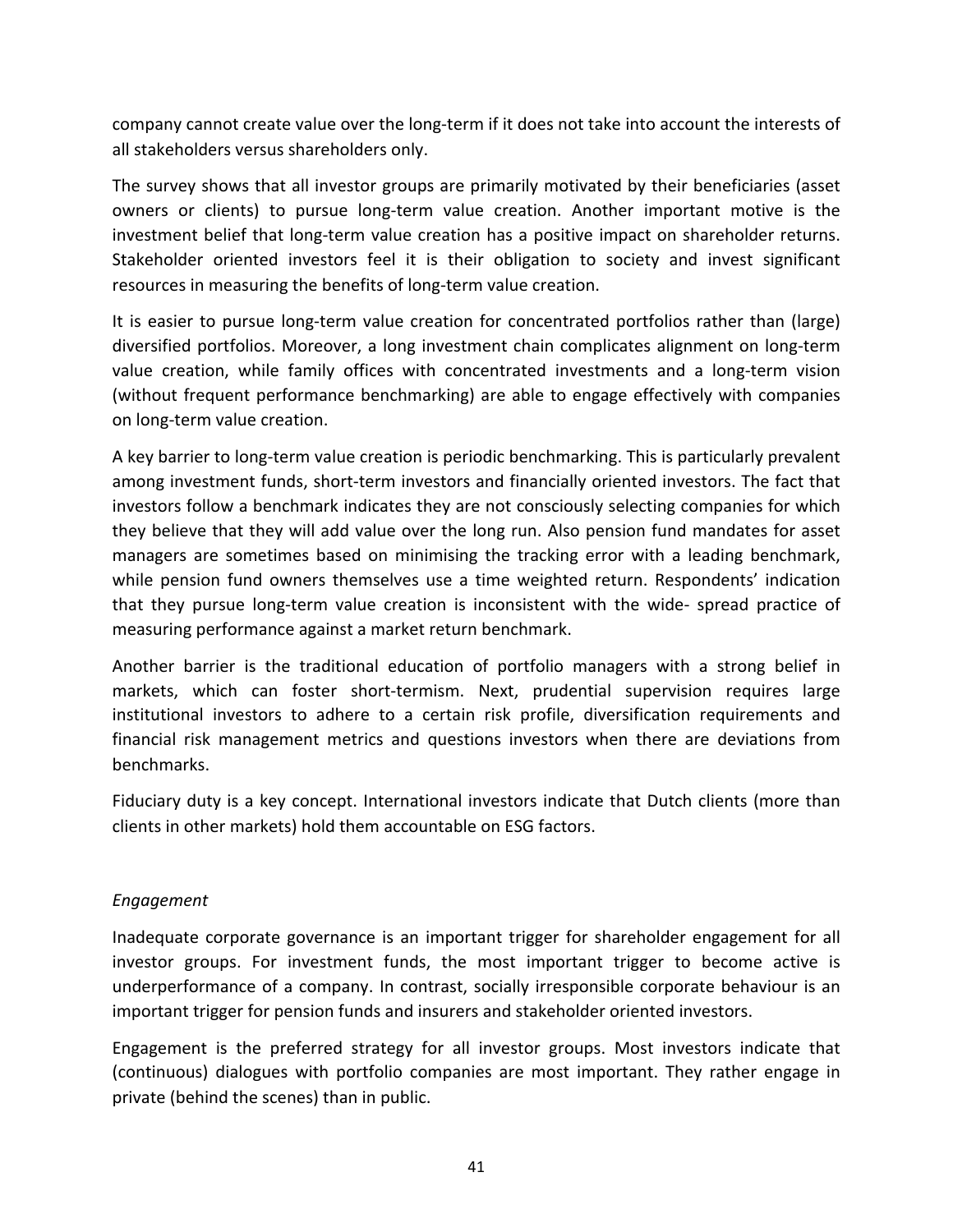company cannot create value over the long-term if it does not take into account the interests of all stakeholders versus shareholders only.

The survey shows that all investor groups are primarily motivated by their beneficiaries (asset owners or clients) to pursue long-term value creation. Another important motive is the investment belief that long-term value creation has a positive impact on shareholder returns. Stakeholder oriented investors feel it is their obligation to society and invest significant resources in measuring the benefits of long-term value creation.

It is easier to pursue long-term value creation for concentrated portfolios rather than (large) diversified portfolios. Moreover, a long investment chain complicates alignment on long-term value creation, while family offices with concentrated investments and a long-term vision (without frequent performance benchmarking) are able to engage effectively with companies on long-term value creation.

A key barrier to long-term value creation is periodic benchmarking. This is particularly prevalent among investment funds, short-term investors and financially oriented investors. The fact that investors follow a benchmark indicates they are not consciously selecting companies for which they believe that they will add value over the long run. Also pension fund mandates for asset managers are sometimes based on minimising the tracking error with a leading benchmark, while pension fund owners themselves use a time weighted return. Respondents' indication that they pursue long-term value creation is inconsistent with the wide- spread practice of measuring performance against a market return benchmark.

Another barrier is the traditional education of portfolio managers with a strong belief in markets, which can foster short-termism. Next, prudential supervision requires large institutional investors to adhere to a certain risk profile, diversification requirements and financial risk management metrics and questions investors when there are deviations from benchmarks.

Fiduciary duty is a key concept. International investors indicate that Dutch clients (more than clients in other markets) hold them accountable on ESG factors.

*Engagement*

Inadequate corporate governance is an important trigger for shareholder engagement for all investor groups. For investment funds, the most important trigger to become active is underperformance of a company. In contrast, socially irresponsible corporate behaviour is an important trigger for pension funds and insurers and stakeholder oriented investors.

Engagement is the preferred strategy for all investor groups. Most investors indicate that (continuous) dialogues with portfolio companies are most important. They rather engage in private (behind the scenes) than in public.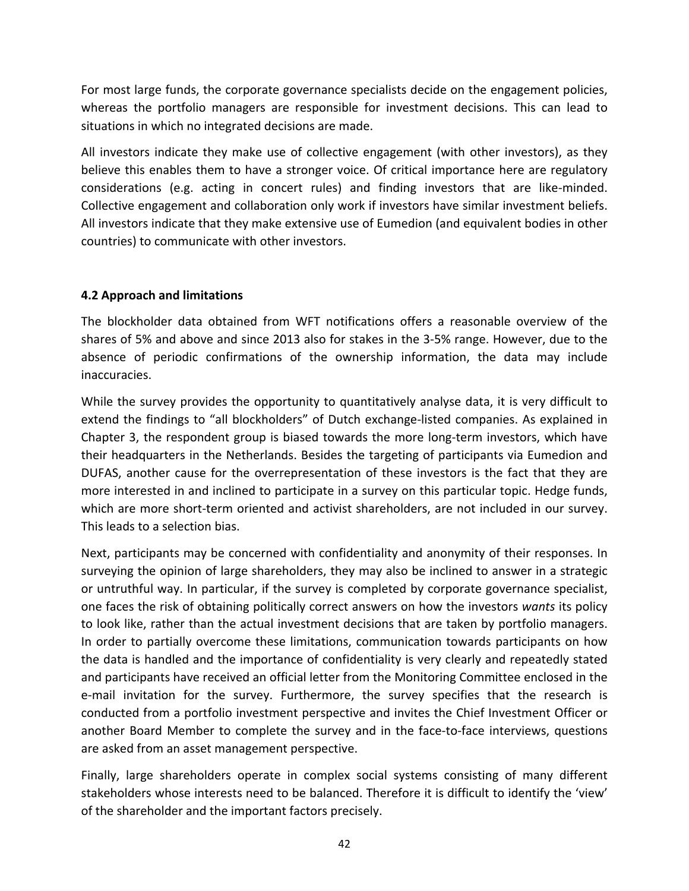For most large funds, the corporate governance specialists decide on the engagement policies, whereas the portfolio managers are responsible for investment decisions. This can lead to situations in which no integrated decisions are made.

All investors indicate they make use of collective engagement (with other investors), as they believe this enables them to have a stronger voice. Of critical importance here are regulatory considerations (e.g. acting in concert rules) and finding investors that are like-minded. Collective engagement and collaboration only work if investors have similar investment beliefs. All investors indicate that they make extensive use of Eumedion (and equivalent bodies in other countries) to communicate with other investors.

### 4.2 Approach and limitations

The blockholder data obtained from WFT notifications offers a reasonable overview of the shares of 5% and above and since 2013 also for stakes in the 3-5% range. However, due to the absence of periodic confirmations of the ownership information, the data may include inaccuracies.

While the survey provides the opportunity to quantitatively analyse data, it is very difficult to extend the findings to "all blockholders" of Dutch exchange-listed companies. As explained in Chapter 3, the respondent group is biased towards the more long-term investors, which have their headquarters in the Netherlands. Besides the targeting of participants via Eumedion and DUFAS, another cause for the overrepresentation of these investors is the fact that they are more interested in and inclined to participate in a survey on this particular topic. Hedge funds, which are more short-term oriented and activist shareholders, are not included in our survey. This leads to a selection bias.

Next, participants may be concerned with confidentiality and anonymity of their responses. In surveying the opinion of large shareholders, they may also be inclined to answer in a strategic or untruthful way. In particular, if the survey is completed by corporate governance specialist, one faces the risk of obtaining politically correct answers on how the investors *wants* its policy to look like, rather than the actual investment decisions that are taken by portfolio managers. In order to partially overcome these limitations, communication towards participants on how the data is handled and the importance of confidentiality is very clearly and repeatedly stated and participants have received an official letter from the Monitoring Committee enclosed in the e-mail invitation for the survey. Furthermore, the survey specifies that the research is conducted from a portfolio investment perspective and invites the Chief Investment Officer or another Board Member to complete the survey and in the face-to-face interviews, questions are asked from an asset management perspective.

Finally, large shareholders operate in complex social systems consisting of many different stakeholders whose interests need to be balanced. Therefore it is difficult to identify the 'view' of the shareholder and the important factors precisely.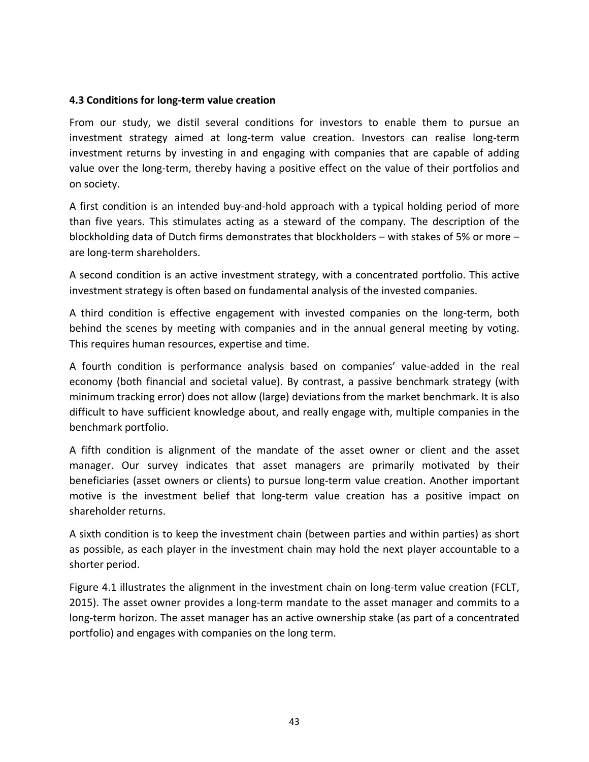### 4.3 Conditions for long-term value creation

From our study, we distil several conditions for investors to enable them to pursue an investment strategy aimed at long-term value creation. Investors can realise long-term investment returns by investing in and engaging with companies that are capable of adding value over the long-term, thereby having a positive effect on the value of their portfolios and on society.

A first condition is an intended buy-and-hold approach with a typical holding period of more than five years. This stimulates acting as a steward of the company. The description of the blockholding data of Dutch firms demonstrates that blockholders – with stakes of 5% or more – are long-term shareholders.

A second condition is an active investment strategy, with a concentrated portfolio. This active investment strategy is often based on fundamental analysis of the invested companies.

A third condition is effective engagement with invested companies on the long-term, both behind the scenes by meeting with companies and in the annual general meeting by voting. This requires human resources, expertise and time.

A fourth condition is performance analysis based on companies' value-added in the real economy (both financial and societal value). By contrast, a passive benchmark strategy (with minimum tracking error) does not allow (large) deviations from the market benchmark. It is also difficult to have sufficient knowledge about, and really engage with, multiple companies in the benchmark portfolio.

A fifth condition is alignment of the mandate of the asset owner or client and the asset manager. Our survey indicates that asset managers are primarily motivated by their beneficiaries (asset owners or clients) to pursue long-term value creation. Another important motive is the investment belief that long-term value creation has a positive impact on shareholder returns.

A sixth condition is to keep the investment chain (between parties and within parties) as short as possible, as each player in the investment chain may hold the next player accountable to a shorter period.

Figure 4.1 illustrates the alignment in the investment chain on long-term value creation (FCLT, 2015). The asset owner provides a long-term mandate to the asset manager and commits to a long-term horizon. The asset manager has an active ownership stake (as part of a concentrated portfolio) and engages with companies on the long term.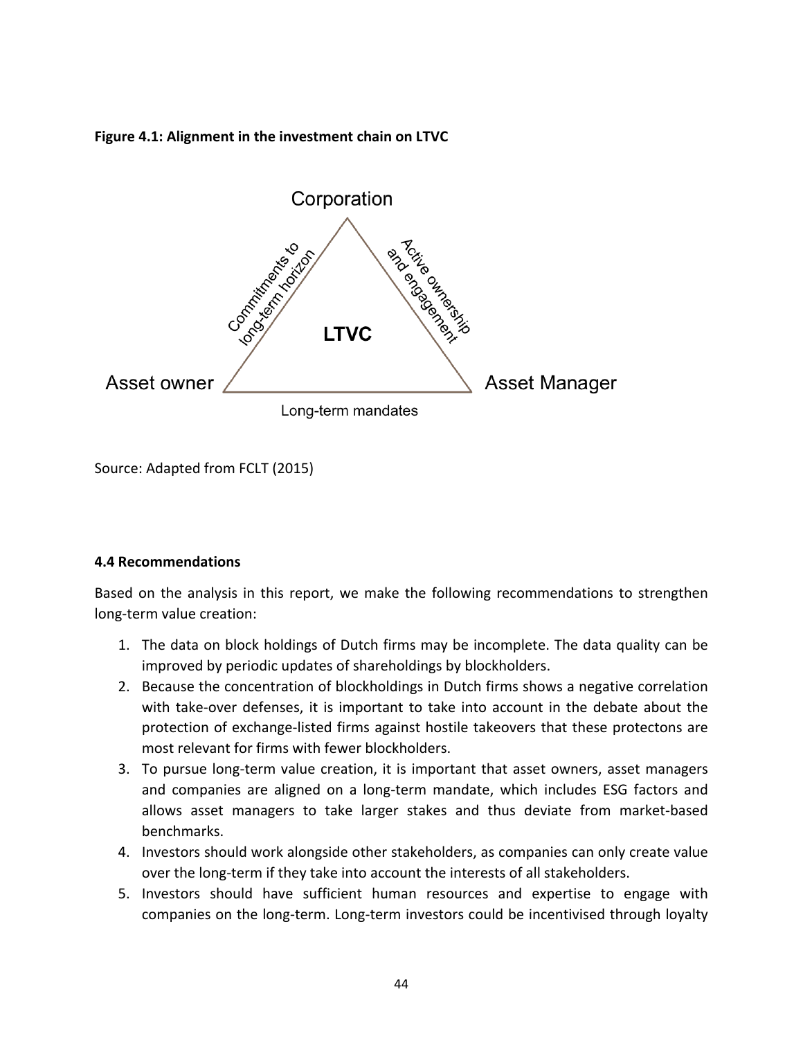**Figure 4.1: Alignment in the investment chain on LTVC**

Source: Adapted from FCLT (2015)

**4.4 Recommendations**

Based on the analysis in this report, we make the following recommendations to strengthen long-term value creation:

1. The data on block holdings of Dutch firms may be incomplete. The data quality can be improved by periodic updates of shareholdings by blockholders.
2. Because the concentration of blockholdings in Dutch firms shows a negative correlation with take-over defenses, it is important to take into account in the debate about the protection of exchange-listed firms against hostile takeovers that these protectons are most relevant for firms with fewer blockholders.
3. To pursue long-term value creation, it is important that asset owners, asset managers and companies are aligned on a long-term mandate, which includes ESG factors and allows asset managers to take larger stakes and thus deviate from market-based benchmarks.
4. Investors should work alongside other stakeholders, as companies can only create value over the long-term if they take into account the interests of all stakeholders.
5. Investors should have sufficient human resources and expertise to engage with companies on the long-term. Long-term investors could be incentivised through loyalty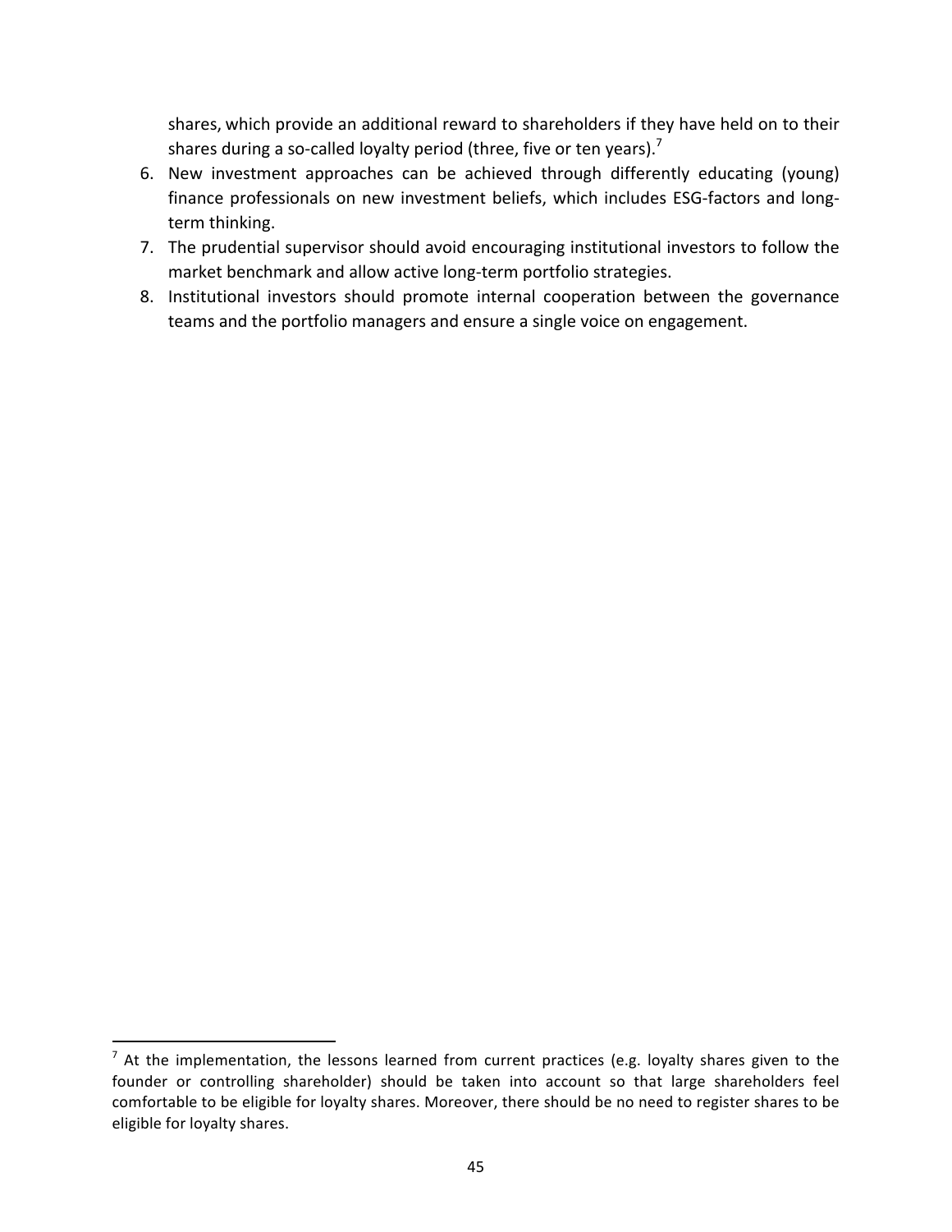shares, which provide an additional reward to shareholders if they have held on to their shares during a so-called loyalty period (three, five or ten years).[7]

6. New investment approaches can be achieved through differently educating (young) finance professionals on new investment beliefs, which includes ESG-factors and long-term thinking.
7. The prudential supervisor should avoid encouraging institutional investors to follow the market benchmark and allow active long-term portfolio strategies.
8. Institutional investors should promote internal cooperation between the governance teams and the portfolio managers and ensure a single voice on engagement.

---

[7] At the implementation, the lessons learned from current practices (e.g. loyalty shares given to the founder or controlling shareholder) should be taken into account so that large shareholders feel comfortable to be eligible for loyalty shares. Moreover, there should be no need to register shares to be eligible for loyalty shares.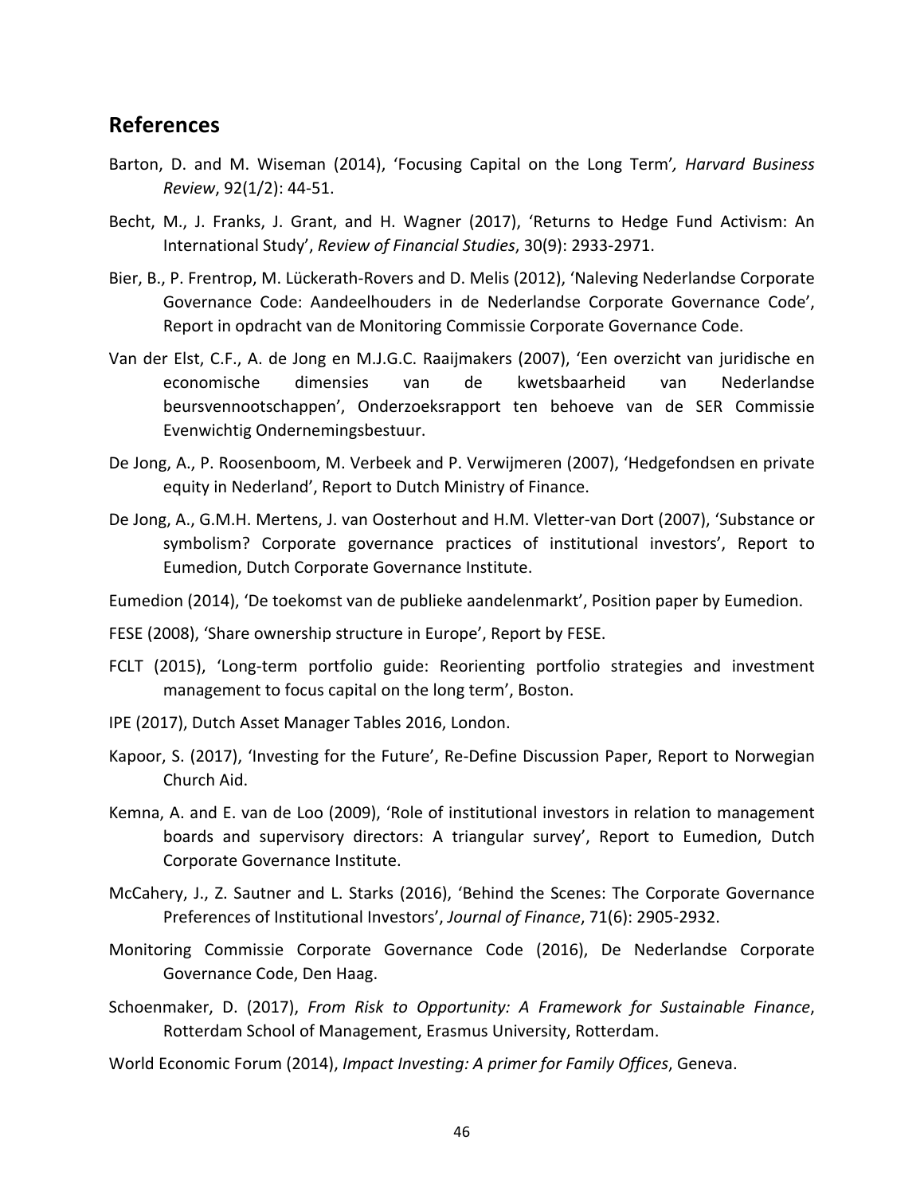## References

Barton, D. and M. Wiseman (2014), 'Focusing Capital on the Long Term', *Harvard Business Review*, 92(1/2): 44-51.

Becht, M., J. Franks, J. Grant, and H. Wagner (2017), 'Returns to Hedge Fund Activism: An International Study', *Review of Financial Studies*, 30(9): 2933-2971.

Bier, B., P. Frentrop, M. Lückerath-Rovers and D. Melis (2012), 'Naleving Nederlandse Corporate Governance Code: Aandeelhouders in de Nederlandse Corporate Governance Code', Report in opdracht van de Monitoring Commissie Corporate Governance Code.

Van der Elst, C.F., A. de Jong en M.J.G.C. Raaijmakers (2007), 'Een overzicht van juridische en economische dimensies van de kwetsbaarheid van Nederlandse beursvennootschappen', Onderzoeksrapport ten behoeve van de SER Commissie Evenwichtig Ondernemingsbestuur.

De Jong, A., P. Roosenboom, M. Verbeek and P. Verwijmeren (2007), 'Hedgefondsen en private equity in Nederland', Report to Dutch Ministry of Finance.

De Jong, A., G.M.H. Mertens, J. van Oosterhout and H.M. Vletter-van Dort (2007), 'Substance or symbolism? Corporate governance practices of institutional investors', Report to Eumedion, Dutch Corporate Governance Institute.

Eumedion (2014), 'De toekomst van de publieke aandelenmarkt', Position paper by Eumedion.

FESE (2008), 'Share ownership structure in Europe', Report by FESE.

FCLT (2015), 'Long-term portfolio guide: Reorienting portfolio strategies and investment management to focus capital on the long term', Boston.

IPE (2017), Dutch Asset Manager Tables 2016, London.

Kapoor, S. (2017), 'Investing for the Future', Re-Define Discussion Paper, Report to Norwegian Church Aid.

Kemna, A. and E. van de Loo (2009), 'Role of institutional investors in relation to management boards and supervisory directors: A triangular survey', Report to Eumedion, Dutch Corporate Governance Institute.

McCahery, J., Z. Sautner and L. Starks (2016), 'Behind the Scenes: The Corporate Governance Preferences of Institutional Investors', *Journal of Finance*, 71(6): 2905-2932.

Monitoring Commissie Corporate Governance Code (2016), De Nederlandse Corporate Governance Code, Den Haag.

Schoenmaker, D. (2017), *From Risk to Opportunity: A Framework for Sustainable Finance*, Rotterdam School of Management, Erasmus University, Rotterdam.

World Economic Forum (2014), *Impact Investing: A primer for Family Offices*, Geneva.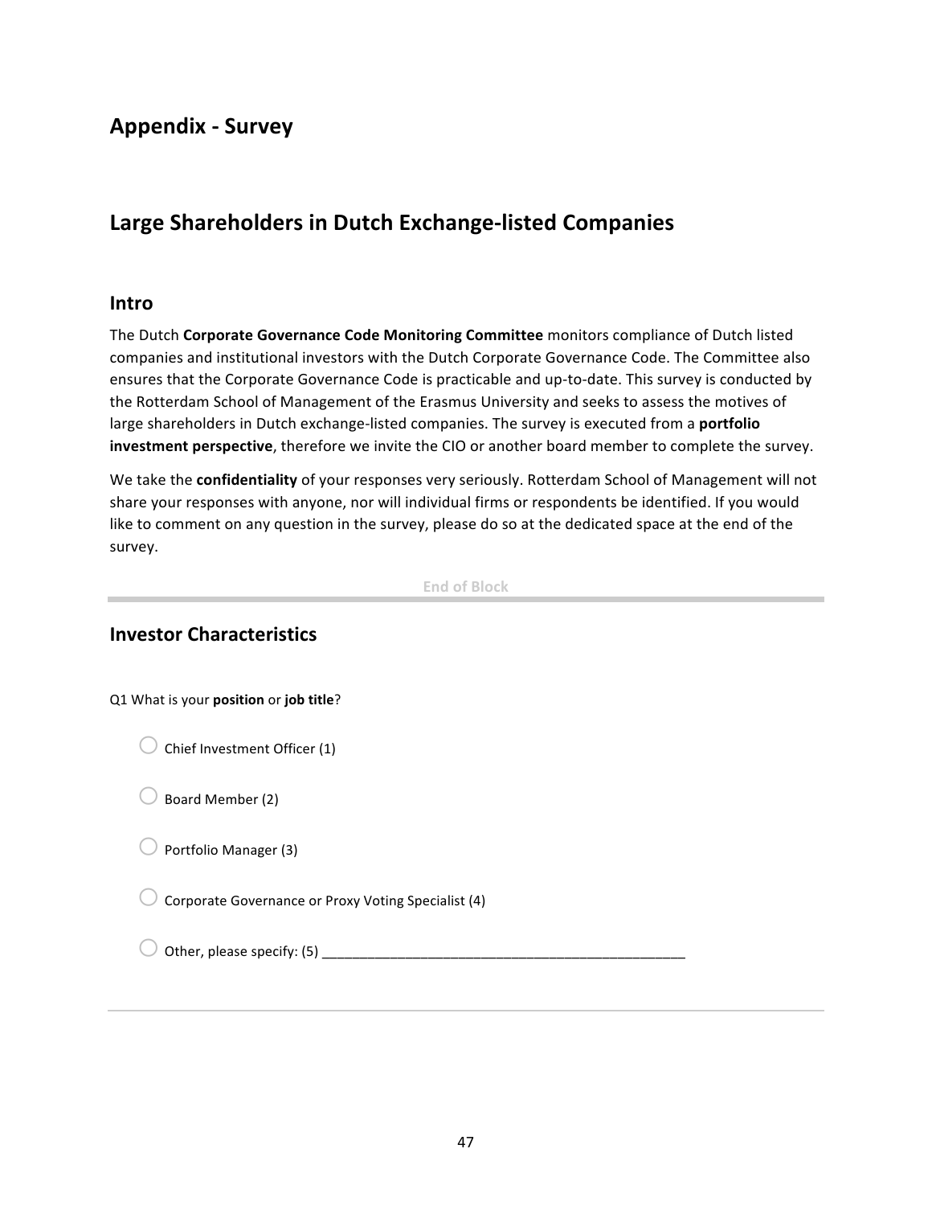# Appendix - Survey

# Large Shareholders in Dutch Exchange-listed Companies

## Intro

The Dutch **Corporate Governance Code Monitoring Committee** monitors compliance of Dutch listed companies and institutional investors with the Dutch Corporate Governance Code. The Committee also ensures that the Corporate Governance Code is practicable and up-to-date. This survey is conducted by the Rotterdam School of Management of the Erasmus University and seeks to assess the motives of large shareholders in Dutch exchange-listed companies. The survey is executed from a **portfolio investment perspective**, therefore we invite the CIO or another board member to complete the survey.

We take the **confidentiality** of your responses very seriously. Rotterdam School of Management will not share your responses with anyone, nor will individual firms or respondents be identified. If you would like to comment on any question in the survey, please do so at the dedicated space at the end of the survey.

End of Block

---

## Investor Characteristics

Q1 What is your **position** or **job title**?

- ○ Chief Investment Officer (1)
- ○ Board Member (2)
- ○ Portfolio Manager (3)
- ○ Corporate Governance or Proxy Voting Specialist (4)
- ○ Other, please specify: (5) ________________________________________________

---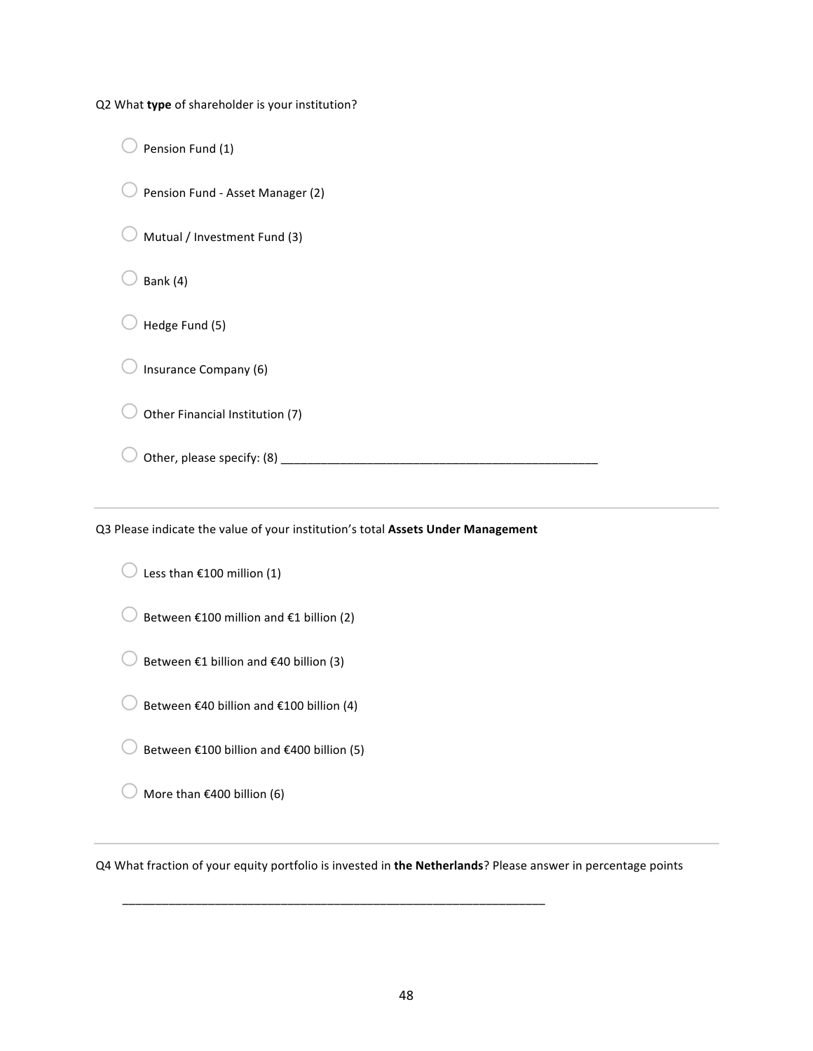Q2 What **type** of shareholder is your institution?

- ○ Pension Fund (1)
- ○ Pension Fund - Asset Manager (2)
- ○ Mutual / Investment Fund (3)
- ○ Bank (4)
- ○ Hedge Fund (5)
- ○ Insurance Company (6)
- ○ Other Financial Institution (7)
- ○ Other, please specify: (8) ________________________________________________

---

Q3 Please indicate the value of your institution's total **Assets Under Management**

- ○ Less than €100 million (1)
- ○ Between €100 million and €1 billion (2)
- ○ Between €1 billion and €40 billion (3)
- ○ Between €40 billion and €100 billion (4)
- ○ Between €100 billion and €400 billion (5)
- ○ More than €400 billion (6)

---

Q4 What fraction of your equity portfolio is invested in **the Netherlands**? Please answer in percentage points

________________________________________________________________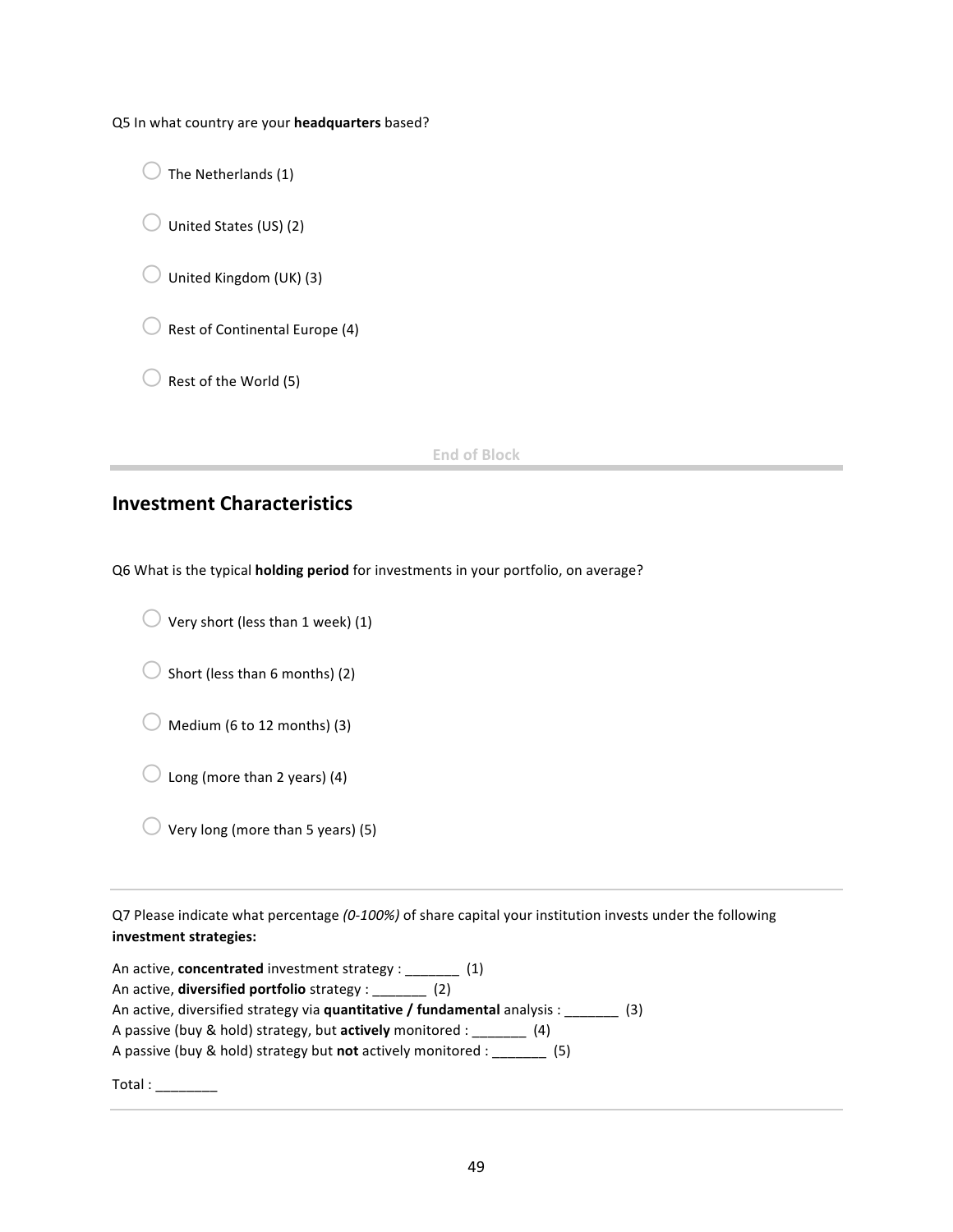Q5 In what country are your **headquarters** based?

- ◯ The Netherlands (1)
- ◯ United States (US) (2)
- ◯ United Kingdom (UK) (3)
- ◯ Rest of Continental Europe (4)
- ◯ Rest of the World (5)

End of Block

## Investment Characteristics

Q6 What is the typical **holding period** for investments in your portfolio, on average?

- ◯ Very short (less than 1 week) (1)
- ◯ Short (less than 6 months) (2)
- ◯ Medium (6 to 12 months) (3)
- ◯ Long (more than 2 years) (4)
- ◯ Very long (more than 5 years) (5)

---

Q7 Please indicate what percentage *(0-100%)* of share capital your institution invests under the following **investment strategies:**

An active, **concentrated** investment strategy : _______ (1)
An active, **diversified portfolio** strategy : _______ (2)
An active, diversified strategy via **quantitative / fundamental** analysis : _______ (3)
A passive (buy & hold) strategy, but **actively** monitored : _______ (4)
A passive (buy & hold) strategy but **not** actively monitored : _______ (5)

Total : ________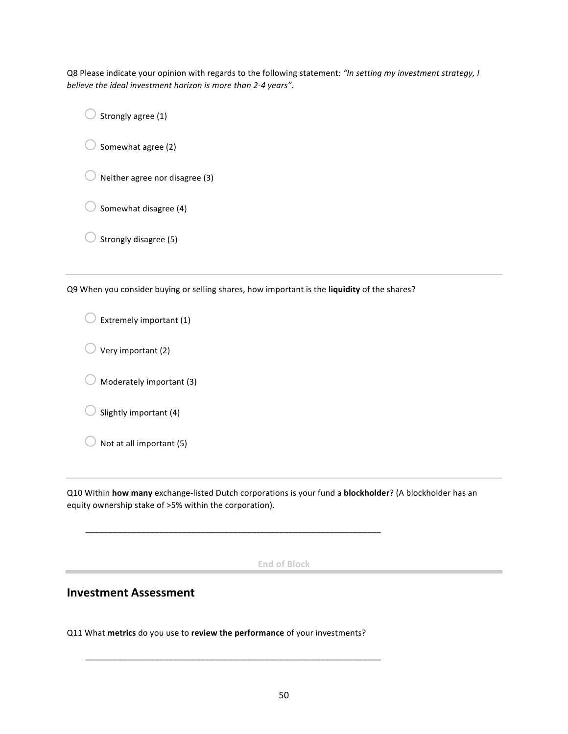Q8 Please indicate your opinion with regards to the following statement: *"In setting my investment strategy, I believe the ideal investment horizon is more than 2-4 years"*.

- ◯ Strongly agree (1)
- ◯ Somewhat agree (2)
- ◯ Neither agree nor disagree (3)
- ◯ Somewhat disagree (4)
- ◯ Strongly disagree (5)

---

Q9 When you consider buying or selling shares, how important is the **liquidity** of the shares?

- ◯ Extremely important (1)
- ◯ Very important (2)
- ◯ Moderately important (3)
- ◯ Slightly important (4)
- ◯ Not at all important (5)

---

Q10 Within **how many** exchange-listed Dutch corporations is your fund a **blockholder**? (A blockholder has an equity ownership stake of >5% within the corporation).

________________________________________________________________

End of Block

---

## Investment Assessment

Q11 What **metrics** do you use to **review the performance** of your investments?

________________________________________________________________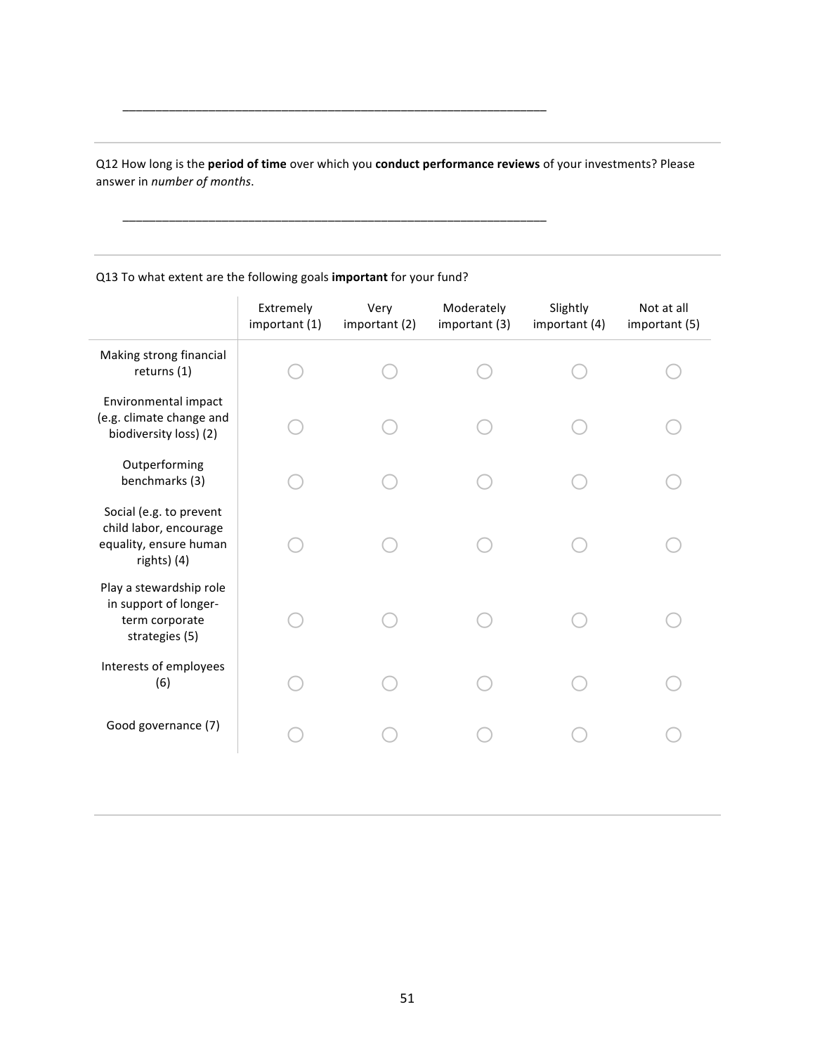\_\_\_\_\_\_\_\_\_\_\_\_\_\_\_\_\_\_\_\_\_\_\_\_\_\_\_\_\_\_\_\_\_\_\_\_\_\_\_\_\_\_\_\_\_\_\_\_\_\_\_\_\_\_\_\_\_\_\_\_\_\_\_\_

---

Q12 How long is the **period of time** over which you **conduct performance reviews** of your investments? Please answer in *number of months*.

\_\_\_\_\_\_\_\_\_\_\_\_\_\_\_\_\_\_\_\_\_\_\_\_\_\_\_\_\_\_\_\_\_\_\_\_\_\_\_\_\_\_\_\_\_\_\_\_\_\_\_\_\_\_\_\_\_\_\_\_\_\_\_\_

---

Q13 To what extent are the following goals **important** for your fund?

| | Extremely important (1) | Very important (2) | Moderately important (3) | Slightly important (4) | Not at all important (5) |
|---|---|---|---|---|---|
| Making strong financial returns (1) | ○ | ○ | ○ | ○ | ○ |
| Environmental impact (e.g. climate change and biodiversity loss) (2) | ○ | ○ | ○ | ○ | ○ |
| Outperforming benchmarks (3) | ○ | ○ | ○ | ○ | ○ |
| Social (e.g. to prevent child labor, encourage equality, ensure human rights) (4) | ○ | ○ | ○ | ○ | ○ |
| Play a stewardship role in support of longer-term corporate strategies (5) | ○ | ○ | ○ | ○ | ○ |
| Interests of employees (6) | ○ | ○ | ○ | ○ | ○ |
| Good governance (7) | ○ | ○ | ○ | ○ | ○ |

---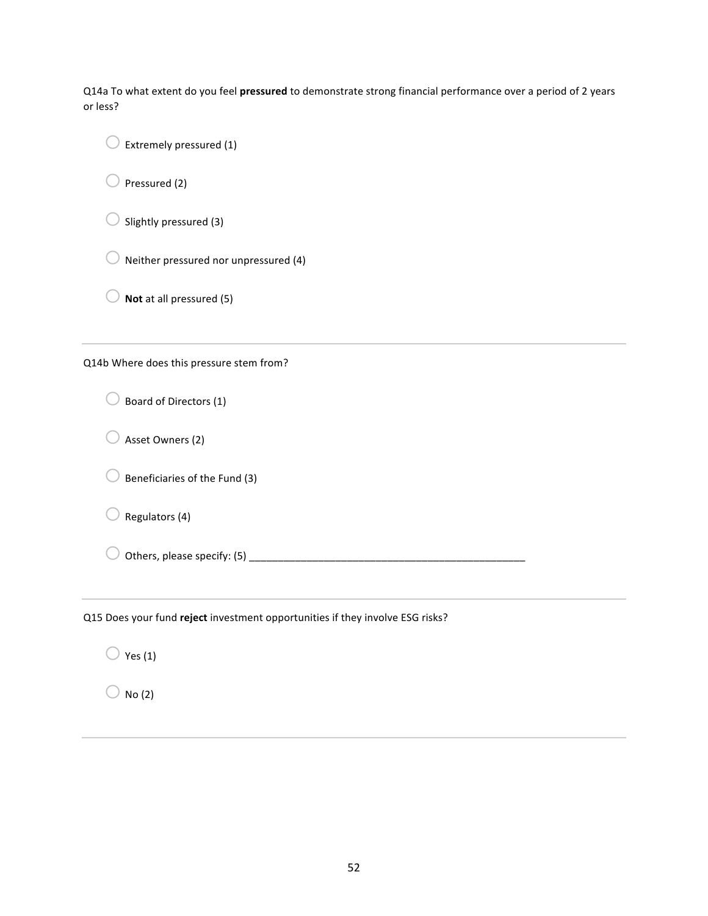Q14a To what extent do you feel **pressured** to demonstrate strong financial performance over a period of 2 years or less?

- Extremely pressured (1)
- Pressured (2)
- Slightly pressured (3)
- Neither pressured nor unpressured (4)
- **Not** at all pressured (5)

---

Q14b Where does this pressure stem from?

- Board of Directors (1)
- Asset Owners (2)
- Beneficiaries of the Fund (3)
- Regulators (4)
- Others, please specify: (5) ____________________________________________________

---

Q15 Does your fund **reject** investment opportunities if they involve ESG risks?

- Yes (1)
- No (2)

---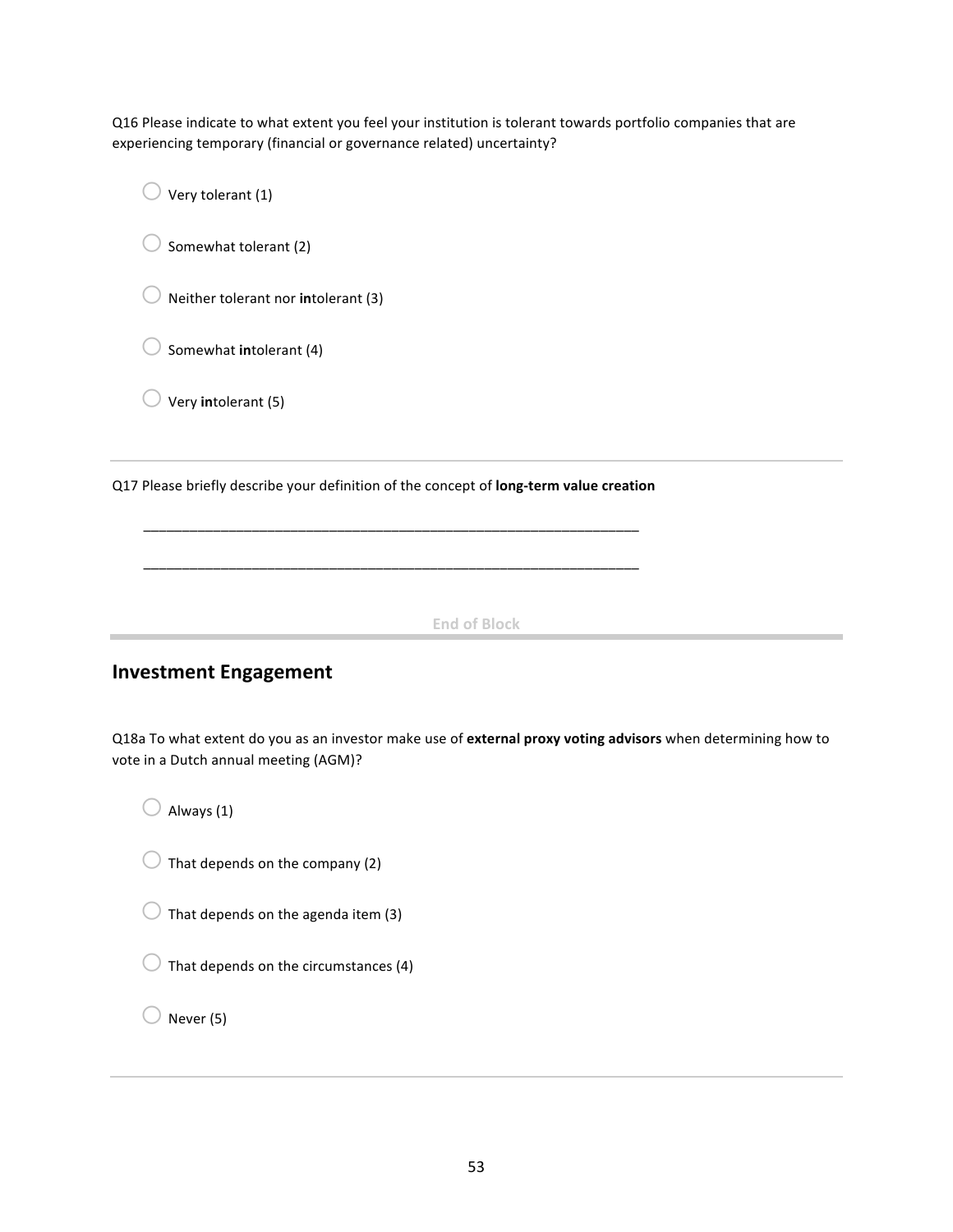Q16 Please indicate to what extent you feel your institution is tolerant towards portfolio companies that are experiencing temporary (financial or governance related) uncertainty?

- ○ Very tolerant (1)
- ○ Somewhat tolerant (2)
- ○ Neither tolerant nor **in**tolerant (3)
- ○ Somewhat **in**tolerant (4)
- ○ Very **in**tolerant (5)

---

Q17 Please briefly describe your definition of the concept of **long-term value creation**

________________________________________________________________

________________________________________________________________

End of Block

---

## Investment Engagement

Q18a To what extent do you as an investor make use of **external proxy voting advisors** when determining how to vote in a Dutch annual meeting (AGM)?

- ○ Always (1)
- ○ That depends on the company (2)
- ○ That depends on the agenda item (3)
- ○ That depends on the circumstances (4)
- ○ Never (5)

---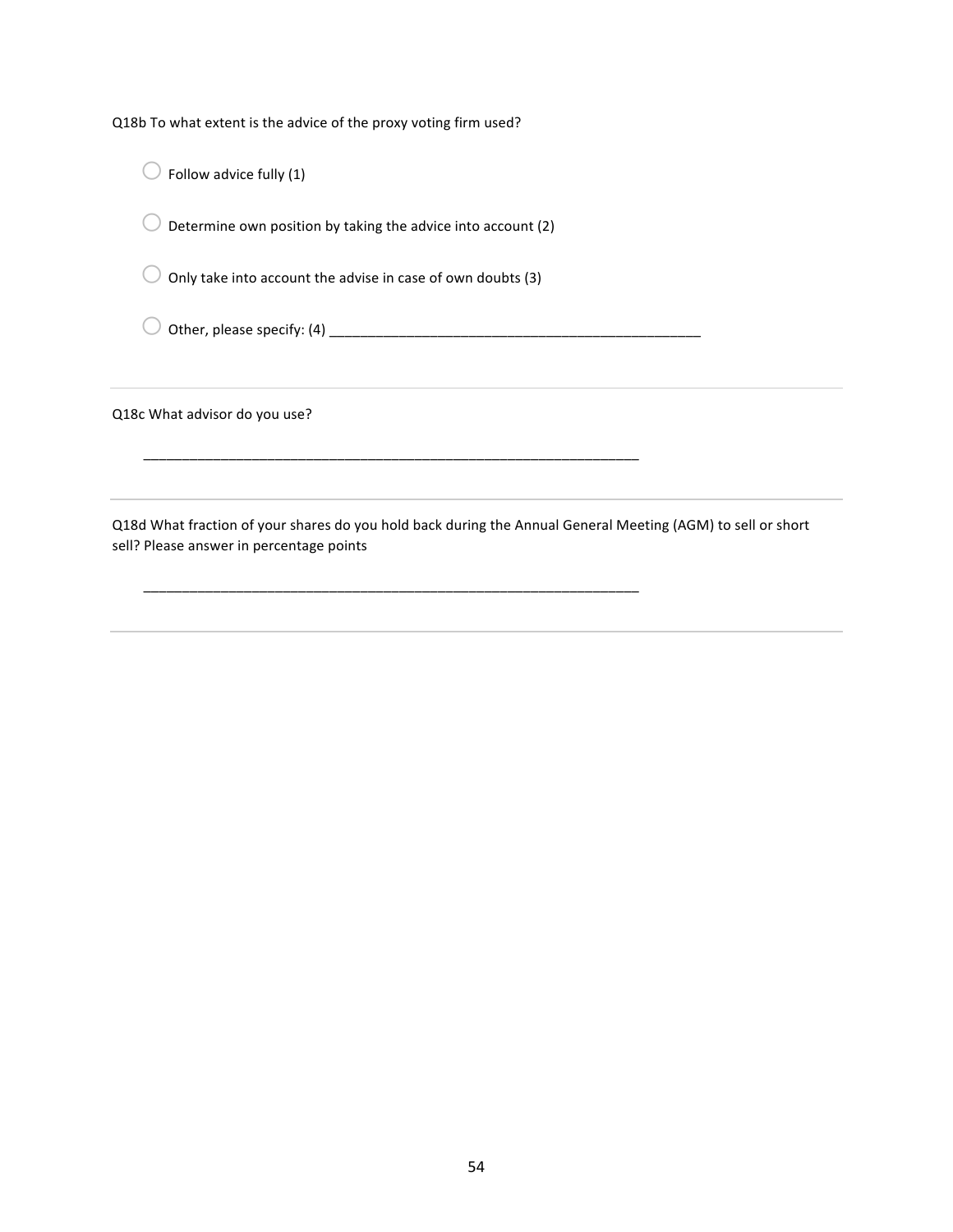Q18b To what extent is the advice of the proxy voting firm used?

- ◯ Follow advice fully (1)
- ◯ Determine own position by taking the advice into account (2)
- ◯ Only take into account the advise in case of own doubts (3)
- ◯ Other, please specify: (4) ____________________

---

Q18c What advisor do you use?

____________________

---

Q18d What fraction of your shares do you hold back during the Annual General Meeting (AGM) to sell or short sell? Please answer in percentage points

____________________

---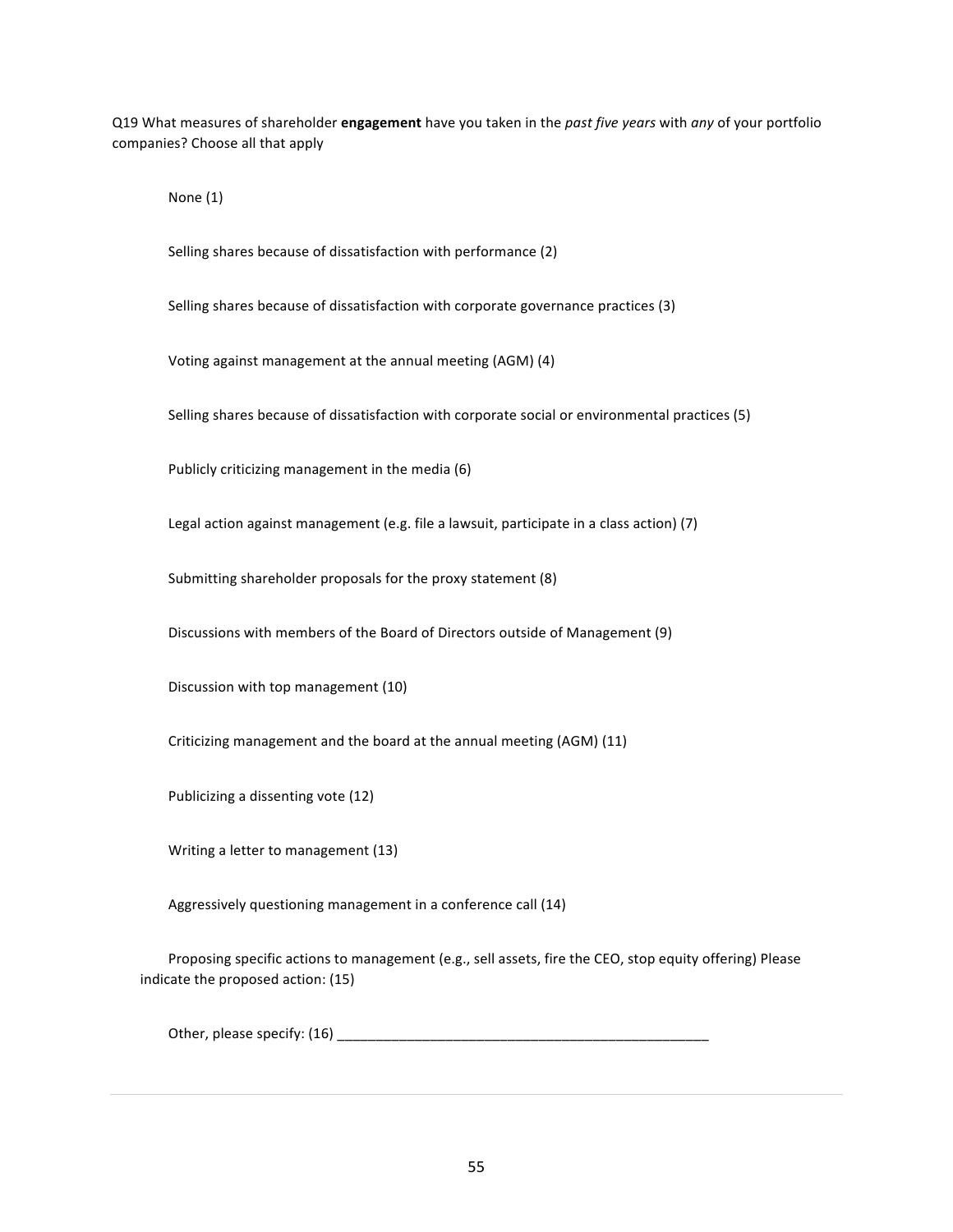Q19 What measures of shareholder **engagement** have you taken in the *past five years* with *any* of your portfolio companies? Choose all that apply

None (1)

Selling shares because of dissatisfaction with performance (2)

Selling shares because of dissatisfaction with corporate governance practices (3)

Voting against management at the annual meeting (AGM) (4)

Selling shares because of dissatisfaction with corporate social or environmental practices (5)

Publicly criticizing management in the media (6)

Legal action against management (e.g. file a lawsuit, participate in a class action) (7)

Submitting shareholder proposals for the proxy statement (8)

Discussions with members of the Board of Directors outside of Management (9)

Discussion with top management (10)

Criticizing management and the board at the annual meeting (AGM) (11)

Publicizing a dissenting vote (12)

Writing a letter to management (13)

Aggressively questioning management in a conference call (14)

Proposing specific actions to management (e.g., sell assets, fire the CEO, stop equity offering) Please indicate the proposed action: (15)

Other, please specify: (16) ________________________________________________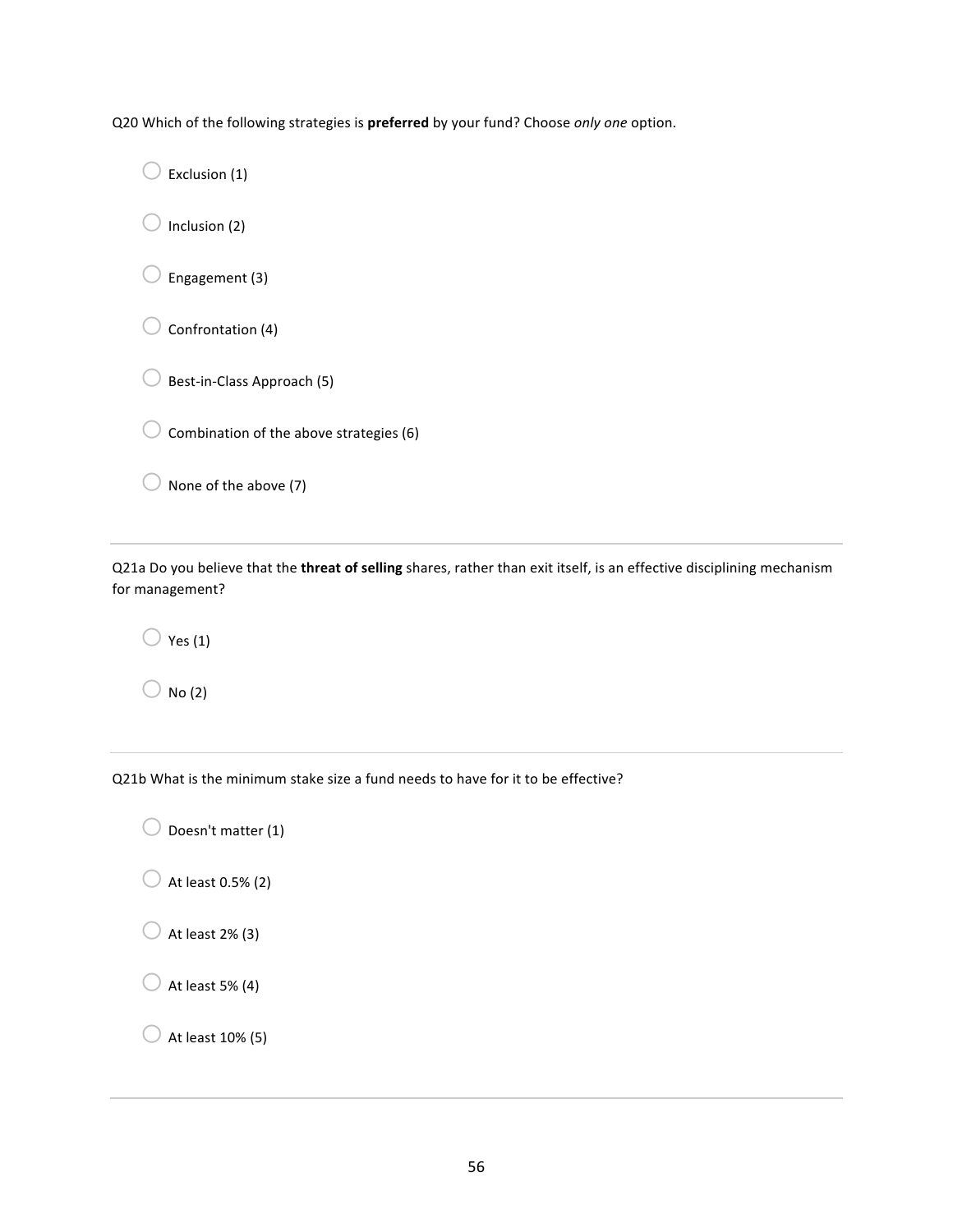Q20 Which of the following strategies is **preferred** by your fund? Choose *only one* option.

- Exclusion (1)
- Inclusion (2)
- Engagement (3)
- Confrontation (4)
- Best-in-Class Approach (5)
- Combination of the above strategies (6)
- None of the above (7)

---

Q21a Do you believe that the **threat of selling** shares, rather than exit itself, is an effective disciplining mechanism for management?

- Yes (1)
- No (2)

---

Q21b What is the minimum stake size a fund needs to have for it to be effective?

- Doesn't matter (1)
- At least 0.5% (2)
- At least 2% (3)
- At least 5% (4)
- At least 10% (5)

---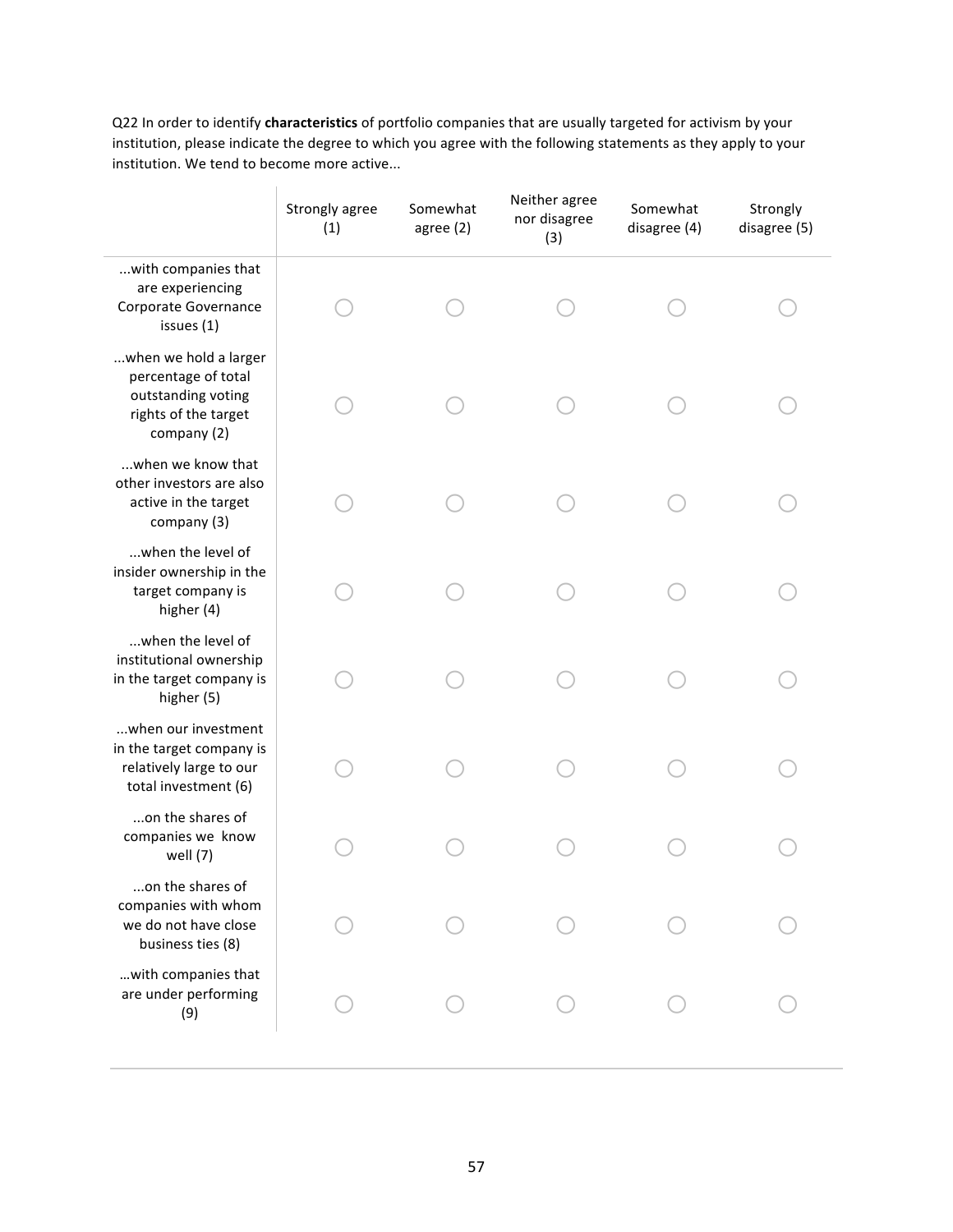Q22 In order to identify **characteristics** of portfolio companies that are usually targeted for activism by your institution, please indicate the degree to which you agree with the following statements as they apply to your institution. We tend to become more active...

| | Strongly agree (1) | Somewhat agree (2) | Neither agree nor disagree (3) | Somewhat disagree (4) | Strongly disagree (5) |
|---|---|---|---|---|---|
| ...with companies that are experiencing Corporate Governance issues (1) | ○ | ○ | ○ | ○ | ○ |
| ...when we hold a larger percentage of total outstanding voting rights of the target company (2) | ○ | ○ | ○ | ○ | ○ |
| ...when we know that other investors are also active in the target company (3) | ○ | ○ | ○ | ○ | ○ |
| ...when the level of insider ownership in the target company is higher (4) | ○ | ○ | ○ | ○ | ○ |
| ...when the level of institutional ownership in the target company is higher (5) | ○ | ○ | ○ | ○ | ○ |
| ...when our investment in the target company is relatively large to our total investment (6) | ○ | ○ | ○ | ○ | ○ |
| ...on the shares of companies we know well (7) | ○ | ○ | ○ | ○ | ○ |
| ...on the shares of companies with whom we do not have close business ties (8) | ○ | ○ | ○ | ○ | ○ |
| …with companies that are under performing (9) | ○ | ○ | ○ | ○ | ○ |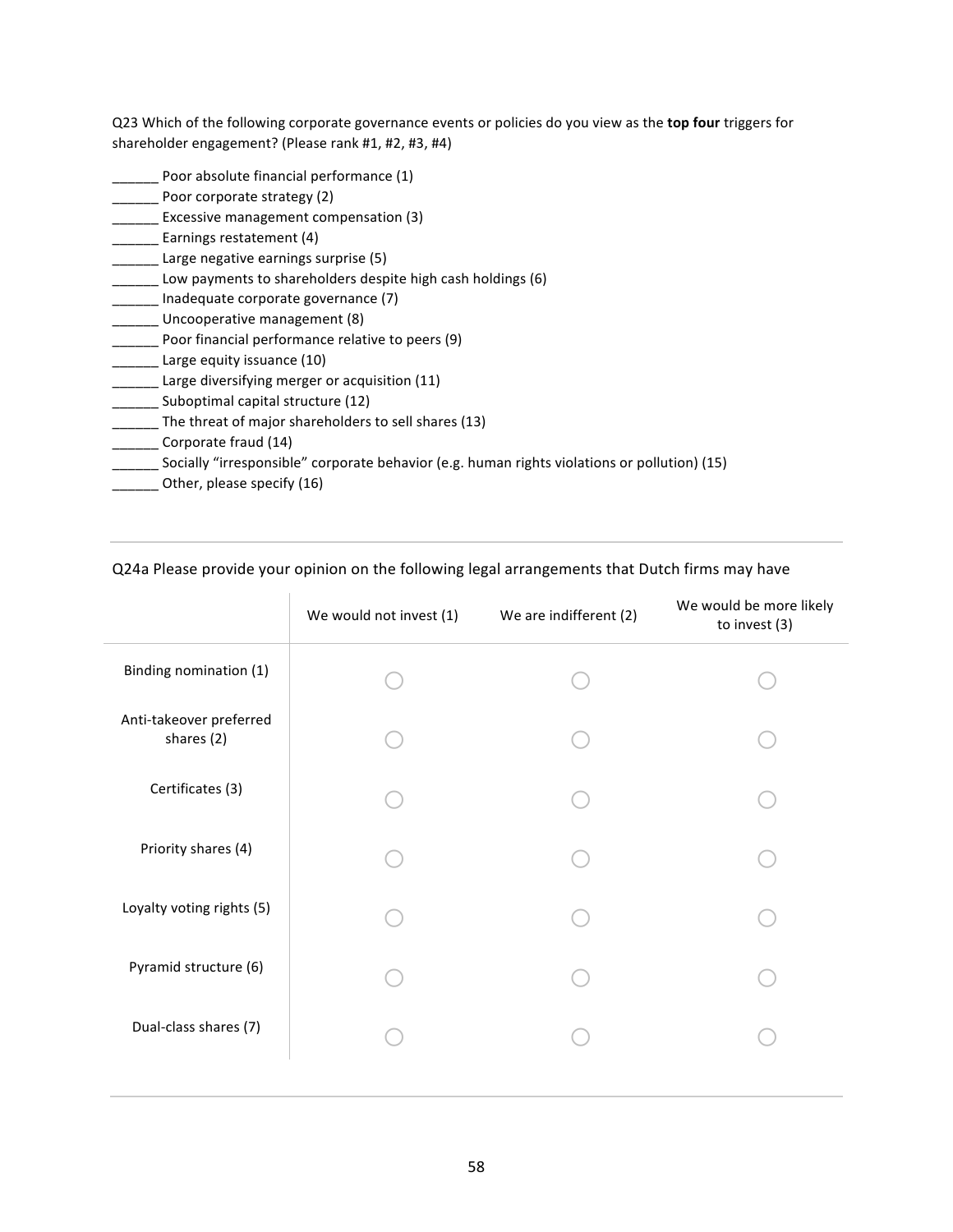Q23 Which of the following corporate governance events or policies do you view as the **top four** triggers for shareholder engagement? (Please rank #1, #2, #3, #4)

______ Poor absolute financial performance (1)
______ Poor corporate strategy (2)
______ Excessive management compensation (3)
______ Earnings restatement (4)
______ Large negative earnings surprise (5)
______ Low payments to shareholders despite high cash holdings (6)
______ Inadequate corporate governance (7)
______ Uncooperative management (8)
______ Poor financial performance relative to peers (9)
______ Large equity issuance (10)
______ Large diversifying merger or acquisition (11)
______ Suboptimal capital structure (12)
______ The threat of major shareholders to sell shares (13)
______ Corporate fraud (14)
______ Socially "irresponsible" corporate behavior (e.g. human rights violations or pollution) (15)
______ Other, please specify (16)

---

Q24a Please provide your opinion on the following legal arrangements that Dutch firms may have

| | We would not invest (1) | We are indifferent (2) | We would be more likely to invest (3) |
|---|---|---|---|
| Binding nomination (1) | ◯ | ◯ | ◯ |
| Anti-takeover preferred shares (2) | ◯ | ◯ | ◯ |
| Certificates (3) | ◯ | ◯ | ◯ |
| Priority shares (4) | ◯ | ◯ | ◯ |
| Loyalty voting rights (5) | ◯ | ◯ | ◯ |
| Pyramid structure (6) | ◯ | ◯ | ◯ |
| Dual-class shares (7) | ◯ | ◯ | ◯ |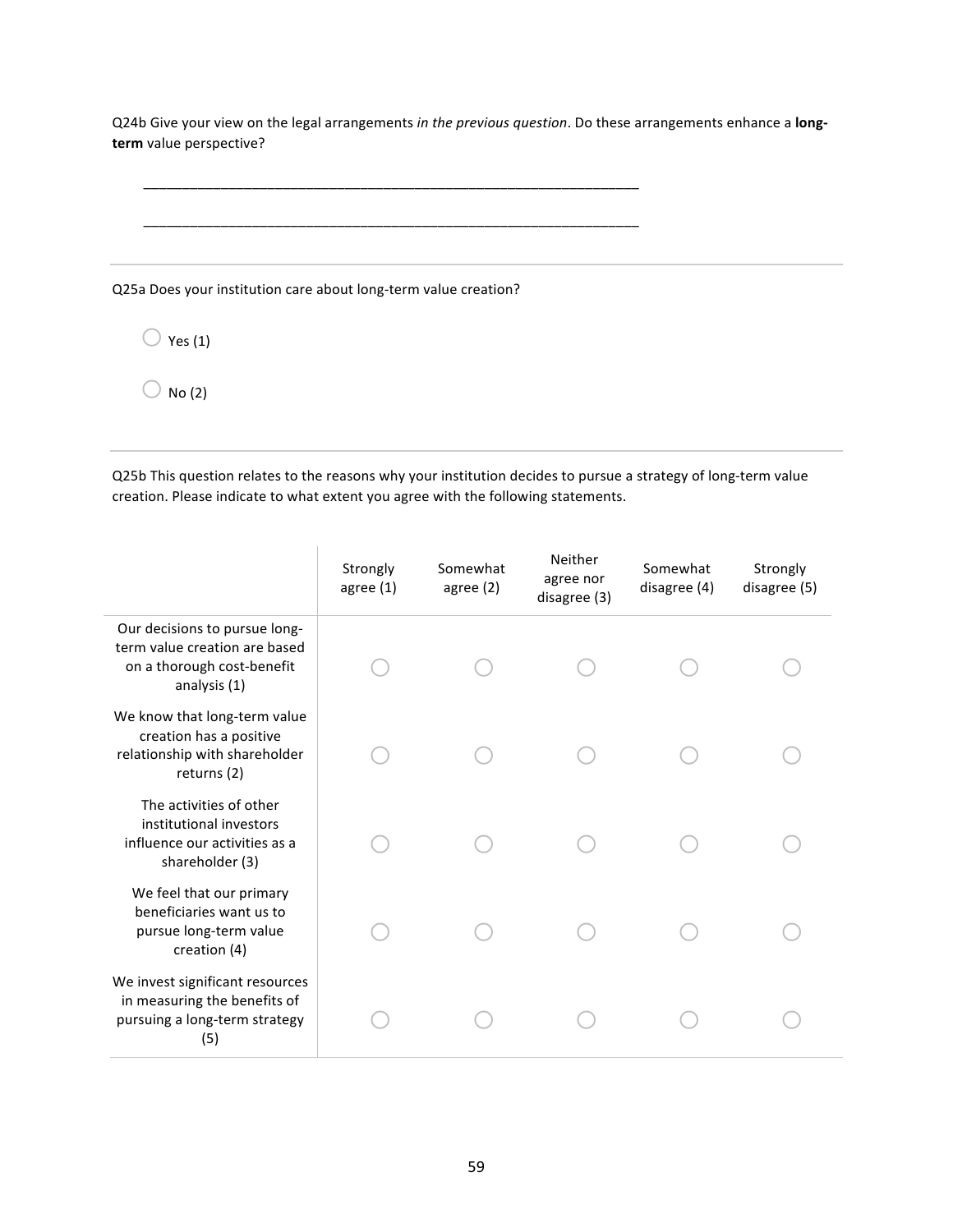Q24b Give your view on the legal arrangements *in the previous question*. Do these arrangements enhance a **long-term** value perspective?

________________________________________________________________

________________________________________________________________

---

Q25a Does your institution care about long-term value creation?

○ Yes (1)

○ No (2)

---

Q25b This question relates to the reasons why your institution decides to pursue a strategy of long-term value creation. Please indicate to what extent you agree with the following statements.

| | Strongly agree (1) | Somewhat agree (2) | Neither agree nor disagree (3) | Somewhat disagree (4) | Strongly disagree (5) |
|---|---|---|---|---|---|
| Our decisions to pursue long-term value creation are based on a thorough cost-benefit analysis (1) | ○ | ○ | ○ | ○ | ○ |
| We know that long-term value creation has a positive relationship with shareholder returns (2) | ○ | ○ | ○ | ○ | ○ |
| The activities of other institutional investors influence our activities as a shareholder (3) | ○ | ○ | ○ | ○ | ○ |
| We feel that our primary beneficiaries want us to pursue long-term value creation (4) | ○ | ○ | ○ | ○ | ○ |
| We invest significant resources in measuring the benefits of pursuing a long-term strategy (5) | ○ | ○ | ○ | ○ | ○ |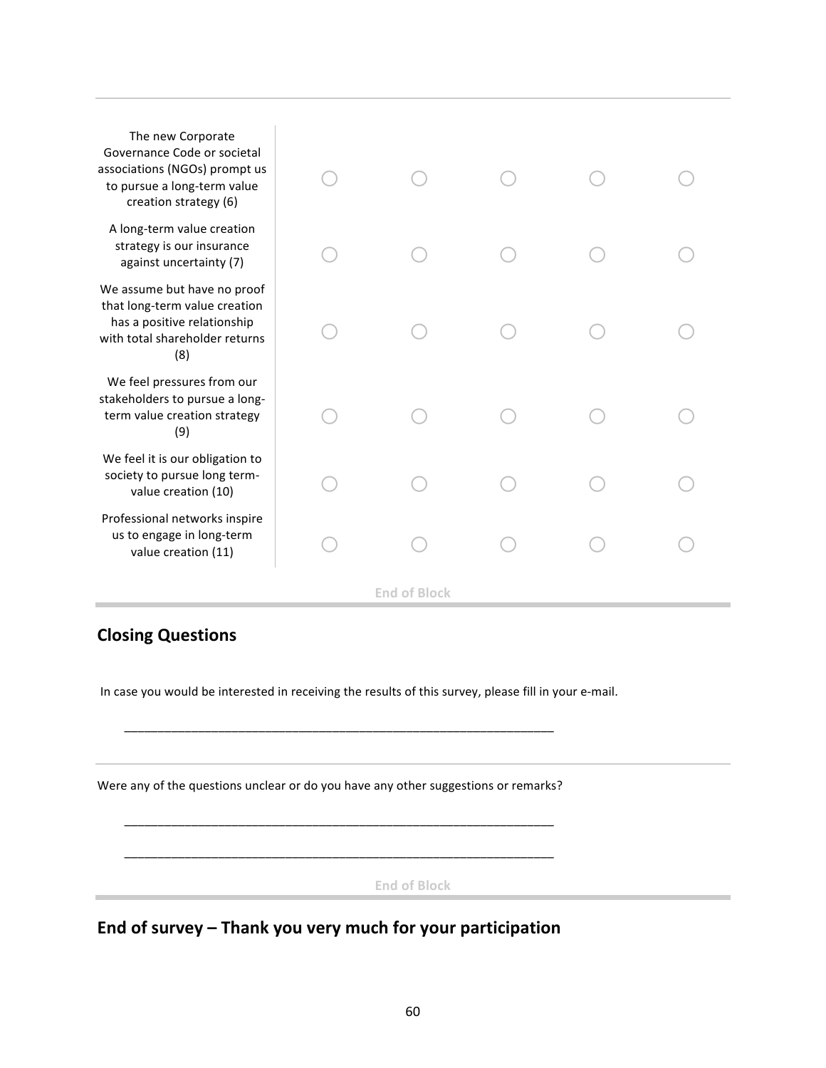| | | | | | |
|---|---|---|---|---|---|
| The new Corporate Governance Code or societal associations (NGOs) prompt us to pursue a long-term value creation strategy (6) | ◯ | ◯ | ◯ | ◯ | ◯ |
| A long-term value creation strategy is our insurance against uncertainty (7) | ◯ | ◯ | ◯ | ◯ | ◯ |
| We assume but have no proof that long-term value creation has a positive relationship with total shareholder returns (8) | ◯ | ◯ | ◯ | ◯ | ◯ |
| We feel pressures from our stakeholders to pursue a long-term value creation strategy (9) | ◯ | ◯ | ◯ | ◯ | ◯ |
| We feel it is our obligation to society to pursue long term-value creation (10) | ◯ | ◯ | ◯ | ◯ | ◯ |
| Professional networks inspire us to engage in long-term value creation (11) | ◯ | ◯ | ◯ | ◯ | ◯ |

End of Block

## Closing Questions

In case you would be interested in receiving the results of this survey, please fill in your e-mail.

________________________________________________________________

Were any of the questions unclear or do you have any other suggestions or remarks?

________________________________________________________________

________________________________________________________________

End of Block

## End of survey – Thank you very much for your participation